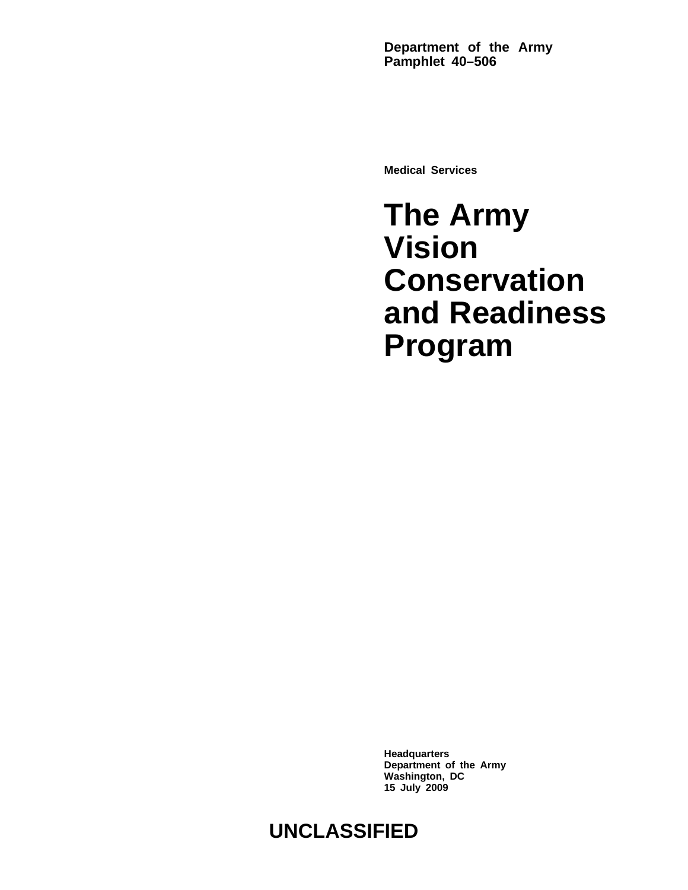**Department of the Army**
**Pamphlet 40–506**

**Medical Services**

# The Army Vision Conservation and Readiness Program

**Headquarters**
**Department of the Army**
**Washington, DC**
**15 July 2009**

**UNCLASSIFIED**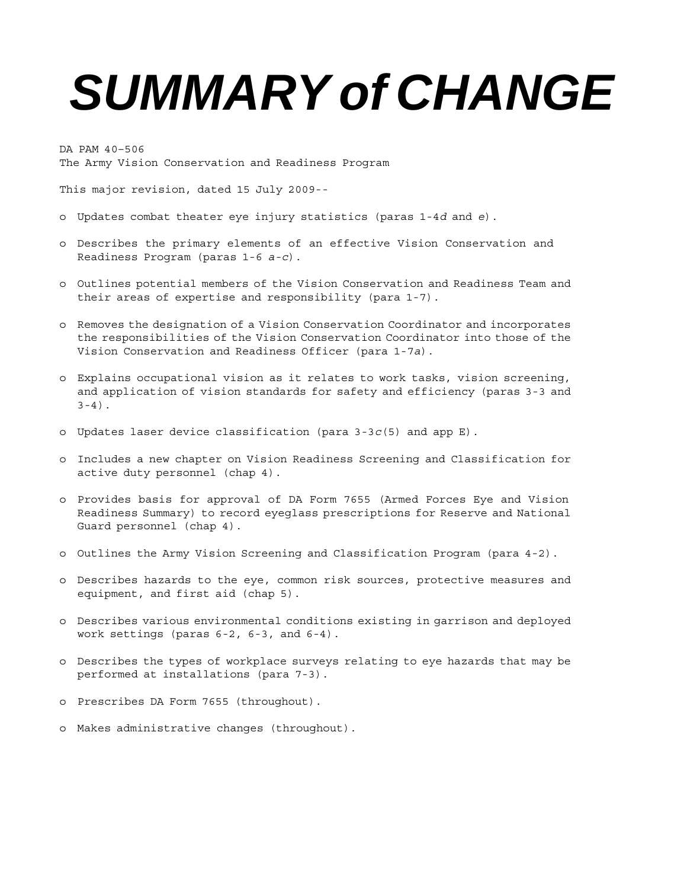# SUMMARY of CHANGE

DA PAM 40–506
The Army Vision Conservation and Readiness Program

This major revision, dated 15 July 2009--

- o Updates combat theater eye injury statistics (paras 1-4*d* and *e*).
- o Describes the primary elements of an effective Vision Conservation and Readiness Program (paras 1-6 *a*-*c*).
- o Outlines potential members of the Vision Conservation and Readiness Team and their areas of expertise and responsibility (para 1-7).
- o Removes the designation of a Vision Conservation Coordinator and incorporates the responsibilities of the Vision Conservation Coordinator into those of the Vision Conservation and Readiness Officer (para 1-7*a*).
- o Explains occupational vision as it relates to work tasks, vision screening, and application of vision standards for safety and efficiency (paras 3-3 and 3-4).
- o Updates laser device classification (para 3-3*c*(5) and app E).
- o Includes a new chapter on Vision Readiness Screening and Classification for active duty personnel (chap 4).
- o Provides basis for approval of DA Form 7655 (Armed Forces Eye and Vision Readiness Summary) to record eyeglass prescriptions for Reserve and National Guard personnel (chap 4).
- o Outlines the Army Vision Screening and Classification Program (para 4-2).
- o Describes hazards to the eye, common risk sources, protective measures and equipment, and first aid (chap 5).
- o Describes various environmental conditions existing in garrison and deployed work settings (paras 6-2, 6-3, and 6-4).
- o Describes the types of workplace surveys relating to eye hazards that may be performed at installations (para 7-3).
- o Prescribes DA Form 7655 (throughout).
- o Makes administrative changes (throughout).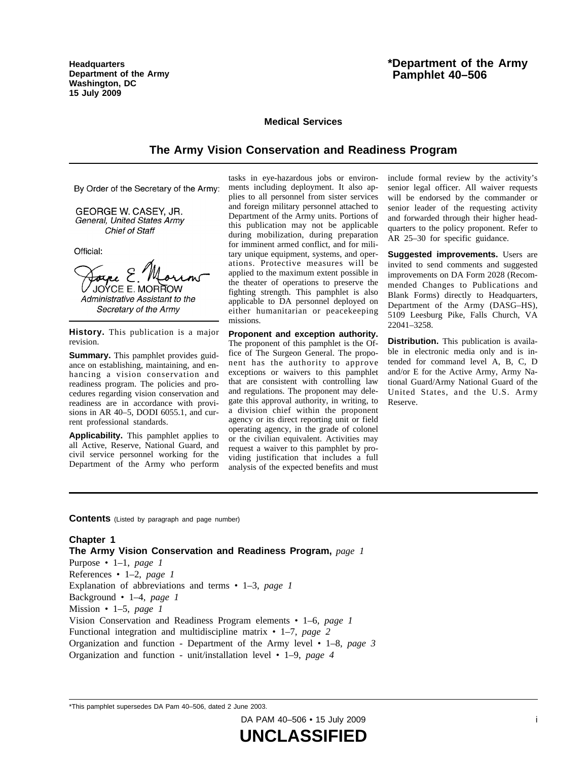Headquarters
Department of the Army
Washington, DC
15 July 2009

**\*Department of the Army Pamphlet 40–506**

**Medical Services**

# The Army Vision Conservation and Readiness Program

By Order of the Secretary of the Army:

GEORGE W. CASEY, JR.
*General, United States Army*
*Chief of Staff*

Official:

JOYCE E. MORROW
*Administrative Assistant to the Secretary of the Army*

**History.** This publication is a major revision.

**Summary.** This pamphlet provides guidance on establishing, maintaining, and enhancing a vision conservation and readiness program. The policies and procedures regarding vision conservation and readiness are in accordance with provisions in AR 40–5, DODI 6055.1, and current professional standards.

**Applicability.** This pamphlet applies to all Active, Reserve, National Guard, and civil service personnel working for the Department of the Army who perform tasks in eye-hazardous jobs or environments including deployment. It also applies to all personnel from sister services and foreign military personnel attached to Department of the Army units. Portions of this publication may not be applicable during mobilization, during preparation for imminent armed conflict, and for military unique equipment, systems, and operations. Protective measures will be applied to the maximum extent possible in the theater of operations to preserve the fighting strength. This pamphlet is also applicable to DA personnel deployed on either humanitarian or peacekeeping missions.

**Proponent and exception authority.** The proponent of this pamphlet is the Office of The Surgeon General. The proponent has the authority to approve exceptions or waivers to this pamphlet that are consistent with controlling law and regulations. The proponent may delegate this approval authority, in writing, to a division chief within the proponent agency or its direct reporting unit or field operating agency, in the grade of colonel or the civilian equivalent. Activities may request a waiver to this pamphlet by providing justification that includes a full analysis of the expected benefits and must include formal review by the activity's senior legal officer. All waiver requests will be endorsed by the commander or senior leader of the requesting activity and forwarded through their higher headquarters to the policy proponent. Refer to AR 25–30 for specific guidance.

**Suggested improvements.** Users are invited to send comments and suggested improvements on DA Form 2028 (Recommended Changes to Publications and Blank Forms) directly to Headquarters, Department of the Army (DASG–HS), 5109 Leesburg Pike, Falls Church, VA 22041–3258.

**Distribution.** This publication is available in electronic media only and is intended for command level A, B, C, D and/or E for the Active Army, Army National Guard/Army National Guard of the United States, and the U.S. Army Reserve.

**Contents** (Listed by paragraph and page number)

**Chapter 1**
**The Army Vision Conservation and Readiness Program,** *page 1*
Purpose • 1–1, *page 1*
References • 1–2, *page 1*
Explanation of abbreviations and terms • 1–3, *page 1*
Background • 1–4, *page 1*
Mission • 1–5, *page 1*
Vision Conservation and Readiness Program elements • 1–6, *page 1*
Functional integration and multidiscipline matrix • 1–7, *page 2*
Organization and function - Department of the Army level • 1–8, *page 3*
Organization and function - unit/installation level • 1–9, *page 4*

\*This pamphlet supersedes DA Pam 40–506, dated 2 June 2003.

**UNCLASSIFIED**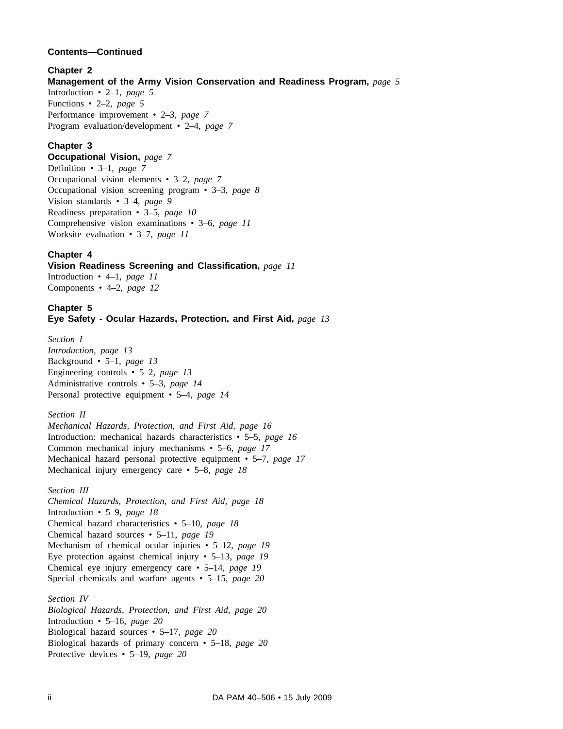**Contents—Continued**

**Chapter 2**
**Management of the Army Vision Conservation and Readiness Program,** *page 5*
Introduction • 2–1, *page 5*
Functions • 2–2, *page 5*
Performance improvement • 2–3, *page 7*
Program evaluation/development • 2–4, *page 7*

**Chapter 3**
**Occupational Vision,** *page 7*
Definition • 3–1, *page 7*
Occupational vision elements • 3–2, *page 7*
Occupational vision screening program • 3–3, *page 8*
Vision standards • 3–4, *page 9*
Readiness preparation • 3–5, *page 10*
Comprehensive vision examinations • 3–6, *page 11*
Worksite evaluation • 3–7, *page 11*

**Chapter 4**
**Vision Readiness Screening and Classification,** *page 11*
Introduction • 4–1, *page 11*
Components • 4–2, *page 12*

**Chapter 5**
**Eye Safety - Ocular Hazards, Protection, and First Aid,** *page 13*

*Section I*
*Introduction, page 13*
Background • 5–1, *page 13*
Engineering controls • 5–2, *page 13*
Administrative controls • 5–3, *page 14*
Personal protective equipment • 5–4, *page 14*

*Section II*
*Mechanical Hazards, Protection, and First Aid, page 16*
Introduction: mechanical hazards characteristics • 5–5, *page 16*
Common mechanical injury mechanisms • 5–6, *page 17*
Mechanical hazard personal protective equipment • 5–7, *page 17*
Mechanical injury emergency care • 5–8, *page 18*

*Section III*
*Chemical Hazards, Protection, and First Aid, page 18*
Introduction • 5–9, *page 18*
Chemical hazard characteristics • 5–10, *page 18*
Chemical hazard sources • 5–11, *page 19*
Mechanism of chemical ocular injuries • 5–12, *page 19*
Eye protection against chemical injury • 5–13, *page 19*
Chemical eye injury emergency care • 5–14, *page 19*
Special chemicals and warfare agents • 5–15, *page 20*

*Section IV*
*Biological Hazards, Protection, and First Aid, page 20*
Introduction • 5–16, *page 20*
Biological hazard sources • 5–17, *page 20*
Biological hazards of primary concern • 5–18, *page 20*
Protective devices • 5–19, *page 20*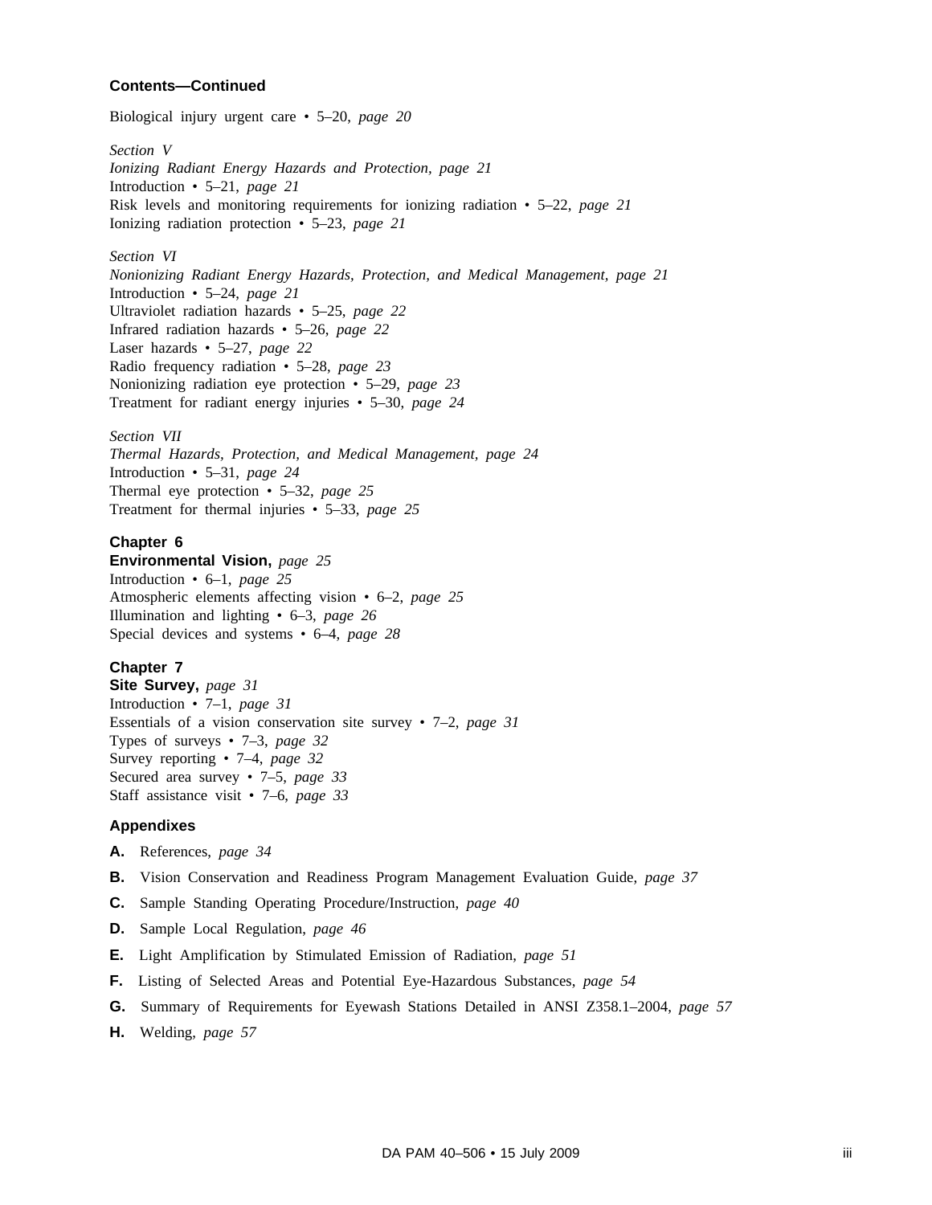**Contents—Continued**

Biological injury urgent care • 5–20, *page 20*

*Section V*
*Ionizing Radiant Energy Hazards and Protection, page 21*
Introduction • 5–21, *page 21*
Risk levels and monitoring requirements for ionizing radiation • 5–22, *page 21*
Ionizing radiation protection • 5–23, *page 21*

*Section VI*
*Nonionizing Radiant Energy Hazards, Protection, and Medical Management, page 21*
Introduction • 5–24, *page 21*
Ultraviolet radiation hazards • 5–25, *page 22*
Infrared radiation hazards • 5–26, *page 22*
Laser hazards • 5–27, *page 22*
Radio frequency radiation • 5–28, *page 23*
Nonionizing radiation eye protection • 5–29, *page 23*
Treatment for radiant energy injuries • 5–30, *page 24*

*Section VII*
*Thermal Hazards, Protection, and Medical Management, page 24*
Introduction • 5–31, *page 24*
Thermal eye protection • 5–32, *page 25*
Treatment for thermal injuries • 5–33, *page 25*

**Chapter 6**
**Environmental Vision,** *page 25*
Introduction • 6–1, *page 25*
Atmospheric elements affecting vision • 6–2, *page 25*
Illumination and lighting • 6–3, *page 26*
Special devices and systems • 6–4, *page 28*

**Chapter 7**
**Site Survey,** *page 31*
Introduction • 7–1, *page 31*
Essentials of a vision conservation site survey • 7–2, *page 31*
Types of surveys • 7–3, *page 32*
Survey reporting • 7–4, *page 32*
Secured area survey • 7–5, *page 33*
Staff assistance visit • 7–6, *page 33*

**Appendixes**

**A.** References, *page 34*

**B.** Vision Conservation and Readiness Program Management Evaluation Guide, *page 37*

**C.** Sample Standing Operating Procedure/Instruction, *page 40*

**D.** Sample Local Regulation, *page 46*

**E.** Light Amplification by Stimulated Emission of Radiation, *page 51*

**F.** Listing of Selected Areas and Potential Eye-Hazardous Substances, *page 54*

**G.** Summary of Requirements for Eyewash Stations Detailed in ANSI Z358.1–2004, *page 57*

**H.** Welding, *page 57*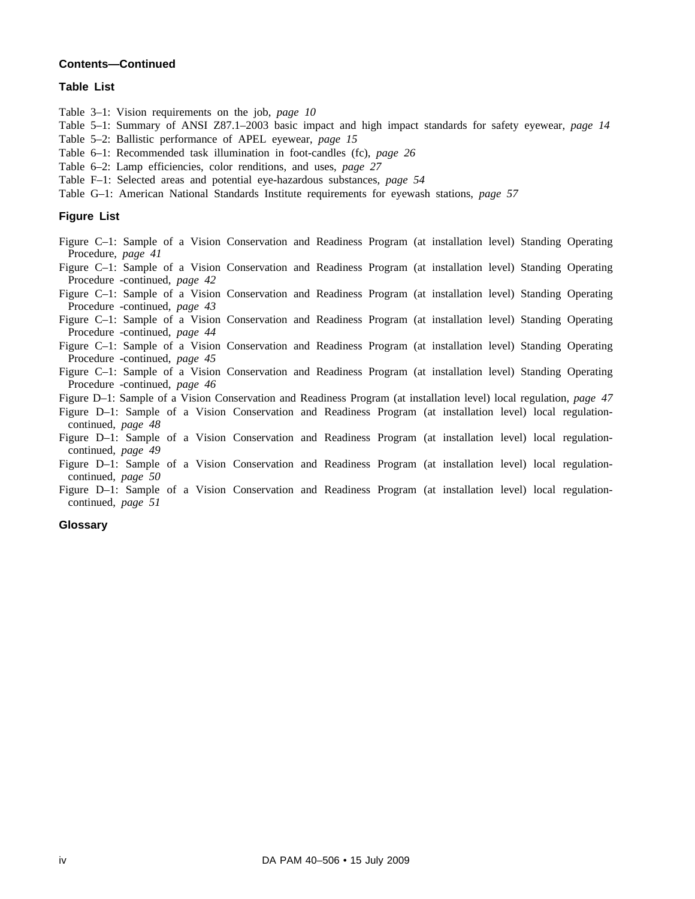**Contents—Continued**

**Table List**

Table 3–1: Vision requirements on the job, *page 10*
Table 5–1: Summary of ANSI Z87.1–2003 basic impact and high impact standards for safety eyewear, *page 14*
Table 5–2: Ballistic performance of APEL eyewear, *page 15*
Table 6–1: Recommended task illumination in foot-candles (fc), *page 26*
Table 6–2: Lamp efficiencies, color renditions, and uses, *page 27*
Table F–1: Selected areas and potential eye-hazardous substances, *page 54*
Table G–1: American National Standards Institute requirements for eyewash stations, *page 57*

**Figure List**

Figure C–1: Sample of a Vision Conservation and Readiness Program (at installation level) Standing Operating Procedure, *page 41*
Figure C–1: Sample of a Vision Conservation and Readiness Program (at installation level) Standing Operating Procedure -continued, *page 42*
Figure C–1: Sample of a Vision Conservation and Readiness Program (at installation level) Standing Operating Procedure -continued, *page 43*
Figure C–1: Sample of a Vision Conservation and Readiness Program (at installation level) Standing Operating Procedure -continued, *page 44*
Figure C–1: Sample of a Vision Conservation and Readiness Program (at installation level) Standing Operating Procedure -continued, *page 45*
Figure C–1: Sample of a Vision Conservation and Readiness Program (at installation level) Standing Operating Procedure -continued, *page 46*
Figure D–1: Sample of a Vision Conservation and Readiness Program (at installation level) local regulation, *page 47*
Figure D–1: Sample of a Vision Conservation and Readiness Program (at installation level) local regulation-continued, *page 48*
Figure D–1: Sample of a Vision Conservation and Readiness Program (at installation level) local regulation-continued, *page 49*
Figure D–1: Sample of a Vision Conservation and Readiness Program (at installation level) local regulation-continued, *page 50*
Figure D–1: Sample of a Vision Conservation and Readiness Program (at installation level) local regulation-continued, *page 51*

**Glossary**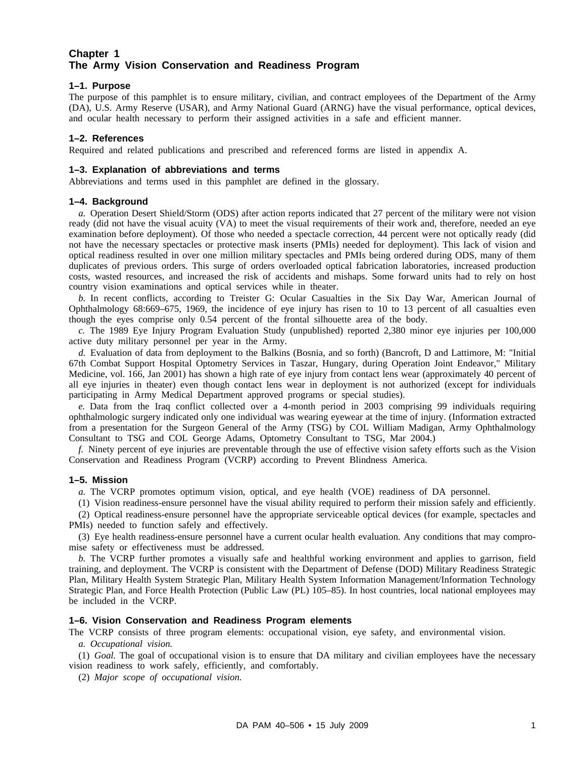# Chapter 1
# The Army Vision Conservation and Readiness Program

## 1–1. Purpose

The purpose of this pamphlet is to ensure military, civilian, and contract employees of the Department of the Army (DA), U.S. Army Reserve (USAR), and Army National Guard (ARNG) have the visual performance, optical devices, and ocular health necessary to perform their assigned activities in a safe and efficient manner.

## 1–2. References

Required and related publications and prescribed and referenced forms are listed in appendix A.

## 1–3. Explanation of abbreviations and terms

Abbreviations and terms used in this pamphlet are defined in the glossary.

## 1–4. Background

*a.* Operation Desert Shield/Storm (ODS) after action reports indicated that 27 percent of the military were not vision ready (did not have the visual acuity (VA) to meet the visual requirements of their work and, therefore, needed an eye examination before deployment). Of those who needed a spectacle correction, 44 percent were not optically ready (did not have the necessary spectacles or protective mask inserts (PMIs) needed for deployment). This lack of vision and optical readiness resulted in over one million military spectacles and PMIs being ordered during ODS, many of them duplicates of previous orders. This surge of orders overloaded optical fabrication laboratories, increased production costs, wasted resources, and increased the risk of accidents and mishaps. Some forward units had to rely on host country vision examinations and optical services while in theater.

*b.* In recent conflicts, according to Treister G: Ocular Casualties in the Six Day War, American Journal of Ophthalmology 68:669–675, 1969, the incidence of eye injury has risen to 10 to 13 percent of all casualties even though the eyes comprise only 0.54 percent of the frontal silhouette area of the body.

*c.* The 1989 Eye Injury Program Evaluation Study (unpublished) reported 2,380 minor eye injuries per 100,000 active duty military personnel per year in the Army.

*d.* Evaluation of data from deployment to the Balkins (Bosnia, and so forth) (Bancroft, D and Lattimore, M: "Initial 67th Combat Support Hospital Optometry Services in Taszar, Hungary, during Operation Joint Endeavor," Military Medicine, vol. 166, Jan 2001) has shown a high rate of eye injury from contact lens wear (approximately 40 percent of all eye injuries in theater) even though contact lens wear in deployment is not authorized (except for individuals participating in Army Medical Department approved programs or special studies).

*e.* Data from the Iraq conflict collected over a 4-month period in 2003 comprising 99 individuals requiring ophthalmologic surgery indicated only one individual was wearing eyewear at the time of injury. (Information extracted from a presentation for the Surgeon General of the Army (TSG) by COL William Madigan, Army Ophthalmology Consultant to TSG and COL George Adams, Optometry Consultant to TSG, Mar 2004.)

*f.* Ninety percent of eye injuries are preventable through the use of effective vision safety efforts such as the Vision Conservation and Readiness Program (VCRP) according to Prevent Blindness America.

## 1–5. Mission

*a.* The VCRP promotes optimum vision, optical, and eye health (VOE) readiness of DA personnel.

(1) Vision readiness-ensure personnel have the visual ability required to perform their mission safely and efficiently.

(2) Optical readiness-ensure personnel have the appropriate serviceable optical devices (for example, spectacles and PMIs) needed to function safely and effectively.

(3) Eye health readiness-ensure personnel have a current ocular health evaluation. Any conditions that may compromise safety or effectiveness must be addressed.

*b.* The VCRP further promotes a visually safe and healthful working environment and applies to garrison, field training, and deployment. The VCRP is consistent with the Department of Defense (DOD) Military Readiness Strategic Plan, Military Health System Strategic Plan, Military Health System Information Management/Information Technology Strategic Plan, and Force Health Protection (Public Law (PL) 105–85). In host countries, local national employees may be included in the VCRP.

## 1–6. Vision Conservation and Readiness Program elements

The VCRP consists of three program elements: occupational vision, eye safety, and environmental vision.

*a. Occupational vision.*

(1) *Goal.* The goal of occupational vision is to ensure that DA military and civilian employees have the necessary vision readiness to work safely, efficiently, and comfortably.

(2) *Major scope of occupational vision.*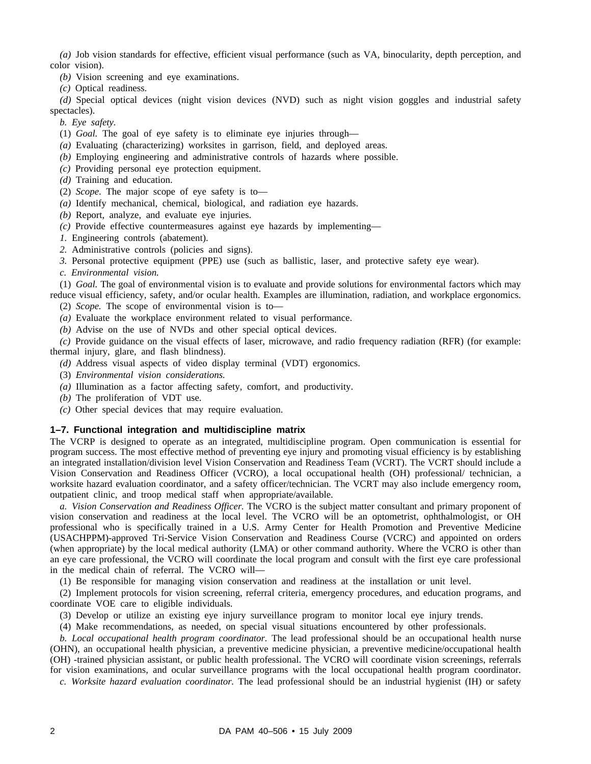*(a)* Job vision standards for effective, efficient visual performance (such as VA, binocularity, depth perception, and color vision).

*(b)* Vision screening and eye examinations.

*(c)* Optical readiness.

*(d)* Special optical devices (night vision devices (NVD) such as night vision goggles and industrial safety spectacles).

*b. Eye safety.*

(1) *Goal.* The goal of eye safety is to eliminate eye injuries through—

*(a)* Evaluating (characterizing) worksites in garrison, field, and deployed areas.

*(b)* Employing engineering and administrative controls of hazards where possible.

*(c)* Providing personal eye protection equipment.

*(d)* Training and education.

(2) *Scope.* The major scope of eye safety is to—

*(a)* Identify mechanical, chemical, biological, and radiation eye hazards.

*(b)* Report, analyze, and evaluate eye injuries.

*(c)* Provide effective countermeasures against eye hazards by implementing—

*1.* Engineering controls (abatement).

*2.* Administrative controls (policies and signs).

*3.* Personal protective equipment (PPE) use (such as ballistic, laser, and protective safety eye wear).

*c. Environmental vision.*

(1) *Goal.* The goal of environmental vision is to evaluate and provide solutions for environmental factors which may reduce visual efficiency, safety, and/or ocular health. Examples are illumination, radiation, and workplace ergonomics.

(2) *Scope.* The scope of environmental vision is to—

*(a)* Evaluate the workplace environment related to visual performance.

*(b)* Advise on the use of NVDs and other special optical devices.

*(c)* Provide guidance on the visual effects of laser, microwave, and radio frequency radiation (RFR) (for example: thermal injury, glare, and flash blindness).

*(d)* Address visual aspects of video display terminal (VDT) ergonomics.

(3) *Environmental vision considerations.*

*(a)* Illumination as a factor affecting safety, comfort, and productivity.

*(b)* The proliferation of VDT use.

*(c)* Other special devices that may require evaluation.

### 1–7. Functional integration and multidiscipline matrix

The VCRP is designed to operate as an integrated, multidiscipline program. Open communication is essential for program success. The most effective method of preventing eye injury and promoting visual efficiency is by establishing an integrated installation/division level Vision Conservation and Readiness Team (VCRT). The VCRT should include a Vision Conservation and Readiness Officer (VCRO), a local occupational health (OH) professional/ technician, a worksite hazard evaluation coordinator, and a safety officer/technician. The VCRT may also include emergency room, outpatient clinic, and troop medical staff when appropriate/available.

*a. Vision Conservation and Readiness Officer.* The VCRO is the subject matter consultant and primary proponent of vision conservation and readiness at the local level. The VCRO will be an optometrist, ophthalmologist, or OH professional who is specifically trained in a U.S. Army Center for Health Promotion and Preventive Medicine (USACHPPM)-approved Tri-Service Vision Conservation and Readiness Course (VCRC) and appointed on orders (when appropriate) by the local medical authority (LMA) or other command authority. Where the VCRO is other than an eye care professional, the VCRO will coordinate the local program and consult with the first eye care professional in the medical chain of referral. The VCRO will—

(1) Be responsible for managing vision conservation and readiness at the installation or unit level.

(2) Implement protocols for vision screening, referral criteria, emergency procedures, and education programs, and coordinate VOE care to eligible individuals.

(3) Develop or utilize an existing eye injury surveillance program to monitor local eye injury trends.

(4) Make recommendations, as needed, on special visual situations encountered by other professionals.

*b. Local occupational health program coordinator.* The lead professional should be an occupational health nurse (OHN), an occupational health physician, a preventive medicine physician, a preventive medicine/occupational health (OH) -trained physician assistant, or public health professional. The VCRO will coordinate vision screenings, referrals for vision examinations, and ocular surveillance programs with the local occupational health program coordinator.

*c. Worksite hazard evaluation coordinator.* The lead professional should be an industrial hygienist (IH) or safety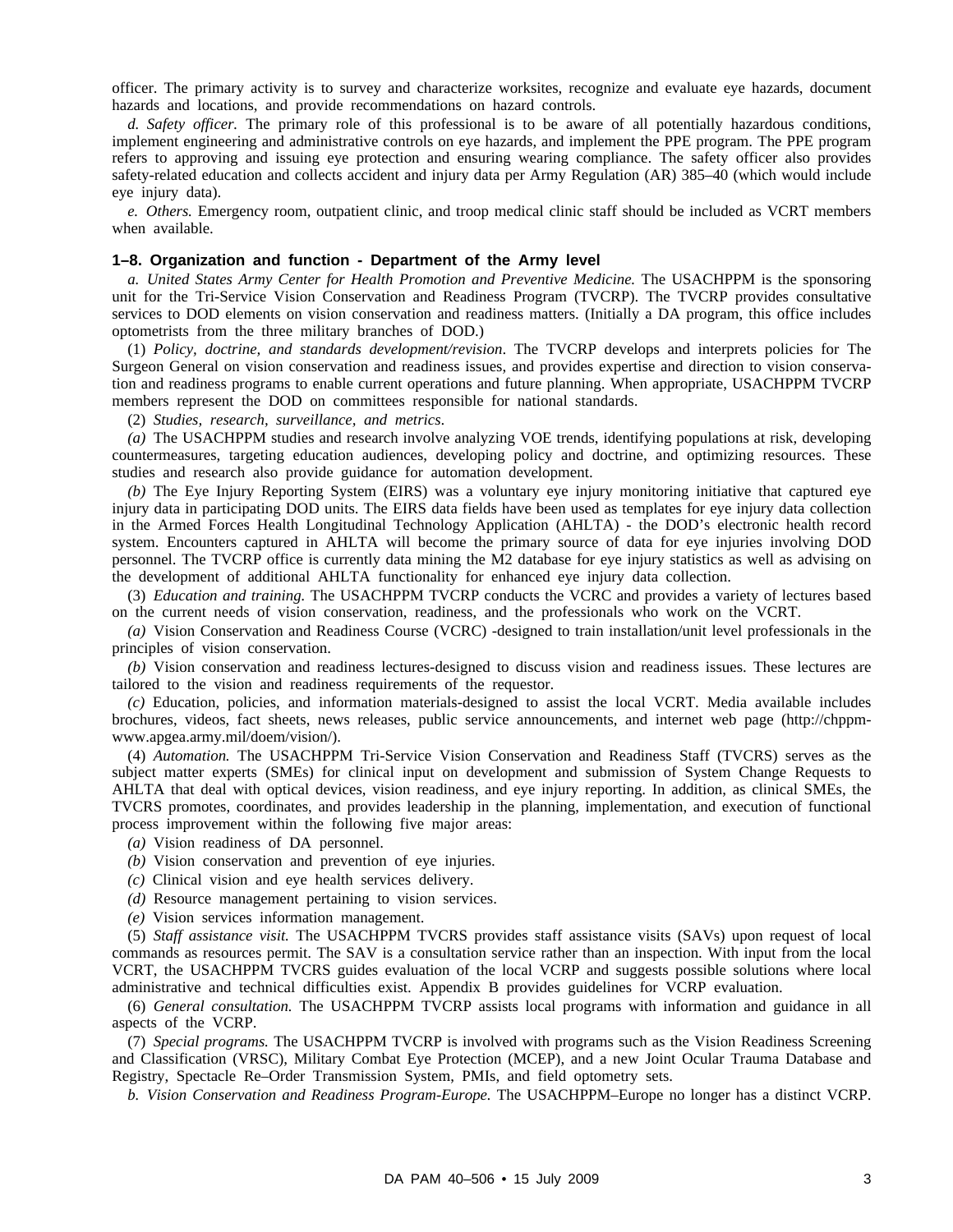officer. The primary activity is to survey and characterize worksites, recognize and evaluate eye hazards, document hazards and locations, and provide recommendations on hazard controls.

*d. Safety officer.* The primary role of this professional is to be aware of all potentially hazardous conditions, implement engineering and administrative controls on eye hazards, and implement the PPE program. The PPE program refers to approving and issuing eye protection and ensuring wearing compliance. The safety officer also provides safety-related education and collects accident and injury data per Army Regulation (AR) 385–40 (which would include eye injury data).

*e. Others.* Emergency room, outpatient clinic, and troop medical clinic staff should be included as VCRT members when available.

### 1–8. Organization and function - Department of the Army level

*a. United States Army Center for Health Promotion and Preventive Medicine.* The USACHPPM is the sponsoring unit for the Tri-Service Vision Conservation and Readiness Program (TVCRP). The TVCRP provides consultative services to DOD elements on vision conservation and readiness matters. (Initially a DA program, this office includes optometrists from the three military branches of DOD.)

(1) *Policy, doctrine, and standards development/revision*. The TVCRP develops and interprets policies for The Surgeon General on vision conservation and readiness issues, and provides expertise and direction to vision conservation and readiness programs to enable current operations and future planning. When appropriate, USACHPPM TVCRP members represent the DOD on committees responsible for national standards.

(2) *Studies, research, surveillance, and metrics.*

*(a)* The USACHPPM studies and research involve analyzing VOE trends, identifying populations at risk, developing countermeasures, targeting education audiences, developing policy and doctrine, and optimizing resources. These studies and research also provide guidance for automation development.

*(b)* The Eye Injury Reporting System (EIRS) was a voluntary eye injury monitoring initiative that captured eye injury data in participating DOD units. The EIRS data fields have been used as templates for eye injury data collection in the Armed Forces Health Longitudinal Technology Application (AHLTA) - the DOD's electronic health record system. Encounters captured in AHLTA will become the primary source of data for eye injuries involving DOD personnel. The TVCRP office is currently data mining the M2 database for eye injury statistics as well as advising on the development of additional AHLTA functionality for enhanced eye injury data collection.

(3) *Education and training.* The USACHPPM TVCRP conducts the VCRC and provides a variety of lectures based on the current needs of vision conservation, readiness, and the professionals who work on the VCRT.

*(a)* Vision Conservation and Readiness Course (VCRC) -designed to train installation/unit level professionals in the principles of vision conservation.

*(b)* Vision conservation and readiness lectures-designed to discuss vision and readiness issues. These lectures are tailored to the vision and readiness requirements of the requestor.

*(c)* Education, policies, and information materials-designed to assist the local VCRT. Media available includes brochures, videos, fact sheets, news releases, public service announcements, and internet web page (http://chppm-www.apgea.army.mil/doem/vision/).

(4) *Automation.* The USACHPPM Tri-Service Vision Conservation and Readiness Staff (TVCRS) serves as the subject matter experts (SMEs) for clinical input on development and submission of System Change Requests to AHLTA that deal with optical devices, vision readiness, and eye injury reporting. In addition, as clinical SMEs, the TVCRS promotes, coordinates, and provides leadership in the planning, implementation, and execution of functional process improvement within the following five major areas:

*(a)* Vision readiness of DA personnel.

*(b)* Vision conservation and prevention of eye injuries.

*(c)* Clinical vision and eye health services delivery.

*(d)* Resource management pertaining to vision services.

*(e)* Vision services information management.

(5) *Staff assistance visit.* The USACHPPM TVCRS provides staff assistance visits (SAVs) upon request of local commands as resources permit. The SAV is a consultation service rather than an inspection. With input from the local VCRT, the USACHPPM TVCRS guides evaluation of the local VCRP and suggests possible solutions where local administrative and technical difficulties exist. Appendix B provides guidelines for VCRP evaluation.

(6) *General consultation.* The USACHPPM TVCRP assists local programs with information and guidance in all aspects of the VCRP.

(7) *Special programs.* The USACHPPM TVCRP is involved with programs such as the Vision Readiness Screening and Classification (VRSC), Military Combat Eye Protection (MCEP), and a new Joint Ocular Trauma Database and Registry, Spectacle Re–Order Transmission System, PMIs, and field optometry sets.

*b. Vision Conservation and Readiness Program-Europe.* The USACHPPM–Europe no longer has a distinct VCRP.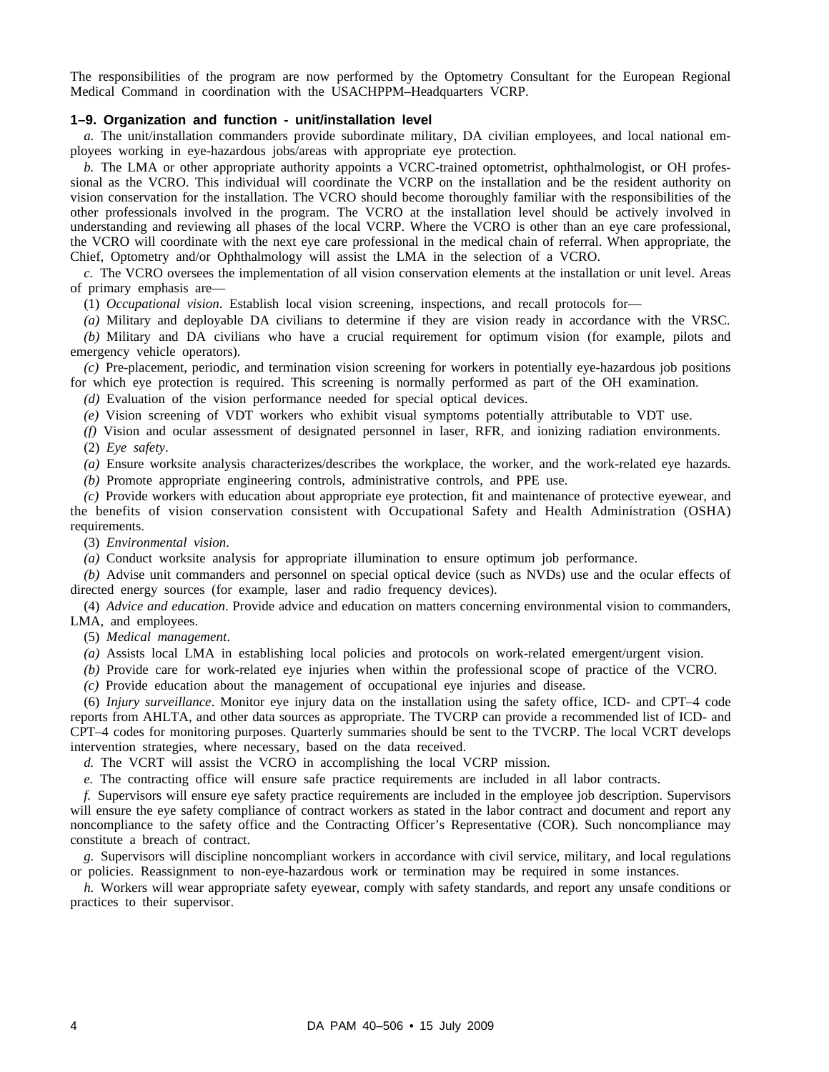The responsibilities of the program are now performed by the Optometry Consultant for the European Regional Medical Command in coordination with the USACHPPM–Headquarters VCRP.

### 1–9. Organization and function - unit/installation level

*a.* The unit/installation commanders provide subordinate military, DA civilian employees, and local national employees working in eye-hazardous jobs/areas with appropriate eye protection.

*b.* The LMA or other appropriate authority appoints a VCRC-trained optometrist, ophthalmologist, or OH professional as the VCRO. This individual will coordinate the VCRP on the installation and be the resident authority on vision conservation for the installation. The VCRO should become thoroughly familiar with the responsibilities of the other professionals involved in the program. The VCRO at the installation level should be actively involved in understanding and reviewing all phases of the local VCRP. Where the VCRO is other than an eye care professional, the VCRO will coordinate with the next eye care professional in the medical chain of referral. When appropriate, the Chief, Optometry and/or Ophthalmology will assist the LMA in the selection of a VCRO.

*c.* The VCRO oversees the implementation of all vision conservation elements at the installation or unit level. Areas of primary emphasis are—

(1) *Occupational vision*. Establish local vision screening, inspections, and recall protocols for—

*(a)* Military and deployable DA civilians to determine if they are vision ready in accordance with the VRSC.

*(b)* Military and DA civilians who have a crucial requirement for optimum vision (for example, pilots and emergency vehicle operators).

*(c)* Pre-placement, periodic, and termination vision screening for workers in potentially eye-hazardous job positions for which eye protection is required. This screening is normally performed as part of the OH examination.

*(d)* Evaluation of the vision performance needed for special optical devices.

*(e)* Vision screening of VDT workers who exhibit visual symptoms potentially attributable to VDT use.

*(f)* Vision and ocular assessment of designated personnel in laser, RFR, and ionizing radiation environments.

(2) *Eye safety*.

*(a)* Ensure worksite analysis characterizes/describes the workplace, the worker, and the work-related eye hazards.

*(b)* Promote appropriate engineering controls, administrative controls, and PPE use.

*(c)* Provide workers with education about appropriate eye protection, fit and maintenance of protective eyewear, and the benefits of vision conservation consistent with Occupational Safety and Health Administration (OSHA) requirements.

(3) *Environmental vision*.

*(a)* Conduct worksite analysis for appropriate illumination to ensure optimum job performance.

*(b)* Advise unit commanders and personnel on special optical device (such as NVDs) use and the ocular effects of directed energy sources (for example, laser and radio frequency devices).

(4) *Advice and education*. Provide advice and education on matters concerning environmental vision to commanders, LMA, and employees.

(5) *Medical management*.

*(a)* Assists local LMA in establishing local policies and protocols on work-related emergent/urgent vision.

*(b)* Provide care for work-related eye injuries when within the professional scope of practice of the VCRO.

*(c)* Provide education about the management of occupational eye injuries and disease.

(6) *Injury surveillance*. Monitor eye injury data on the installation using the safety office, ICD- and CPT–4 code reports from AHLTA, and other data sources as appropriate. The TVCRP can provide a recommended list of ICD- and CPT–4 codes for monitoring purposes. Quarterly summaries should be sent to the TVCRP. The local VCRT develops intervention strategies, where necessary, based on the data received.

*d.* The VCRT will assist the VCRO in accomplishing the local VCRP mission.

*e.* The contracting office will ensure safe practice requirements are included in all labor contracts.

*f.* Supervisors will ensure eye safety practice requirements are included in the employee job description. Supervisors will ensure the eye safety compliance of contract workers as stated in the labor contract and document and report any noncompliance to the safety office and the Contracting Officer's Representative (COR). Such noncompliance may constitute a breach of contract.

*g.* Supervisors will discipline noncompliant workers in accordance with civil service, military, and local regulations or policies. Reassignment to non-eye-hazardous work or termination may be required in some instances.

*h.* Workers will wear appropriate safety eyewear, comply with safety standards, and report any unsafe conditions or practices to their supervisor.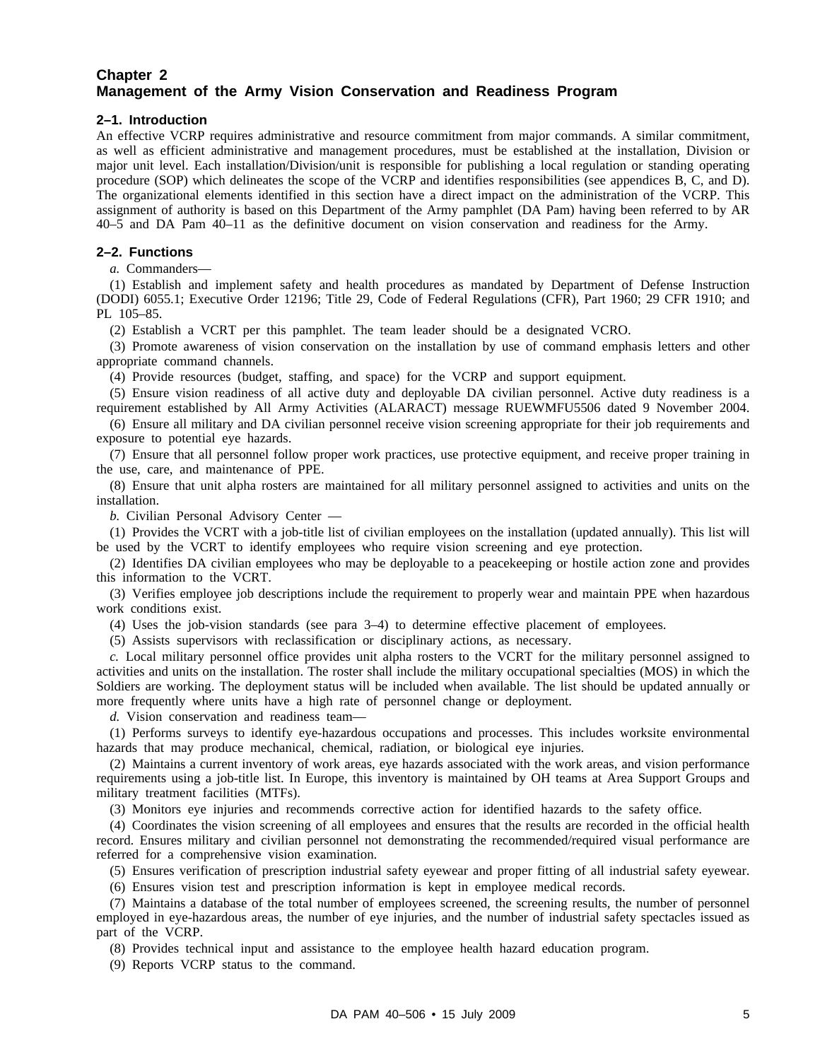# Chapter 2
# Management of the Army Vision Conservation and Readiness Program

## 2–1. Introduction

An effective VCRP requires administrative and resource commitment from major commands. A similar commitment, as well as efficient administrative and management procedures, must be established at the installation, Division or major unit level. Each installation/Division/unit is responsible for publishing a local regulation or standing operating procedure (SOP) which delineates the scope of the VCRP and identifies responsibilities (see appendices B, C, and D). The organizational elements identified in this section have a direct impact on the administration of the VCRP. This assignment of authority is based on this Department of the Army pamphlet (DA Pam) having been referred to by AR 40–5 and DA Pam 40–11 as the definitive document on vision conservation and readiness for the Army.

## 2–2. Functions

*a.* Commanders—

(1) Establish and implement safety and health procedures as mandated by Department of Defense Instruction (DODI) 6055.1; Executive Order 12196; Title 29, Code of Federal Regulations (CFR), Part 1960; 29 CFR 1910; and PL 105–85.

(2) Establish a VCRT per this pamphlet. The team leader should be a designated VCRO.

(3) Promote awareness of vision conservation on the installation by use of command emphasis letters and other appropriate command channels.

(4) Provide resources (budget, staffing, and space) for the VCRP and support equipment.

(5) Ensure vision readiness of all active duty and deployable DA civilian personnel. Active duty readiness is a requirement established by All Army Activities (ALARACT) message RUEWMFU5506 dated 9 November 2004.

(6) Ensure all military and DA civilian personnel receive vision screening appropriate for their job requirements and exposure to potential eye hazards.

(7) Ensure that all personnel follow proper work practices, use protective equipment, and receive proper training in the use, care, and maintenance of PPE.

(8) Ensure that unit alpha rosters are maintained for all military personnel assigned to activities and units on the installation.

*b.* Civilian Personal Advisory Center —

(1) Provides the VCRT with a job-title list of civilian employees on the installation (updated annually). This list will be used by the VCRT to identify employees who require vision screening and eye protection.

(2) Identifies DA civilian employees who may be deployable to a peacekeeping or hostile action zone and provides this information to the VCRT.

(3) Verifies employee job descriptions include the requirement to properly wear and maintain PPE when hazardous work conditions exist.

(4) Uses the job-vision standards (see para 3–4) to determine effective placement of employees.

(5) Assists supervisors with reclassification or disciplinary actions, as necessary.

*c.* Local military personnel office provides unit alpha rosters to the VCRT for the military personnel assigned to activities and units on the installation. The roster shall include the military occupational specialties (MOS) in which the Soldiers are working. The deployment status will be included when available. The list should be updated annually or more frequently where units have a high rate of personnel change or deployment.

*d.* Vision conservation and readiness team—

(1) Performs surveys to identify eye-hazardous occupations and processes. This includes worksite environmental hazards that may produce mechanical, chemical, radiation, or biological eye injuries.

(2) Maintains a current inventory of work areas, eye hazards associated with the work areas, and vision performance requirements using a job-title list. In Europe, this inventory is maintained by OH teams at Area Support Groups and military treatment facilities (MTFs).

(3) Monitors eye injuries and recommends corrective action for identified hazards to the safety office.

(4) Coordinates the vision screening of all employees and ensures that the results are recorded in the official health record. Ensures military and civilian personnel not demonstrating the recommended/required visual performance are referred for a comprehensive vision examination.

(5) Ensures verification of prescription industrial safety eyewear and proper fitting of all industrial safety eyewear.

(6) Ensures vision test and prescription information is kept in employee medical records.

(7) Maintains a database of the total number of employees screened, the screening results, the number of personnel employed in eye-hazardous areas, the number of eye injuries, and the number of industrial safety spectacles issued as part of the VCRP.

(8) Provides technical input and assistance to the employee health hazard education program.

(9) Reports VCRP status to the command.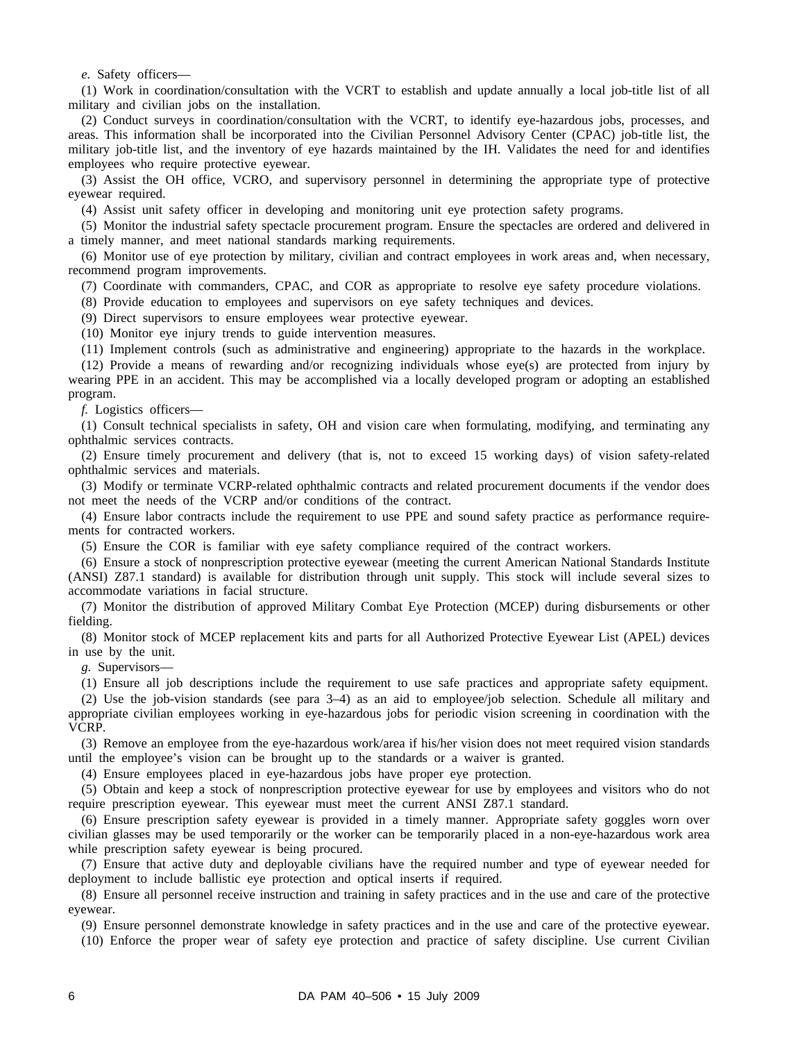*e.* Safety officers—

(1) Work in coordination/consultation with the VCRT to establish and update annually a local job-title list of all military and civilian jobs on the installation.

(2) Conduct surveys in coordination/consultation with the VCRT, to identify eye-hazardous jobs, processes, and areas. This information shall be incorporated into the Civilian Personnel Advisory Center (CPAC) job-title list, the military job-title list, and the inventory of eye hazards maintained by the IH. Validates the need for and identifies employees who require protective eyewear.

(3) Assist the OH office, VCRO, and supervisory personnel in determining the appropriate type of protective eyewear required.

(4) Assist unit safety officer in developing and monitoring unit eye protection safety programs.

(5) Monitor the industrial safety spectacle procurement program. Ensure the spectacles are ordered and delivered in a timely manner, and meet national standards marking requirements.

(6) Monitor use of eye protection by military, civilian and contract employees in work areas and, when necessary, recommend program improvements.

(7) Coordinate with commanders, CPAC, and COR as appropriate to resolve eye safety procedure violations.

(8) Provide education to employees and supervisors on eye safety techniques and devices.

(9) Direct supervisors to ensure employees wear protective eyewear.

(10) Monitor eye injury trends to guide intervention measures.

(11) Implement controls (such as administrative and engineering) appropriate to the hazards in the workplace.

(12) Provide a means of rewarding and/or recognizing individuals whose eye(s) are protected from injury by wearing PPE in an accident. This may be accomplished via a locally developed program or adopting an established program.

*f.* Logistics officers—

(1) Consult technical specialists in safety, OH and vision care when formulating, modifying, and terminating any ophthalmic services contracts.

(2) Ensure timely procurement and delivery (that is, not to exceed 15 working days) of vision safety-related ophthalmic services and materials.

(3) Modify or terminate VCRP-related ophthalmic contracts and related procurement documents if the vendor does not meet the needs of the VCRP and/or conditions of the contract.

(4) Ensure labor contracts include the requirement to use PPE and sound safety practice as performance requirements for contracted workers.

(5) Ensure the COR is familiar with eye safety compliance required of the contract workers.

(6) Ensure a stock of nonprescription protective eyewear (meeting the current American National Standards Institute (ANSI) Z87.1 standard) is available for distribution through unit supply. This stock will include several sizes to accommodate variations in facial structure.

(7) Monitor the distribution of approved Military Combat Eye Protection (MCEP) during disbursements or other fielding.

(8) Monitor stock of MCEP replacement kits and parts for all Authorized Protective Eyewear List (APEL) devices in use by the unit.

*g.* Supervisors—

(1) Ensure all job descriptions include the requirement to use safe practices and appropriate safety equipment.

(2) Use the job-vision standards (see para 3–4) as an aid to employee/job selection. Schedule all military and appropriate civilian employees working in eye-hazardous jobs for periodic vision screening in coordination with the VCRP.

(3) Remove an employee from the eye-hazardous work/area if his/her vision does not meet required vision standards until the employee's vision can be brought up to the standards or a waiver is granted.

(4) Ensure employees placed in eye-hazardous jobs have proper eye protection.

(5) Obtain and keep a stock of nonprescription protective eyewear for use by employees and visitors who do not require prescription eyewear. This eyewear must meet the current ANSI Z87.1 standard.

(6) Ensure prescription safety eyewear is provided in a timely manner. Appropriate safety goggles worn over civilian glasses may be used temporarily or the worker can be temporarily placed in a non-eye-hazardous work area while prescription safety eyewear is being procured.

(7) Ensure that active duty and deployable civilians have the required number and type of eyewear needed for deployment to include ballistic eye protection and optical inserts if required.

(8) Ensure all personnel receive instruction and training in safety practices and in the use and care of the protective eyewear.

(9) Ensure personnel demonstrate knowledge in safety practices and in the use and care of the protective eyewear.

(10) Enforce the proper wear of safety eye protection and practice of safety discipline. Use current Civilian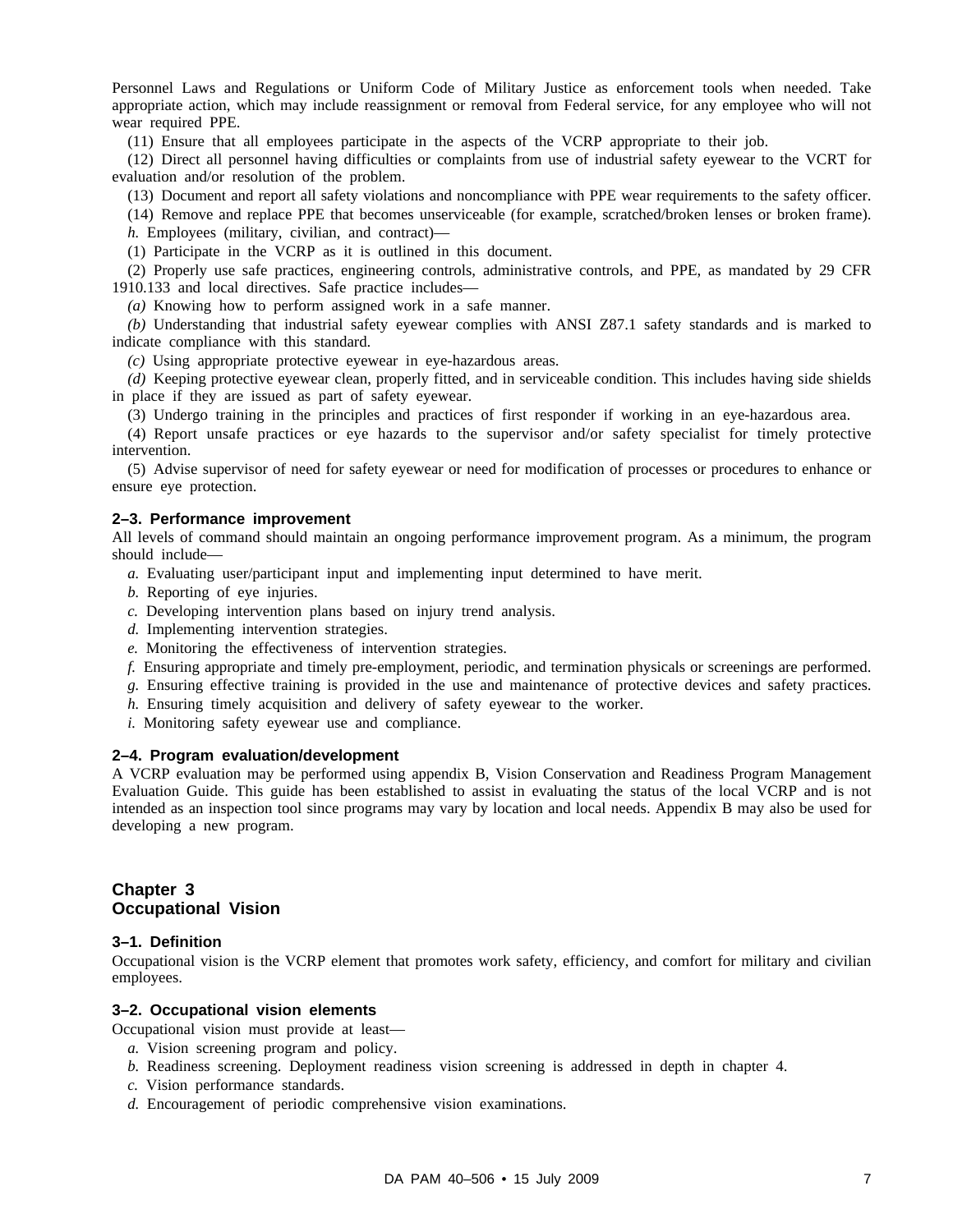Personnel Laws and Regulations or Uniform Code of Military Justice as enforcement tools when needed. Take appropriate action, which may include reassignment or removal from Federal service, for any employee who will not wear required PPE.

(11) Ensure that all employees participate in the aspects of the VCRP appropriate to their job.

(12) Direct all personnel having difficulties or complaints from use of industrial safety eyewear to the VCRT for evaluation and/or resolution of the problem.

(13) Document and report all safety violations and noncompliance with PPE wear requirements to the safety officer.

(14) Remove and replace PPE that becomes unserviceable (for example, scratched/broken lenses or broken frame).

*h.* Employees (military, civilian, and contract)—

(1) Participate in the VCRP as it is outlined in this document.

(2) Properly use safe practices, engineering controls, administrative controls, and PPE, as mandated by 29 CFR 1910.133 and local directives. Safe practice includes—

*(a)* Knowing how to perform assigned work in a safe manner.

*(b)* Understanding that industrial safety eyewear complies with ANSI Z87.1 safety standards and is marked to indicate compliance with this standard.

*(c)* Using appropriate protective eyewear in eye-hazardous areas.

*(d)* Keeping protective eyewear clean, properly fitted, and in serviceable condition. This includes having side shields in place if they are issued as part of safety eyewear.

(3) Undergo training in the principles and practices of first responder if working in an eye-hazardous area.

(4) Report unsafe practices or eye hazards to the supervisor and/or safety specialist for timely protective intervention.

(5) Advise supervisor of need for safety eyewear or need for modification of processes or procedures to enhance or ensure eye protection.

### 2–3. Performance improvement

All levels of command should maintain an ongoing performance improvement program. As a minimum, the program should include—

*a.* Evaluating user/participant input and implementing input determined to have merit.

*b.* Reporting of eye injuries.

*c.* Developing intervention plans based on injury trend analysis.

*d.* Implementing intervention strategies.

*e.* Monitoring the effectiveness of intervention strategies.

*f.* Ensuring appropriate and timely pre-employment, periodic, and termination physicals or screenings are performed.

*g.* Ensuring effective training is provided in the use and maintenance of protective devices and safety practices.

*h.* Ensuring timely acquisition and delivery of safety eyewear to the worker.

*i.* Monitoring safety eyewear use and compliance.

### 2–4. Program evaluation/development

A VCRP evaluation may be performed using appendix B, Vision Conservation and Readiness Program Management Evaluation Guide. This guide has been established to assist in evaluating the status of the local VCRP and is not intended as an inspection tool since programs may vary by location and local needs. Appendix B may also be used for developing a new program.

## Chapter 3
## Occupational Vision

### 3–1. Definition

Occupational vision is the VCRP element that promotes work safety, efficiency, and comfort for military and civilian employees.

### 3–2. Occupational vision elements

Occupational vision must provide at least—

*a.* Vision screening program and policy.

*b.* Readiness screening. Deployment readiness vision screening is addressed in depth in chapter 4.

*c.* Vision performance standards.

*d.* Encouragement of periodic comprehensive vision examinations.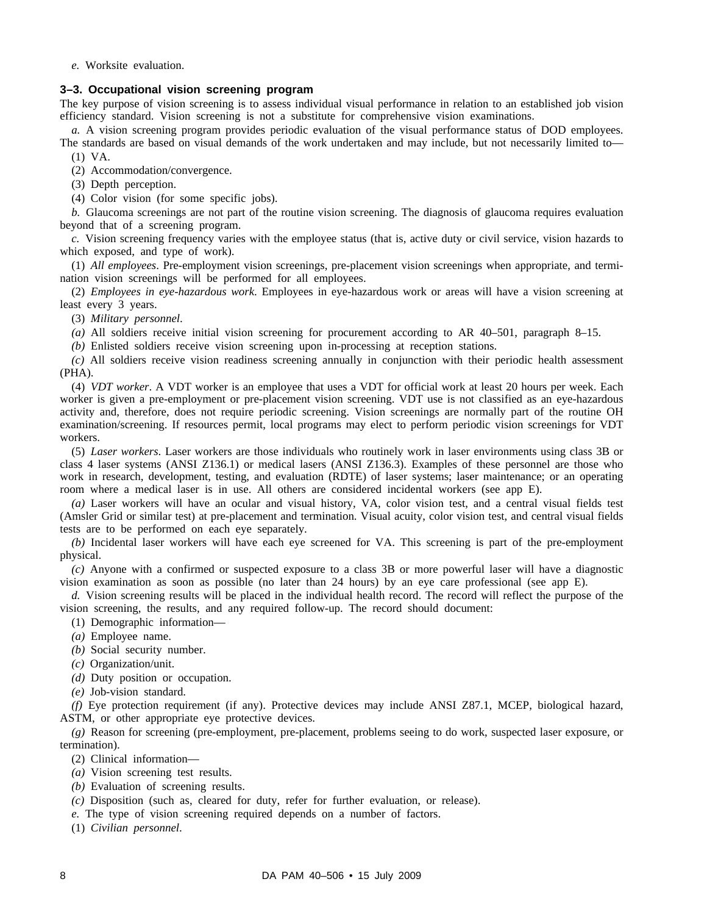*e.* Worksite evaluation.

### 3–3. Occupational vision screening program

The key purpose of vision screening is to assess individual visual performance in relation to an established job vision efficiency standard. Vision screening is not a substitute for comprehensive vision examinations.

*a.* A vision screening program provides periodic evaluation of the visual performance status of DOD employees. The standards are based on visual demands of the work undertaken and may include, but not necessarily limited to—

(1) VA.

(2) Accommodation/convergence.

(3) Depth perception.

(4) Color vision (for some specific jobs).

*b.* Glaucoma screenings are not part of the routine vision screening. The diagnosis of glaucoma requires evaluation beyond that of a screening program.

*c.* Vision screening frequency varies with the employee status (that is, active duty or civil service, vision hazards to which exposed, and type of work).

(1) *All employees*. Pre-employment vision screenings, pre-placement vision screenings when appropriate, and termination vision screenings will be performed for all employees.

(2) *Employees in eye-hazardous work*. Employees in eye-hazardous work or areas will have a vision screening at least every 3 years.

(3) *Military personnel*.

*(a)* All soldiers receive initial vision screening for procurement according to AR 40–501, paragraph 8–15.

*(b)* Enlisted soldiers receive vision screening upon in-processing at reception stations.

*(c)* All soldiers receive vision readiness screening annually in conjunction with their periodic health assessment (PHA).

(4) *VDT worker*. A VDT worker is an employee that uses a VDT for official work at least 20 hours per week. Each worker is given a pre-employment or pre-placement vision screening. VDT use is not classified as an eye-hazardous activity and, therefore, does not require periodic screening. Vision screenings are normally part of the routine OH examination/screening. If resources permit, local programs may elect to perform periodic vision screenings for VDT workers.

(5) *Laser workers*. Laser workers are those individuals who routinely work in laser environments using class 3B or class 4 laser systems (ANSI Z136.1) or medical lasers (ANSI Z136.3). Examples of these personnel are those who work in research, development, testing, and evaluation (RDTE) of laser systems; laser maintenance; or an operating room where a medical laser is in use. All others are considered incidental workers (see app E).

*(a)* Laser workers will have an ocular and visual history, VA, color vision test, and a central visual fields test (Amsler Grid or similar test) at pre-placement and termination. Visual acuity, color vision test, and central visual fields tests are to be performed on each eye separately.

*(b)* Incidental laser workers will have each eye screened for VA. This screening is part of the pre-employment physical.

*(c)* Anyone with a confirmed or suspected exposure to a class 3B or more powerful laser will have a diagnostic vision examination as soon as possible (no later than 24 hours) by an eye care professional (see app E).

*d.* Vision screening results will be placed in the individual health record. The record will reflect the purpose of the vision screening, the results, and any required follow-up. The record should document:

(1) Demographic information—

*(a)* Employee name.

*(b)* Social security number.

*(c)* Organization/unit.

*(d)* Duty position or occupation.

*(e)* Job-vision standard.

*(f)* Eye protection requirement (if any). Protective devices may include ANSI Z87.1, MCEP, biological hazard, ASTM, or other appropriate eye protective devices.

*(g)* Reason for screening (pre-employment, pre-placement, problems seeing to do work, suspected laser exposure, or termination).

(2) Clinical information—

*(a)* Vision screening test results.

*(b)* Evaluation of screening results.

*(c)* Disposition (such as, cleared for duty, refer for further evaluation, or release).

*e.* The type of vision screening required depends on a number of factors.

(1) *Civilian personnel*.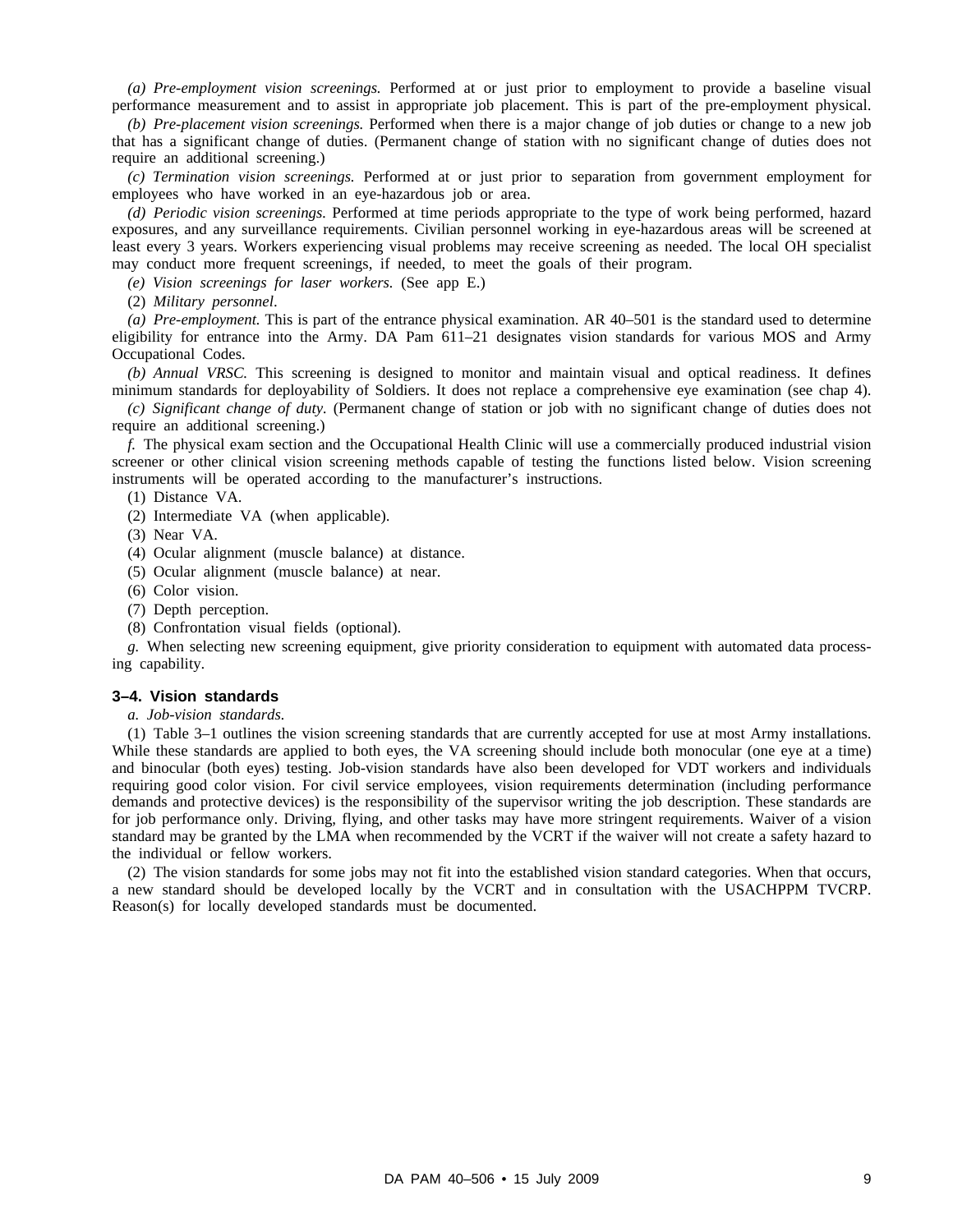*(a) Pre-employment vision screenings.* Performed at or just prior to employment to provide a baseline visual performance measurement and to assist in appropriate job placement. This is part of the pre-employment physical.

*(b) Pre-placement vision screenings.* Performed when there is a major change of job duties or change to a new job that has a significant change of duties. (Permanent change of station with no significant change of duties does not require an additional screening.)

*(c) Termination vision screenings.* Performed at or just prior to separation from government employment for employees who have worked in an eye-hazardous job or area.

*(d) Periodic vision screenings.* Performed at time periods appropriate to the type of work being performed, hazard exposures, and any surveillance requirements. Civilian personnel working in eye-hazardous areas will be screened at least every 3 years. Workers experiencing visual problems may receive screening as needed. The local OH specialist may conduct more frequent screenings, if needed, to meet the goals of their program.

*(e) Vision screenings for laser workers.* (See app E.)

(2) *Military personnel.*

*(a) Pre-employment.* This is part of the entrance physical examination. AR 40–501 is the standard used to determine eligibility for entrance into the Army. DA Pam 611–21 designates vision standards for various MOS and Army Occupational Codes.

*(b) Annual VRSC.* This screening is designed to monitor and maintain visual and optical readiness. It defines minimum standards for deployability of Soldiers. It does not replace a comprehensive eye examination (see chap 4).

*(c) Significant change of duty.* (Permanent change of station or job with no significant change of duties does not require an additional screening.)

*f.* The physical exam section and the Occupational Health Clinic will use a commercially produced industrial vision screener or other clinical vision screening methods capable of testing the functions listed below. Vision screening instruments will be operated according to the manufacturer's instructions.

(1) Distance VA.

(2) Intermediate VA (when applicable).

(3) Near VA.

(4) Ocular alignment (muscle balance) at distance.

(5) Ocular alignment (muscle balance) at near.

(6) Color vision.

(7) Depth perception.

(8) Confrontation visual fields (optional).

*g.* When selecting new screening equipment, give priority consideration to equipment with automated data processing capability.

### 3–4. Vision standards

*a. Job-vision standards.*

(1) Table 3–1 outlines the vision screening standards that are currently accepted for use at most Army installations. While these standards are applied to both eyes, the VA screening should include both monocular (one eye at a time) and binocular (both eyes) testing. Job-vision standards have also been developed for VDT workers and individuals requiring good color vision. For civil service employees, vision requirements determination (including performance demands and protective devices) is the responsibility of the supervisor writing the job description. These standards are for job performance only. Driving, flying, and other tasks may have more stringent requirements. Waiver of a vision standard may be granted by the LMA when recommended by the VCRT if the waiver will not create a safety hazard to the individual or fellow workers.

(2) The vision standards for some jobs may not fit into the established vision standard categories. When that occurs, a new standard should be developed locally by the VCRT and in consultation with the USACHPPM TVCRP. Reason(s) for locally developed standards must be documented.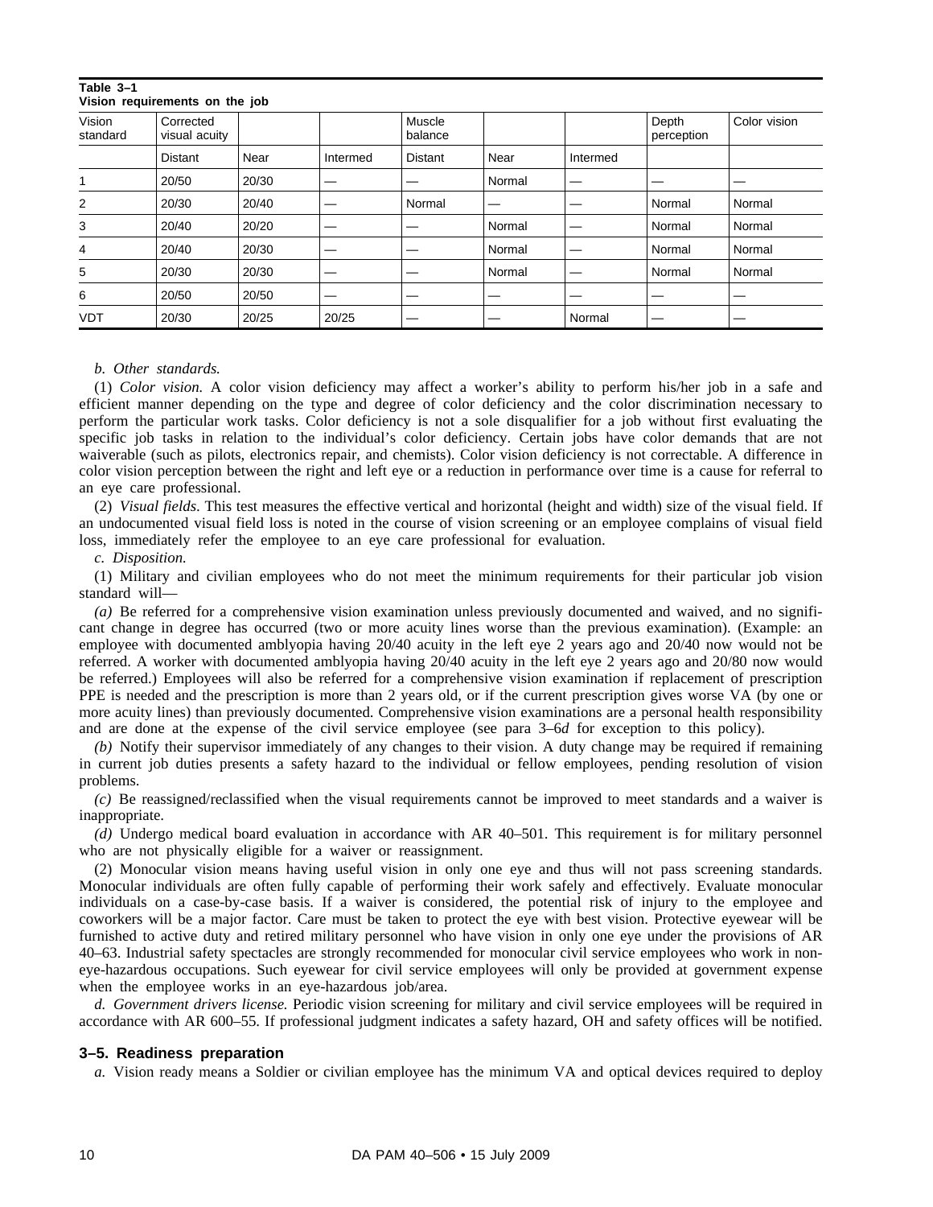**Table 3–1**
**Vision requirements on the job**

| Vision standard | Corrected visual acuity | | | Muscle balance | | | Depth perception | Color vision |
|---|---|---|---|---|---|---|---|---|
| | Distant | Near | Intermed | Distant | Near | Intermed | | |
| 1 | 20/50 | 20/30 | — | — | Normal | — | — | — |
| 2 | 20/30 | 20/40 | — | Normal | — | — | Normal | Normal |
| 3 | 20/40 | 20/20 | — | — | Normal | — | Normal | Normal |
| 4 | 20/40 | 20/30 | — | — | Normal | — | Normal | Normal |
| 5 | 20/30 | 20/30 | — | — | Normal | — | Normal | Normal |
| 6 | 20/50 | 20/50 | — | — | — | — | — | — |
| VDT | 20/30 | 20/25 | 20/25 | — | — | Normal | — | — |

*b. Other standards.*

(1) *Color vision.* A color vision deficiency may affect a worker's ability to perform his/her job in a safe and efficient manner depending on the type and degree of color deficiency and the color discrimination necessary to perform the particular work tasks. Color deficiency is not a sole disqualifier for a job without first evaluating the specific job tasks in relation to the individual's color deficiency. Certain jobs have color demands that are not waiverable (such as pilots, electronics repair, and chemists). Color vision deficiency is not correctable. A difference in color vision perception between the right and left eye or a reduction in performance over time is a cause for referral to an eye care professional.

(2) *Visual fields*. This test measures the effective vertical and horizontal (height and width) size of the visual field. If an undocumented visual field loss is noted in the course of vision screening or an employee complains of visual field loss, immediately refer the employee to an eye care professional for evaluation.

*c. Disposition.*

(1) Military and civilian employees who do not meet the minimum requirements for their particular job vision standard will—

*(a)* Be referred for a comprehensive vision examination unless previously documented and waived, and no significant change in degree has occurred (two or more acuity lines worse than the previous examination). (Example: an employee with documented amblyopia having 20/40 acuity in the left eye 2 years ago and 20/40 now would not be referred. A worker with documented amblyopia having 20/40 acuity in the left eye 2 years ago and 20/80 now would be referred.) Employees will also be referred for a comprehensive vision examination if replacement of prescription PPE is needed and the prescription is more than 2 years old, or if the current prescription gives worse VA (by one or more acuity lines) than previously documented. Comprehensive vision examinations are a personal health responsibility and are done at the expense of the civil service employee (see para 3–6*d* for exception to this policy).

*(b)* Notify their supervisor immediately of any changes to their vision. A duty change may be required if remaining in current job duties presents a safety hazard to the individual or fellow employees, pending resolution of vision problems.

*(c)* Be reassigned/reclassified when the visual requirements cannot be improved to meet standards and a waiver is inappropriate.

*(d)* Undergo medical board evaluation in accordance with AR 40–501. This requirement is for military personnel who are not physically eligible for a waiver or reassignment.

(2) Monocular vision means having useful vision in only one eye and thus will not pass screening standards. Monocular individuals are often fully capable of performing their work safely and effectively. Evaluate monocular individuals on a case-by-case basis. If a waiver is considered, the potential risk of injury to the employee and coworkers will be a major factor. Care must be taken to protect the eye with best vision. Protective eyewear will be furnished to active duty and retired military personnel who have vision in only one eye under the provisions of AR 40–63. Industrial safety spectacles are strongly recommended for monocular civil service employees who work in non-eye-hazardous occupations. Such eyewear for civil service employees will only be provided at government expense when the employee works in an eye-hazardous job/area.

*d. Government drivers license.* Periodic vision screening for military and civil service employees will be required in accordance with AR 600–55. If professional judgment indicates a safety hazard, OH and safety offices will be notified.

### 3–5. Readiness preparation

*a.* Vision ready means a Soldier or civilian employee has the minimum VA and optical devices required to deploy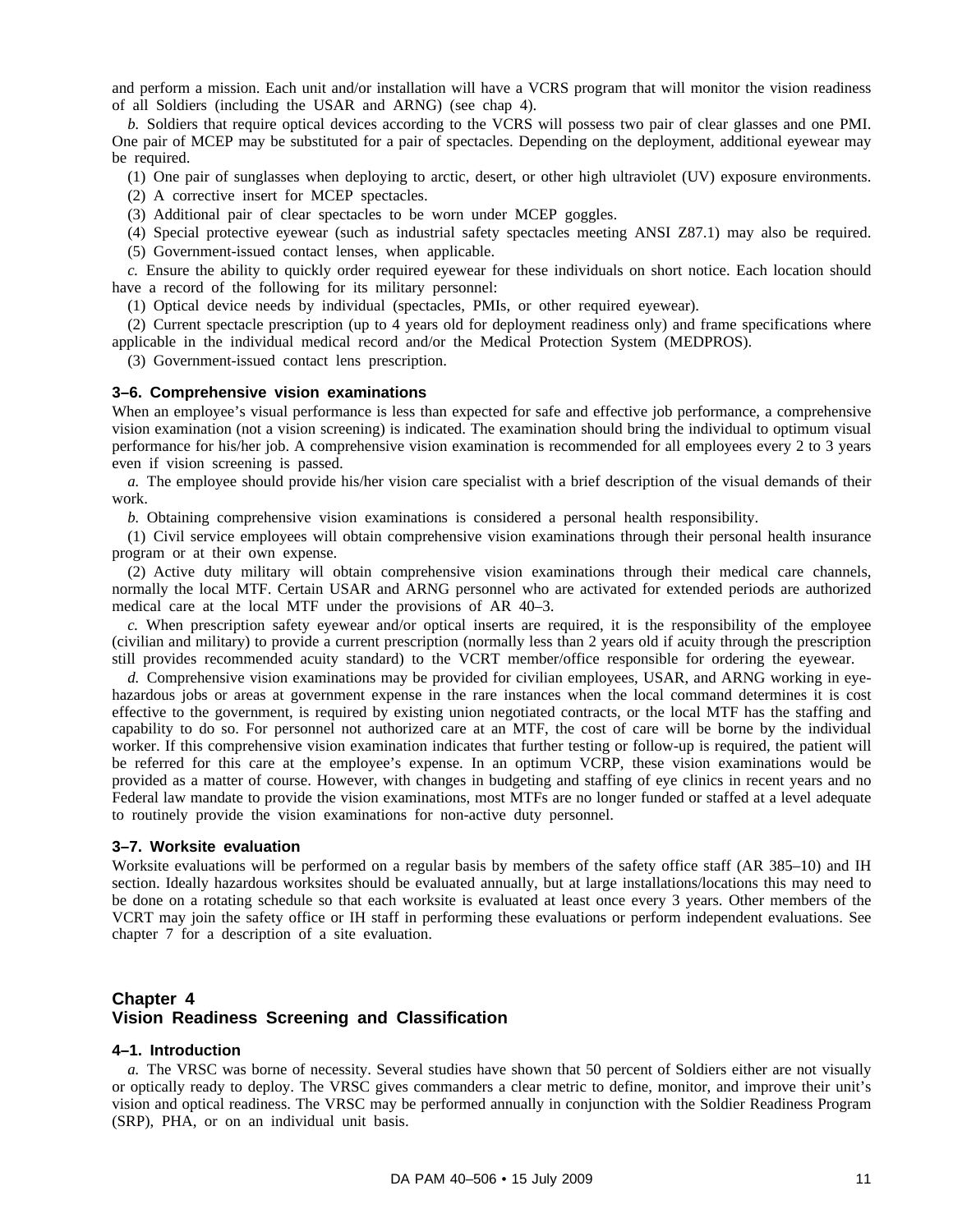and perform a mission. Each unit and/or installation will have a VCRS program that will monitor the vision readiness of all Soldiers (including the USAR and ARNG) (see chap 4).

*b.* Soldiers that require optical devices according to the VCRS will possess two pair of clear glasses and one PMI. One pair of MCEP may be substituted for a pair of spectacles. Depending on the deployment, additional eyewear may be required.

(1) One pair of sunglasses when deploying to arctic, desert, or other high ultraviolet (UV) exposure environments.

(2) A corrective insert for MCEP spectacles.

(3) Additional pair of clear spectacles to be worn under MCEP goggles.

(4) Special protective eyewear (such as industrial safety spectacles meeting ANSI Z87.1) may also be required.

(5) Government-issued contact lenses, when applicable.

*c.* Ensure the ability to quickly order required eyewear for these individuals on short notice. Each location should have a record of the following for its military personnel:

(1) Optical device needs by individual (spectacles, PMIs, or other required eyewear).

(2) Current spectacle prescription (up to 4 years old for deployment readiness only) and frame specifications where applicable in the individual medical record and/or the Medical Protection System (MEDPROS).

(3) Government-issued contact lens prescription.

### 3–6. Comprehensive vision examinations

When an employee's visual performance is less than expected for safe and effective job performance, a comprehensive vision examination (not a vision screening) is indicated. The examination should bring the individual to optimum visual performance for his/her job. A comprehensive vision examination is recommended for all employees every 2 to 3 years even if vision screening is passed.

*a.* The employee should provide his/her vision care specialist with a brief description of the visual demands of their work.

*b.* Obtaining comprehensive vision examinations is considered a personal health responsibility.

(1) Civil service employees will obtain comprehensive vision examinations through their personal health insurance program or at their own expense.

(2) Active duty military will obtain comprehensive vision examinations through their medical care channels, normally the local MTF. Certain USAR and ARNG personnel who are activated for extended periods are authorized medical care at the local MTF under the provisions of AR 40–3.

*c.* When prescription safety eyewear and/or optical inserts are required, it is the responsibility of the employee (civilian and military) to provide a current prescription (normally less than 2 years old if acuity through the prescription still provides recommended acuity standard) to the VCRT member/office responsible for ordering the eyewear.

*d.* Comprehensive vision examinations may be provided for civilian employees, USAR, and ARNG working in eye-hazardous jobs or areas at government expense in the rare instances when the local command determines it is cost effective to the government, is required by existing union negotiated contracts, or the local MTF has the staffing and capability to do so. For personnel not authorized care at an MTF, the cost of care will be borne by the individual worker. If this comprehensive vision examination indicates that further testing or follow-up is required, the patient will be referred for this care at the employee's expense. In an optimum VCRP, these vision examinations would be provided as a matter of course. However, with changes in budgeting and staffing of eye clinics in recent years and no Federal law mandate to provide the vision examinations, most MTFs are no longer funded or staffed at a level adequate to routinely provide the vision examinations for non-active duty personnel.

### 3–7. Worksite evaluation

Worksite evaluations will be performed on a regular basis by members of the safety office staff (AR 385–10) and IH section. Ideally hazardous worksites should be evaluated annually, but at large installations/locations this may need to be done on a rotating schedule so that each worksite is evaluated at least once every 3 years. Other members of the VCRT may join the safety office or IH staff in performing these evaluations or perform independent evaluations. See chapter 7 for a description of a site evaluation.

## Chapter 4
## Vision Readiness Screening and Classification

### 4–1. Introduction

*a.* The VRSC was borne of necessity. Several studies have shown that 50 percent of Soldiers either are not visually or optically ready to deploy. The VRSC gives commanders a clear metric to define, monitor, and improve their unit's vision and optical readiness. The VRSC may be performed annually in conjunction with the Soldier Readiness Program (SRP), PHA, or on an individual unit basis.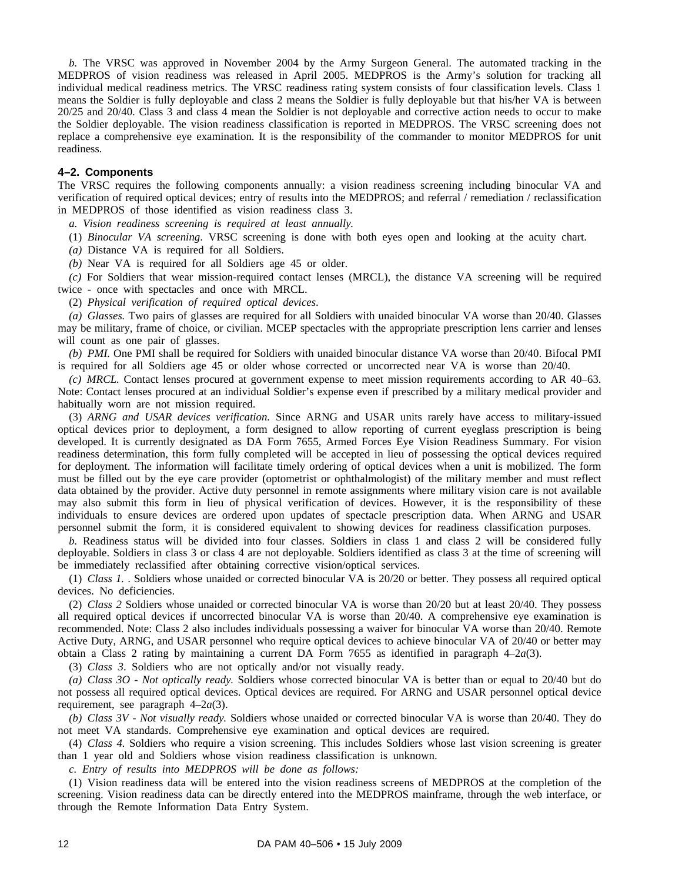*b.* The VRSC was approved in November 2004 by the Army Surgeon General. The automated tracking in the MEDPROS of vision readiness was released in April 2005. MEDPROS is the Army's solution for tracking all individual medical readiness metrics. The VRSC readiness rating system consists of four classification levels. Class 1 means the Soldier is fully deployable and class 2 means the Soldier is fully deployable but that his/her VA is between 20/25 and 20/40. Class 3 and class 4 mean the Soldier is not deployable and corrective action needs to occur to make the Soldier deployable. The vision readiness classification is reported in MEDPROS. The VRSC screening does not replace a comprehensive eye examination. It is the responsibility of the commander to monitor MEDPROS for unit readiness.

### 4–2. Components

The VRSC requires the following components annually: a vision readiness screening including binocular VA and verification of required optical devices; entry of results into the MEDPROS; and referral / remediation / reclassification in MEDPROS of those identified as vision readiness class 3.

*a. Vision readiness screening is required at least annually.*

(1) *Binocular VA screening*. VRSC screening is done with both eyes open and looking at the acuity chart.

*(a)* Distance VA is required for all Soldiers.

*(b)* Near VA is required for all Soldiers age 45 or older.

*(c)* For Soldiers that wear mission-required contact lenses (MRCL), the distance VA screening will be required twice - once with spectacles and once with MRCL.

(2) *Physical verification of required optical devices*.

*(a) Glasses.* Two pairs of glasses are required for all Soldiers with unaided binocular VA worse than 20/40. Glasses may be military, frame of choice, or civilian. MCEP spectacles with the appropriate prescription lens carrier and lenses will count as one pair of glasses.

*(b) PMI.* One PMI shall be required for Soldiers with unaided binocular distance VA worse than 20/40. Bifocal PMI is required for all Soldiers age 45 or older whose corrected or uncorrected near VA is worse than 20/40.

*(c) MRCL.* Contact lenses procured at government expense to meet mission requirements according to AR 40–63. Note: Contact lenses procured at an individual Soldier's expense even if prescribed by a military medical provider and habitually worn are not mission required.

(3) *ARNG and USAR devices verification.* Since ARNG and USAR units rarely have access to military-issued optical devices prior to deployment, a form designed to allow reporting of current eyeglass prescription is being developed. It is currently designated as DA Form 7655, Armed Forces Eye Vision Readiness Summary. For vision readiness determination, this form fully completed will be accepted in lieu of possessing the optical devices required for deployment. The information will facilitate timely ordering of optical devices when a unit is mobilized. The form must be filled out by the eye care provider (optometrist or ophthalmologist) of the military member and must reflect data obtained by the provider. Active duty personnel in remote assignments where military vision care is not available may also submit this form in lieu of physical verification of devices. However, it is the responsibility of these individuals to ensure devices are ordered upon updates of spectacle prescription data. When ARNG and USAR personnel submit the form, it is considered equivalent to showing devices for readiness classification purposes.

*b.* Readiness status will be divided into four classes. Soldiers in class 1 and class 2 will be considered fully deployable. Soldiers in class 3 or class 4 are not deployable. Soldiers identified as class 3 at the time of screening will be immediately reclassified after obtaining corrective vision/optical services.

(1) *Class 1.* . Soldiers whose unaided or corrected binocular VA is 20/20 or better. They possess all required optical devices. No deficiencies.

(2) *Class 2* Soldiers whose unaided or corrected binocular VA is worse than 20/20 but at least 20/40. They possess all required optical devices if uncorrected binocular VA is worse than 20/40. A comprehensive eye examination is recommended. Note: Class 2 also includes individuals possessing a waiver for binocular VA worse than 20/40. Remote Active Duty, ARNG, and USAR personnel who require optical devices to achieve binocular VA of 20/40 or better may obtain a Class 2 rating by maintaining a current DA Form 7655 as identified in paragraph 4–2*a*(3).

(3) *Class 3*. Soldiers who are not optically and/or not visually ready.

*(a) Class 3O - Not optically ready.* Soldiers whose corrected binocular VA is better than or equal to 20/40 but do not possess all required optical devices. Optical devices are required. For ARNG and USAR personnel optical device requirement, see paragraph 4–2*a*(3).

*(b) Class 3V - Not visually ready.* Soldiers whose unaided or corrected binocular VA is worse than 20/40. They do not meet VA standards. Comprehensive eye examination and optical devices are required.

(4) *Class 4.* Soldiers who require a vision screening. This includes Soldiers whose last vision screening is greater than 1 year old and Soldiers whose vision readiness classification is unknown.

*c. Entry of results into MEDPROS will be done as follows:*

(1) Vision readiness data will be entered into the vision readiness screens of MEDPROS at the completion of the screening. Vision readiness data can be directly entered into the MEDPROS mainframe, through the web interface, or through the Remote Information Data Entry System.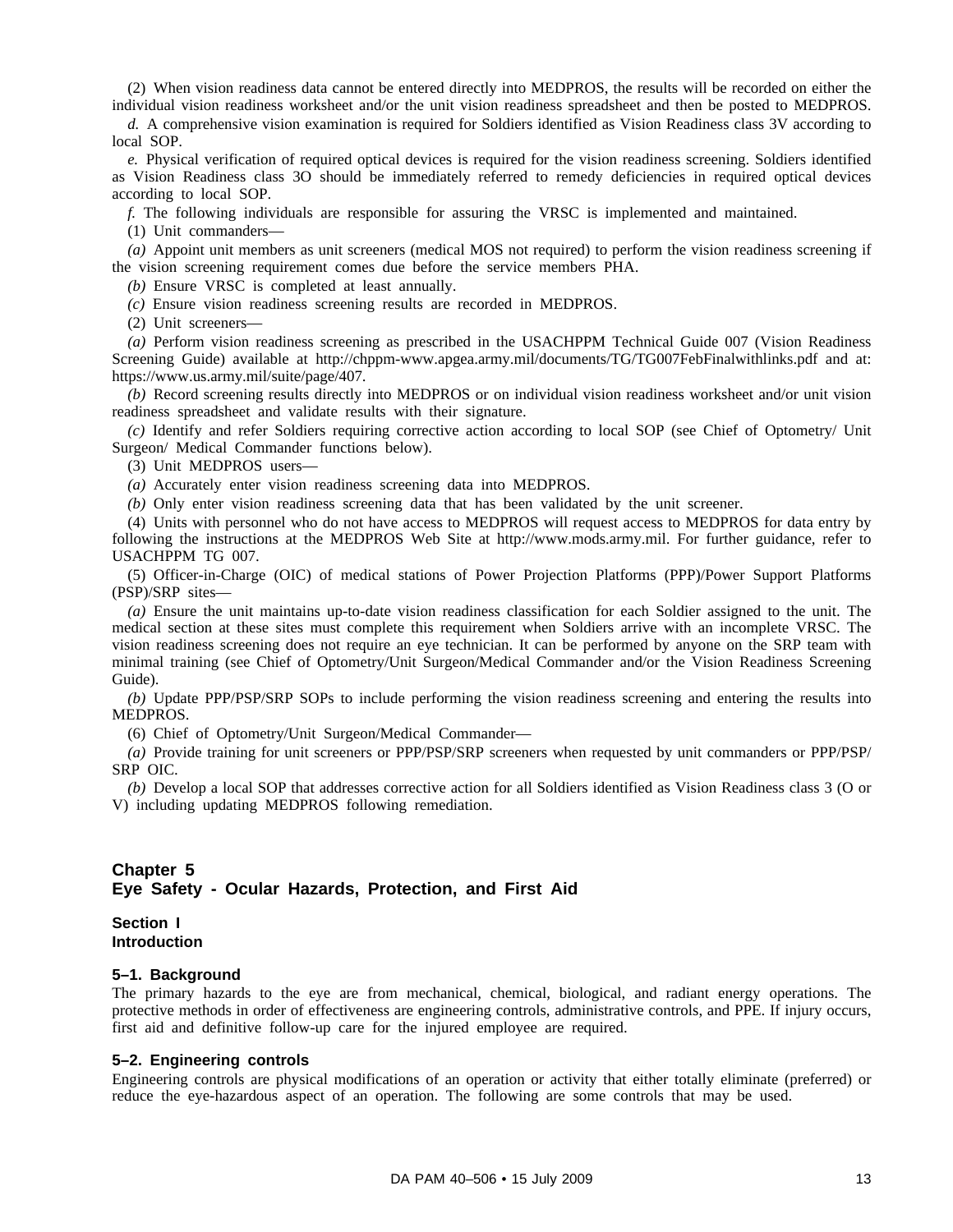(2) When vision readiness data cannot be entered directly into MEDPROS, the results will be recorded on either the individual vision readiness worksheet and/or the unit vision readiness spreadsheet and then be posted to MEDPROS.

*d.* A comprehensive vision examination is required for Soldiers identified as Vision Readiness class 3V according to local SOP.

*e.* Physical verification of required optical devices is required for the vision readiness screening. Soldiers identified as Vision Readiness class 3O should be immediately referred to remedy deficiencies in required optical devices according to local SOP.

*f.* The following individuals are responsible for assuring the VRSC is implemented and maintained.

(1) Unit commanders—

*(a)* Appoint unit members as unit screeners (medical MOS not required) to perform the vision readiness screening if the vision screening requirement comes due before the service members PHA.

*(b)* Ensure VRSC is completed at least annually.

*(c)* Ensure vision readiness screening results are recorded in MEDPROS.

(2) Unit screeners—

*(a)* Perform vision readiness screening as prescribed in the USACHPPM Technical Guide 007 (Vision Readiness Screening Guide) available at http://chppm-www.apgea.army.mil/documents/TG/TG007FebFinalwithlinks.pdf and at: https://www.us.army.mil/suite/page/407.

*(b)* Record screening results directly into MEDPROS or on individual vision readiness worksheet and/or unit vision readiness spreadsheet and validate results with their signature.

*(c)* Identify and refer Soldiers requiring corrective action according to local SOP (see Chief of Optometry/ Unit Surgeon/ Medical Commander functions below).

(3) Unit MEDPROS users—

*(a)* Accurately enter vision readiness screening data into MEDPROS.

*(b)* Only enter vision readiness screening data that has been validated by the unit screener.

(4) Units with personnel who do not have access to MEDPROS will request access to MEDPROS for data entry by following the instructions at the MEDPROS Web Site at http://www.mods.army.mil. For further guidance, refer to USACHPPM TG 007.

(5) Officer-in-Charge (OIC) of medical stations of Power Projection Platforms (PPP)/Power Support Platforms (PSP)/SRP sites—

*(a)* Ensure the unit maintains up-to-date vision readiness classification for each Soldier assigned to the unit. The medical section at these sites must complete this requirement when Soldiers arrive with an incomplete VRSC. The vision readiness screening does not require an eye technician. It can be performed by anyone on the SRP team with minimal training (see Chief of Optometry/Unit Surgeon/Medical Commander and/or the Vision Readiness Screening Guide).

*(b)* Update PPP/PSP/SRP SOPs to include performing the vision readiness screening and entering the results into MEDPROS.

(6) Chief of Optometry/Unit Surgeon/Medical Commander—

*(a)* Provide training for unit screeners or PPP/PSP/SRP screeners when requested by unit commanders or PPP/PSP/ SRP OIC.

*(b)* Develop a local SOP that addresses corrective action for all Soldiers identified as Vision Readiness class 3 (O or V) including updating MEDPROS following remediation.

# Chapter 5
# Eye Safety - Ocular Hazards, Protection, and First Aid

## Section I
## Introduction

### 5–1. Background

The primary hazards to the eye are from mechanical, chemical, biological, and radiant energy operations. The protective methods in order of effectiveness are engineering controls, administrative controls, and PPE. If injury occurs, first aid and definitive follow-up care for the injured employee are required.

### 5–2. Engineering controls

Engineering controls are physical modifications of an operation or activity that either totally eliminate (preferred) or reduce the eye-hazardous aspect of an operation. The following are some controls that may be used.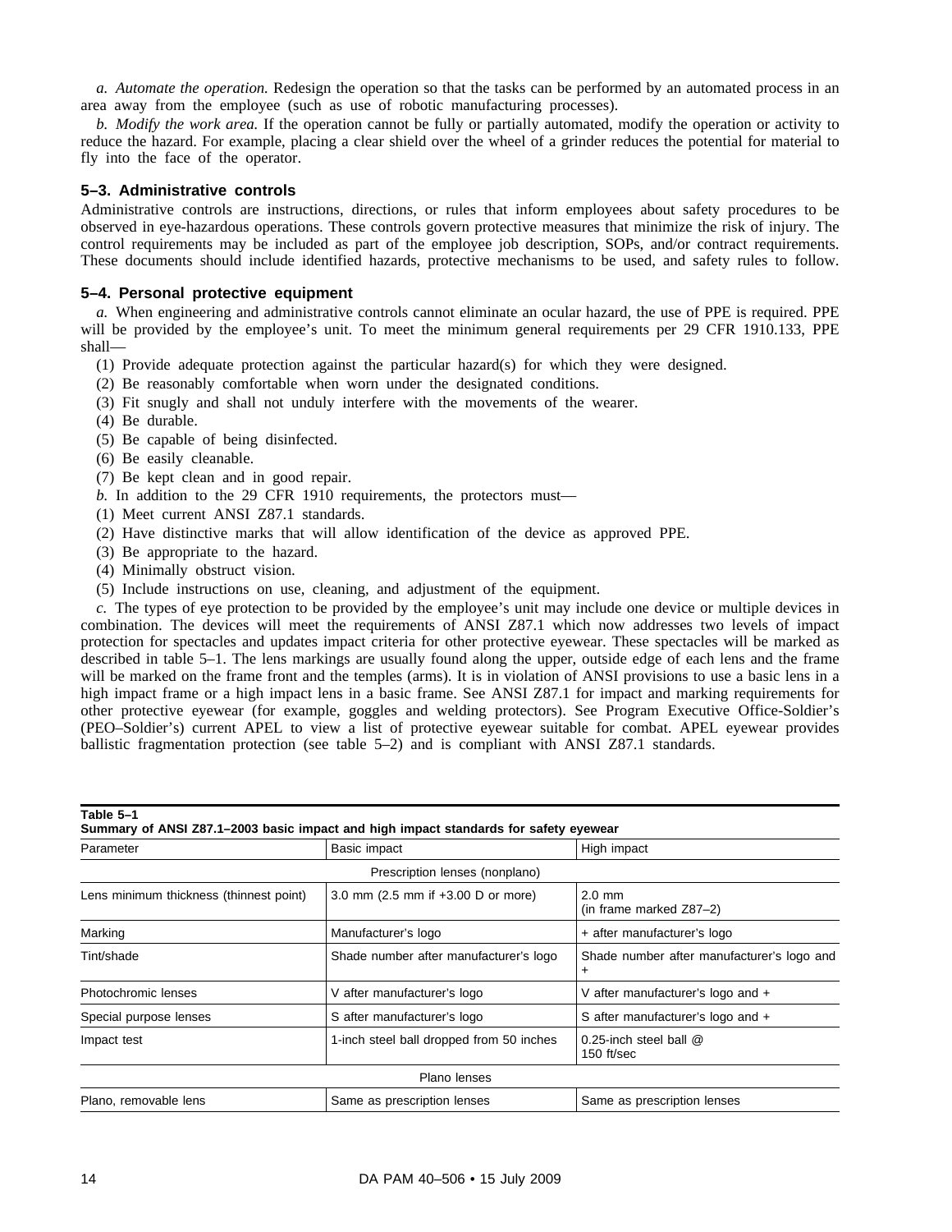*a. Automate the operation.* Redesign the operation so that the tasks can be performed by an automated process in an area away from the employee (such as use of robotic manufacturing processes).

*b. Modify the work area.* If the operation cannot be fully or partially automated, modify the operation or activity to reduce the hazard. For example, placing a clear shield over the wheel of a grinder reduces the potential for material to fly into the face of the operator.

### 5–3. Administrative controls

Administrative controls are instructions, directions, or rules that inform employees about safety procedures to be observed in eye-hazardous operations. These controls govern protective measures that minimize the risk of injury. The control requirements may be included as part of the employee job description, SOPs, and/or contract requirements. These documents should include identified hazards, protective mechanisms to be used, and safety rules to follow.

### 5–4. Personal protective equipment

*a.* When engineering and administrative controls cannot eliminate an ocular hazard, the use of PPE is required. PPE will be provided by the employee's unit. To meet the minimum general requirements per 29 CFR 1910.133, PPE shall—

(1) Provide adequate protection against the particular hazard(s) for which they were designed.

(2) Be reasonably comfortable when worn under the designated conditions.

(3) Fit snugly and shall not unduly interfere with the movements of the wearer.

(4) Be durable.

(5) Be capable of being disinfected.

(6) Be easily cleanable.

(7) Be kept clean and in good repair.

*b.* In addition to the 29 CFR 1910 requirements, the protectors must—

(1) Meet current ANSI Z87.1 standards.

(2) Have distinctive marks that will allow identification of the device as approved PPE.

(3) Be appropriate to the hazard.

(4) Minimally obstruct vision.

(5) Include instructions on use, cleaning, and adjustment of the equipment.

*c.* The types of eye protection to be provided by the employee's unit may include one device or multiple devices in combination. The devices will meet the requirements of ANSI Z87.1 which now addresses two levels of impact protection for spectacles and updates impact criteria for other protective eyewear. These spectacles will be marked as described in table 5–1. The lens markings are usually found along the upper, outside edge of each lens and the frame will be marked on the frame front and the temples (arms). It is in violation of ANSI provisions to use a basic lens in a high impact frame or a high impact lens in a basic frame. See ANSI Z87.1 for impact and marking requirements for other protective eyewear (for example, goggles and welding protectors). See Program Executive Office-Soldier's (PEO–Soldier's) current APEL to view a list of protective eyewear suitable for combat. APEL eyewear provides ballistic fragmentation protection (see table 5–2) and is compliant with ANSI Z87.1 standards.

**Table 5–1**
**Summary of ANSI Z87.1–2003 basic impact and high impact standards for safety eyewear**

| Parameter | Basic impact | High impact |
|---|---|---|
| Prescription lenses (nonplano) | | |
| Lens minimum thickness (thinnest point) | 3.0 mm (2.5 mm if +3.00 D or more) | 2.0 mm (in frame marked Z87–2) |
| Marking | Manufacturer's logo | + after manufacturer's logo |
| Tint/shade | Shade number after manufacturer's logo | Shade number after manufacturer's logo and + |
| Photochromic lenses | V after manufacturer's logo | V after manufacturer's logo and + |
| Special purpose lenses | S after manufacturer's logo | S after manufacturer's logo and + |
| Impact test | 1-inch steel ball dropped from 50 inches | 0.25-inch steel ball @ 150 ft/sec |
| Plano lenses | | |
| Plano, removable lens | Same as prescription lenses | Same as prescription lenses |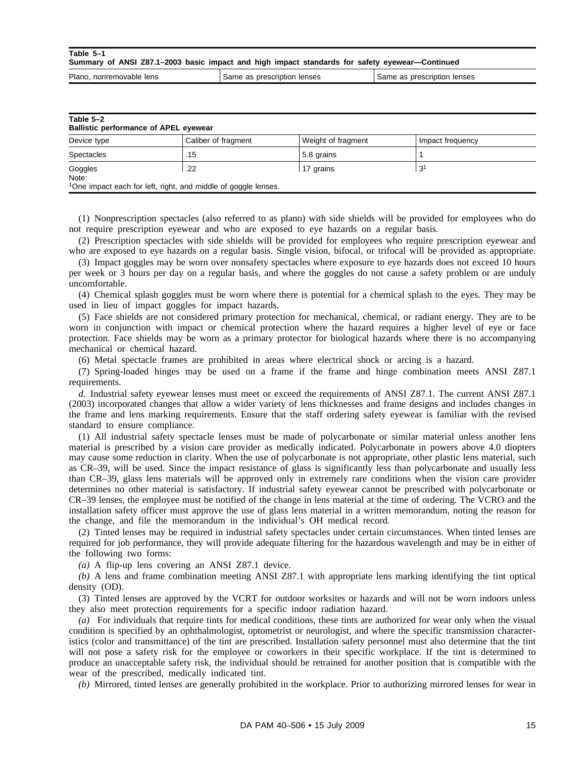**Table 5–1**
**Summary of ANSI Z87.1–2003 basic impact and high impact standards for safety eyewear—Continued**

| | | |
|---|---|---|
| Plano, nonremovable lens | Same as prescription lenses | Same as prescription lenses |

**Table 5–2**
**Ballistic performance of APEL eyewear**

| Device type | Caliber of fragment | Weight of fragment | Impact frequency |
|---|---|---|---|
| Spectacles | .15 | 5.8 grains | 1 |
| Goggles | .22 | 17 grains | 3[1] |

Note:
[1]One impact each for left, right, and middle of goggle lenses.

(1) Nonprescription spectacles (also referred to as plano) with side shields will be provided for employees who do not require prescription eyewear and who are exposed to eye hazards on a regular basis.

(2) Prescription spectacles with side shields will be provided for employees who require prescription eyewear and who are exposed to eye hazards on a regular basis. Single vision, bifocal, or trifocal will be provided as appropriate.

(3) Impact goggles may be worn over nonsafety spectacles where exposure to eye hazards does not exceed 10 hours per week or 3 hours per day on a regular basis, and where the goggles do not cause a safety problem or are unduly uncomfortable.

(4) Chemical splash goggles must be worn where there is potential for a chemical splash to the eyes. They may be used in lieu of impact goggles for impact hazards.

(5) Face shields are not considered primary protection for mechanical, chemical, or radiant energy. They are to be worn in conjunction with impact or chemical protection where the hazard requires a higher level of eye or face protection. Face shields may be worn as a primary protector for biological hazards where there is no accompanying mechanical or chemical hazard.

(6) Metal spectacle frames are prohibited in areas where electrical shock or arcing is a hazard.

(7) Spring-loaded hinges may be used on a frame if the frame and hinge combination meets ANSI Z87.1 requirements.

*d.* Industrial safety eyewear lenses must meet or exceed the requirements of ANSI Z87.1. The current ANSI Z87.1 (2003) incorporated changes that allow a wider variety of lens thicknesses and frame designs and includes changes in the frame and lens marking requirements. Ensure that the staff ordering safety eyewear is familiar with the revised standard to ensure compliance.

(1) All industrial safety spectacle lenses must be made of polycarbonate or similar material unless another lens material is prescribed by a vision care provider as medically indicated. Polycarbonate in powers above 4.0 diopters may cause some reduction in clarity. When the use of polycarbonate is not appropriate, other plastic lens material, such as CR–39, will be used. Since the impact resistance of glass is significantly less than polycarbonate and usually less than CR–39, glass lens materials will be approved only in extremely rare conditions when the vision care provider determines no other material is satisfactory. If industrial safety eyewear cannot be prescribed with polycarbonate or CR–39 lenses, the employee must be notified of the change in lens material at the time of ordering. The VCRO and the installation safety officer must approve the use of glass lens material in a written memorandum, noting the reason for the change, and file the memorandum in the individual's OH medical record.

(2) Tinted lenses may be required in industrial safety spectacles under certain circumstances. When tinted lenses are required for job performance, they will provide adequate filtering for the hazardous wavelength and may be in either of the following two forms:

*(a)* A flip-up lens covering an ANSI Z87.1 device.

*(b)* A lens and frame combination meeting ANSI Z87.1 with appropriate lens marking identifying the tint optical density (OD).

(3) Tinted lenses are approved by the VCRT for outdoor worksites or hazards and will not be worn indoors unless they also meet protection requirements for a specific indoor radiation hazard.

*(a)* For individuals that require tints for medical conditions, these tints are authorized for wear only when the visual condition is specified by an ophthalmologist, optometrist or neurologist, and where the specific transmission characteristics (color and transmittance) of the tint are prescribed. Installation safety personnel must also determine that the tint will not pose a safety risk for the employee or coworkers in their specific workplace. If the tint is determined to produce an unacceptable safety risk, the individual should be retrained for another position that is compatible with the wear of the prescribed, medically indicated tint.

*(b)* Mirrored, tinted lenses are generally prohibited in the workplace. Prior to authorizing mirrored lenses for wear in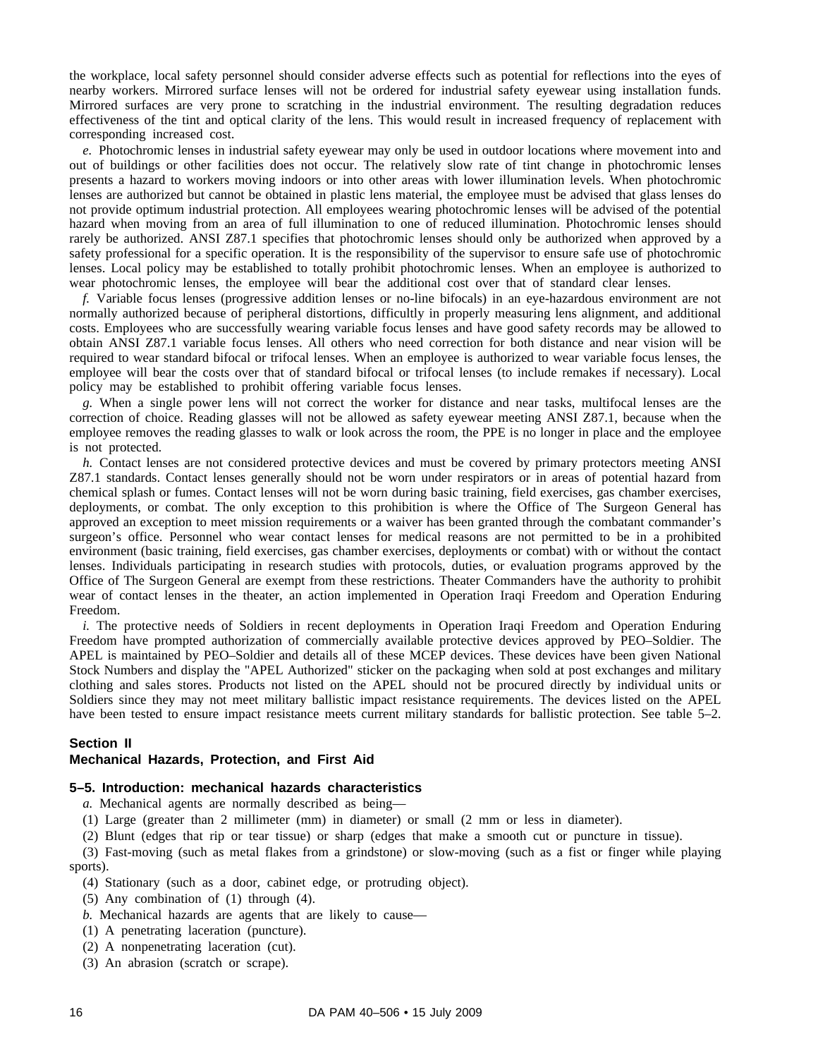the workplace, local safety personnel should consider adverse effects such as potential for reflections into the eyes of nearby workers. Mirrored surface lenses will not be ordered for industrial safety eyewear using installation funds. Mirrored surfaces are very prone to scratching in the industrial environment. The resulting degradation reduces effectiveness of the tint and optical clarity of the lens. This would result in increased frequency of replacement with corresponding increased cost.

*e.* Photochromic lenses in industrial safety eyewear may only be used in outdoor locations where movement into and out of buildings or other facilities does not occur. The relatively slow rate of tint change in photochromic lenses presents a hazard to workers moving indoors or into other areas with lower illumination levels. When photochromic lenses are authorized but cannot be obtained in plastic lens material, the employee must be advised that glass lenses do not provide optimum industrial protection. All employees wearing photochromic lenses will be advised of the potential hazard when moving from an area of full illumination to one of reduced illumination. Photochromic lenses should rarely be authorized. ANSI Z87.1 specifies that photochromic lenses should only be authorized when approved by a safety professional for a specific operation. It is the responsibility of the supervisor to ensure safe use of photochromic lenses. Local policy may be established to totally prohibit photochromic lenses. When an employee is authorized to wear photochromic lenses, the employee will bear the additional cost over that of standard clear lenses.

*f.* Variable focus lenses (progressive addition lenses or no-line bifocals) in an eye-hazardous environment are not normally authorized because of peripheral distortions, difficultly in properly measuring lens alignment, and additional costs. Employees who are successfully wearing variable focus lenses and have good safety records may be allowed to obtain ANSI Z87.1 variable focus lenses. All others who need correction for both distance and near vision will be required to wear standard bifocal or trifocal lenses. When an employee is authorized to wear variable focus lenses, the employee will bear the costs over that of standard bifocal or trifocal lenses (to include remakes if necessary). Local policy may be established to prohibit offering variable focus lenses.

*g.* When a single power lens will not correct the worker for distance and near tasks, multifocal lenses are the correction of choice. Reading glasses will not be allowed as safety eyewear meeting ANSI Z87.1, because when the employee removes the reading glasses to walk or look across the room, the PPE is no longer in place and the employee is not protected.

*h.* Contact lenses are not considered protective devices and must be covered by primary protectors meeting ANSI Z87.1 standards. Contact lenses generally should not be worn under respirators or in areas of potential hazard from chemical splash or fumes. Contact lenses will not be worn during basic training, field exercises, gas chamber exercises, deployments, or combat. The only exception to this prohibition is where the Office of The Surgeon General has approved an exception to meet mission requirements or a waiver has been granted through the combatant commander's surgeon's office. Personnel who wear contact lenses for medical reasons are not permitted to be in a prohibited environment (basic training, field exercises, gas chamber exercises, deployments or combat) with or without the contact lenses. Individuals participating in research studies with protocols, duties, or evaluation programs approved by the Office of The Surgeon General are exempt from these restrictions. Theater Commanders have the authority to prohibit wear of contact lenses in the theater, an action implemented in Operation Iraqi Freedom and Operation Enduring Freedom.

*i.* The protective needs of Soldiers in recent deployments in Operation Iraqi Freedom and Operation Enduring Freedom have prompted authorization of commercially available protective devices approved by PEO–Soldier. The APEL is maintained by PEO–Soldier and details all of these MCEP devices. These devices have been given National Stock Numbers and display the "APEL Authorized" sticker on the packaging when sold at post exchanges and military clothing and sales stores. Products not listed on the APEL should not be procured directly by individual units or Soldiers since they may not meet military ballistic impact resistance requirements. The devices listed on the APEL have been tested to ensure impact resistance meets current military standards for ballistic protection. See table 5–2.

## Section II
## Mechanical Hazards, Protection, and First Aid

### 5–5. Introduction: mechanical hazards characteristics

*a.* Mechanical agents are normally described as being—

(1) Large (greater than 2 millimeter (mm) in diameter) or small (2 mm or less in diameter).

(2) Blunt (edges that rip or tear tissue) or sharp (edges that make a smooth cut or puncture in tissue).

(3) Fast-moving (such as metal flakes from a grindstone) or slow-moving (such as a fist or finger while playing sports).

(4) Stationary (such as a door, cabinet edge, or protruding object).

(5) Any combination of (1) through (4).

*b.* Mechanical hazards are agents that are likely to cause—

(1) A penetrating laceration (puncture).

(2) A nonpenetrating laceration (cut).

(3) An abrasion (scratch or scrape).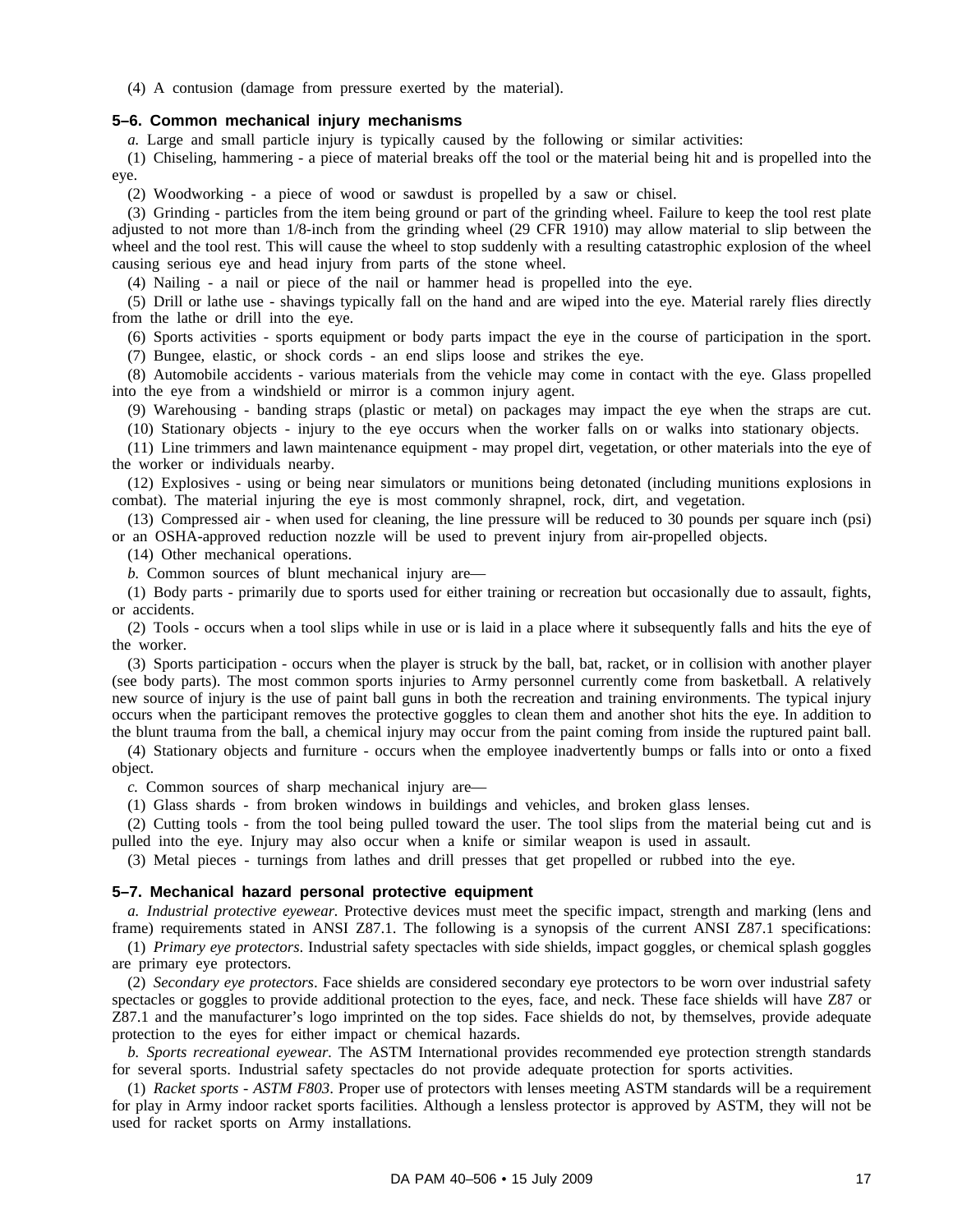(4) A contusion (damage from pressure exerted by the material).

### 5–6. Common mechanical injury mechanisms

*a.* Large and small particle injury is typically caused by the following or similar activities:

(1) Chiseling, hammering - a piece of material breaks off the tool or the material being hit and is propelled into the eye.

(2) Woodworking - a piece of wood or sawdust is propelled by a saw or chisel.

(3) Grinding - particles from the item being ground or part of the grinding wheel. Failure to keep the tool rest plate adjusted to not more than 1/8-inch from the grinding wheel (29 CFR 1910) may allow material to slip between the wheel and the tool rest. This will cause the wheel to stop suddenly with a resulting catastrophic explosion of the wheel causing serious eye and head injury from parts of the stone wheel.

(4) Nailing - a nail or piece of the nail or hammer head is propelled into the eye.

(5) Drill or lathe use - shavings typically fall on the hand and are wiped into the eye. Material rarely flies directly from the lathe or drill into the eye.

(6) Sports activities - sports equipment or body parts impact the eye in the course of participation in the sport.

(7) Bungee, elastic, or shock cords - an end slips loose and strikes the eye.

(8) Automobile accidents - various materials from the vehicle may come in contact with the eye. Glass propelled into the eye from a windshield or mirror is a common injury agent.

(9) Warehousing - banding straps (plastic or metal) on packages may impact the eye when the straps are cut.

(10) Stationary objects - injury to the eye occurs when the worker falls on or walks into stationary objects.

(11) Line trimmers and lawn maintenance equipment - may propel dirt, vegetation, or other materials into the eye of the worker or individuals nearby.

(12) Explosives - using or being near simulators or munitions being detonated (including munitions explosions in combat). The material injuring the eye is most commonly shrapnel, rock, dirt, and vegetation.

(13) Compressed air - when used for cleaning, the line pressure will be reduced to 30 pounds per square inch (psi) or an OSHA-approved reduction nozzle will be used to prevent injury from air-propelled objects.

(14) Other mechanical operations.

*b.* Common sources of blunt mechanical injury are—

(1) Body parts - primarily due to sports used for either training or recreation but occasionally due to assault, fights, or accidents.

(2) Tools - occurs when a tool slips while in use or is laid in a place where it subsequently falls and hits the eye of the worker.

(3) Sports participation - occurs when the player is struck by the ball, bat, racket, or in collision with another player (see body parts). The most common sports injuries to Army personnel currently come from basketball. A relatively new source of injury is the use of paint ball guns in both the recreation and training environments. The typical injury occurs when the participant removes the protective goggles to clean them and another shot hits the eye. In addition to the blunt trauma from the ball, a chemical injury may occur from the paint coming from inside the ruptured paint ball.

(4) Stationary objects and furniture - occurs when the employee inadvertently bumps or falls into or onto a fixed object.

*c.* Common sources of sharp mechanical injury are—

(1) Glass shards - from broken windows in buildings and vehicles, and broken glass lenses.

(2) Cutting tools - from the tool being pulled toward the user. The tool slips from the material being cut and is pulled into the eye. Injury may also occur when a knife or similar weapon is used in assault.

(3) Metal pieces - turnings from lathes and drill presses that get propelled or rubbed into the eye.

### 5–7. Mechanical hazard personal protective equipment

*a. Industrial protective eyewear.* Protective devices must meet the specific impact, strength and marking (lens and frame) requirements stated in ANSI Z87.1. The following is a synopsis of the current ANSI Z87.1 specifications:

(1) *Primary eye protectors.* Industrial safety spectacles with side shields, impact goggles, or chemical splash goggles are primary eye protectors.

(2) *Secondary eye protectors*. Face shields are considered secondary eye protectors to be worn over industrial safety spectacles or goggles to provide additional protection to the eyes, face, and neck. These face shields will have Z87 or Z87.1 and the manufacturer's logo imprinted on the top sides. Face shields do not, by themselves, provide adequate protection to the eyes for either impact or chemical hazards.

*b. Sports recreational eyewear*. The ASTM International provides recommended eye protection strength standards for several sports. Industrial safety spectacles do not provide adequate protection for sports activities.

(1) *Racket sports - ASTM F803*. Proper use of protectors with lenses meeting ASTM standards will be a requirement for play in Army indoor racket sports facilities. Although a lensless protector is approved by ASTM, they will not be used for racket sports on Army installations.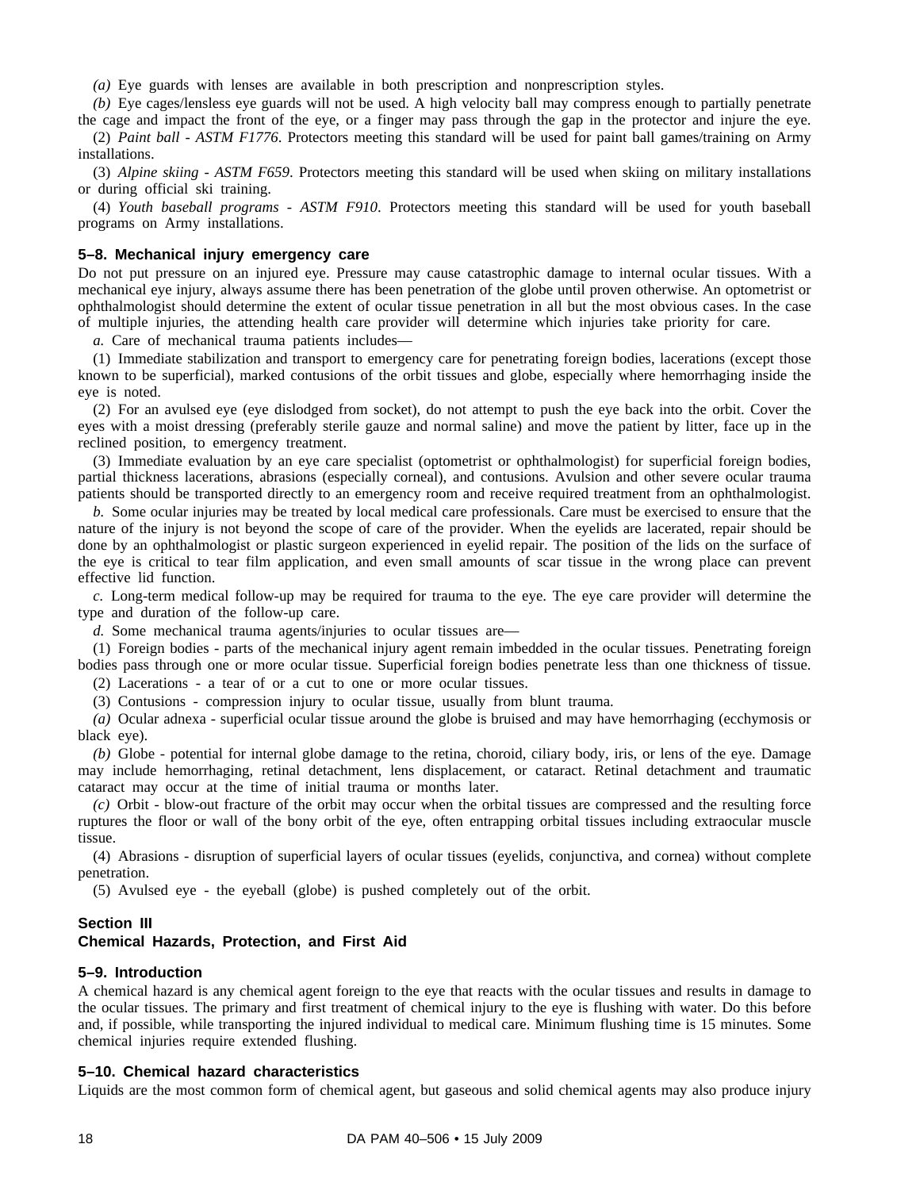*(a)* Eye guards with lenses are available in both prescription and nonprescription styles.

*(b)* Eye cages/lensless eye guards will not be used. A high velocity ball may compress enough to partially penetrate the cage and impact the front of the eye, or a finger may pass through the gap in the protector and injure the eye.

(2) *Paint ball - ASTM F1776*. Protectors meeting this standard will be used for paint ball games/training on Army installations.

(3) *Alpine skiing - ASTM F659*. Protectors meeting this standard will be used when skiing on military installations or during official ski training.

(4) *Youth baseball programs - ASTM F910*. Protectors meeting this standard will be used for youth baseball programs on Army installations.

### 5–8. Mechanical injury emergency care

Do not put pressure on an injured eye. Pressure may cause catastrophic damage to internal ocular tissues. With a mechanical eye injury, always assume there has been penetration of the globe until proven otherwise. An optometrist or ophthalmologist should determine the extent of ocular tissue penetration in all but the most obvious cases. In the case of multiple injuries, the attending health care provider will determine which injuries take priority for care.

*a.* Care of mechanical trauma patients includes—

(1) Immediate stabilization and transport to emergency care for penetrating foreign bodies, lacerations (except those known to be superficial), marked contusions of the orbit tissues and globe, especially where hemorrhaging inside the eye is noted.

(2) For an avulsed eye (eye dislodged from socket), do not attempt to push the eye back into the orbit. Cover the eyes with a moist dressing (preferably sterile gauze and normal saline) and move the patient by litter, face up in the reclined position, to emergency treatment.

(3) Immediate evaluation by an eye care specialist (optometrist or ophthalmologist) for superficial foreign bodies, partial thickness lacerations, abrasions (especially corneal), and contusions. Avulsion and other severe ocular trauma patients should be transported directly to an emergency room and receive required treatment from an ophthalmologist.

*b.* Some ocular injuries may be treated by local medical care professionals. Care must be exercised to ensure that the nature of the injury is not beyond the scope of care of the provider. When the eyelids are lacerated, repair should be done by an ophthalmologist or plastic surgeon experienced in eyelid repair. The position of the lids on the surface of the eye is critical to tear film application, and even small amounts of scar tissue in the wrong place can prevent effective lid function.

*c.* Long-term medical follow-up may be required for trauma to the eye. The eye care provider will determine the type and duration of the follow-up care.

*d.* Some mechanical trauma agents/injuries to ocular tissues are—

(1) Foreign bodies - parts of the mechanical injury agent remain imbedded in the ocular tissues. Penetrating foreign bodies pass through one or more ocular tissue. Superficial foreign bodies penetrate less than one thickness of tissue.

(2) Lacerations - a tear of or a cut to one or more ocular tissues.

(3) Contusions - compression injury to ocular tissue, usually from blunt trauma.

*(a)* Ocular adnexa - superficial ocular tissue around the globe is bruised and may have hemorrhaging (ecchymosis or black eye).

*(b)* Globe - potential for internal globe damage to the retina, choroid, ciliary body, iris, or lens of the eye. Damage may include hemorrhaging, retinal detachment, lens displacement, or cataract. Retinal detachment and traumatic cataract may occur at the time of initial trauma or months later.

*(c)* Orbit - blow-out fracture of the orbit may occur when the orbital tissues are compressed and the resulting force ruptures the floor or wall of the bony orbit of the eye, often entrapping orbital tissues including extraocular muscle tissue.

(4) Abrasions - disruption of superficial layers of ocular tissues (eyelids, conjunctiva, and cornea) without complete penetration.

(5) Avulsed eye - the eyeball (globe) is pushed completely out of the orbit.

## Section III
## Chemical Hazards, Protection, and First Aid

### 5–9. Introduction

A chemical hazard is any chemical agent foreign to the eye that reacts with the ocular tissues and results in damage to the ocular tissues. The primary and first treatment of chemical injury to the eye is flushing with water. Do this before and, if possible, while transporting the injured individual to medical care. Minimum flushing time is 15 minutes. Some chemical injuries require extended flushing.

### 5–10. Chemical hazard characteristics

Liquids are the most common form of chemical agent, but gaseous and solid chemical agents may also produce injury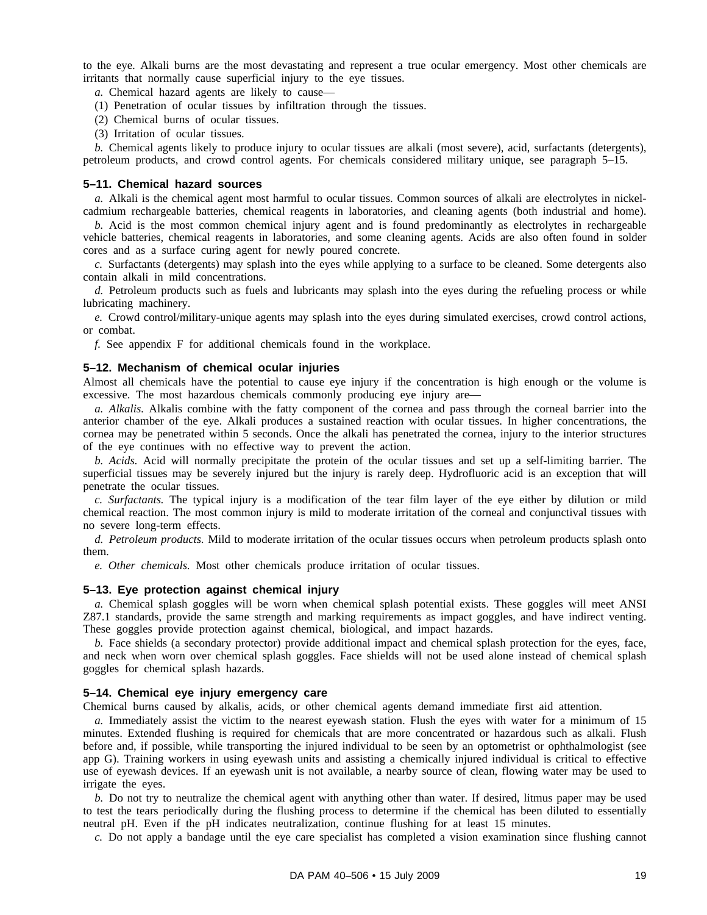to the eye. Alkali burns are the most devastating and represent a true ocular emergency. Most other chemicals are irritants that normally cause superficial injury to the eye tissues.

*a.* Chemical hazard agents are likely to cause—

(1) Penetration of ocular tissues by infiltration through the tissues.

(2) Chemical burns of ocular tissues.

(3) Irritation of ocular tissues.

*b.* Chemical agents likely to produce injury to ocular tissues are alkali (most severe), acid, surfactants (detergents), petroleum products, and crowd control agents. For chemicals considered military unique, see paragraph 5–15.

### 5–11. Chemical hazard sources

*a.* Alkali is the chemical agent most harmful to ocular tissues. Common sources of alkali are electrolytes in nickel-cadmium rechargeable batteries, chemical reagents in laboratories, and cleaning agents (both industrial and home).

*b.* Acid is the most common chemical injury agent and is found predominantly as electrolytes in rechargeable vehicle batteries, chemical reagents in laboratories, and some cleaning agents. Acids are also often found in solder cores and as a surface curing agent for newly poured concrete.

*c.* Surfactants (detergents) may splash into the eyes while applying to a surface to be cleaned. Some detergents also contain alkali in mild concentrations.

*d.* Petroleum products such as fuels and lubricants may splash into the eyes during the refueling process or while lubricating machinery.

*e.* Crowd control/military-unique agents may splash into the eyes during simulated exercises, crowd control actions, or combat.

*f.* See appendix F for additional chemicals found in the workplace.

### 5–12. Mechanism of chemical ocular injuries

Almost all chemicals have the potential to cause eye injury if the concentration is high enough or the volume is excessive. The most hazardous chemicals commonly producing eye injury are—

*a. Alkalis.* Alkalis combine with the fatty component of the cornea and pass through the corneal barrier into the anterior chamber of the eye. Alkali produces a sustained reaction with ocular tissues. In higher concentrations, the cornea may be penetrated within 5 seconds. Once the alkali has penetrated the cornea, injury to the interior structures of the eye continues with no effective way to prevent the action.

*b. Acids.* Acid will normally precipitate the protein of the ocular tissues and set up a self-limiting barrier. The superficial tissues may be severely injured but the injury is rarely deep. Hydrofluoric acid is an exception that will penetrate the ocular tissues.

*c. Surfactants.* The typical injury is a modification of the tear film layer of the eye either by dilution or mild chemical reaction. The most common injury is mild to moderate irritation of the corneal and conjunctival tissues with no severe long-term effects.

*d. Petroleum products.* Mild to moderate irritation of the ocular tissues occurs when petroleum products splash onto them.

*e. Other chemicals.* Most other chemicals produce irritation of ocular tissues.

### 5–13. Eye protection against chemical injury

*a.* Chemical splash goggles will be worn when chemical splash potential exists. These goggles will meet ANSI Z87.1 standards, provide the same strength and marking requirements as impact goggles, and have indirect venting. These goggles provide protection against chemical, biological, and impact hazards.

*b.* Face shields (a secondary protector) provide additional impact and chemical splash protection for the eyes, face, and neck when worn over chemical splash goggles. Face shields will not be used alone instead of chemical splash goggles for chemical splash hazards.

### 5–14. Chemical eye injury emergency care

Chemical burns caused by alkalis, acids, or other chemical agents demand immediate first aid attention.

*a.* Immediately assist the victim to the nearest eyewash station. Flush the eyes with water for a minimum of 15 minutes. Extended flushing is required for chemicals that are more concentrated or hazardous such as alkali. Flush before and, if possible, while transporting the injured individual to be seen by an optometrist or ophthalmologist (see app G). Training workers in using eyewash units and assisting a chemically injured individual is critical to effective use of eyewash devices. If an eyewash unit is not available, a nearby source of clean, flowing water may be used to irrigate the eyes.

*b.* Do not try to neutralize the chemical agent with anything other than water. If desired, litmus paper may be used to test the tears periodically during the flushing process to determine if the chemical has been diluted to essentially neutral pH. Even if the pH indicates neutralization, continue flushing for at least 15 minutes.

*c.* Do not apply a bandage until the eye care specialist has completed a vision examination since flushing cannot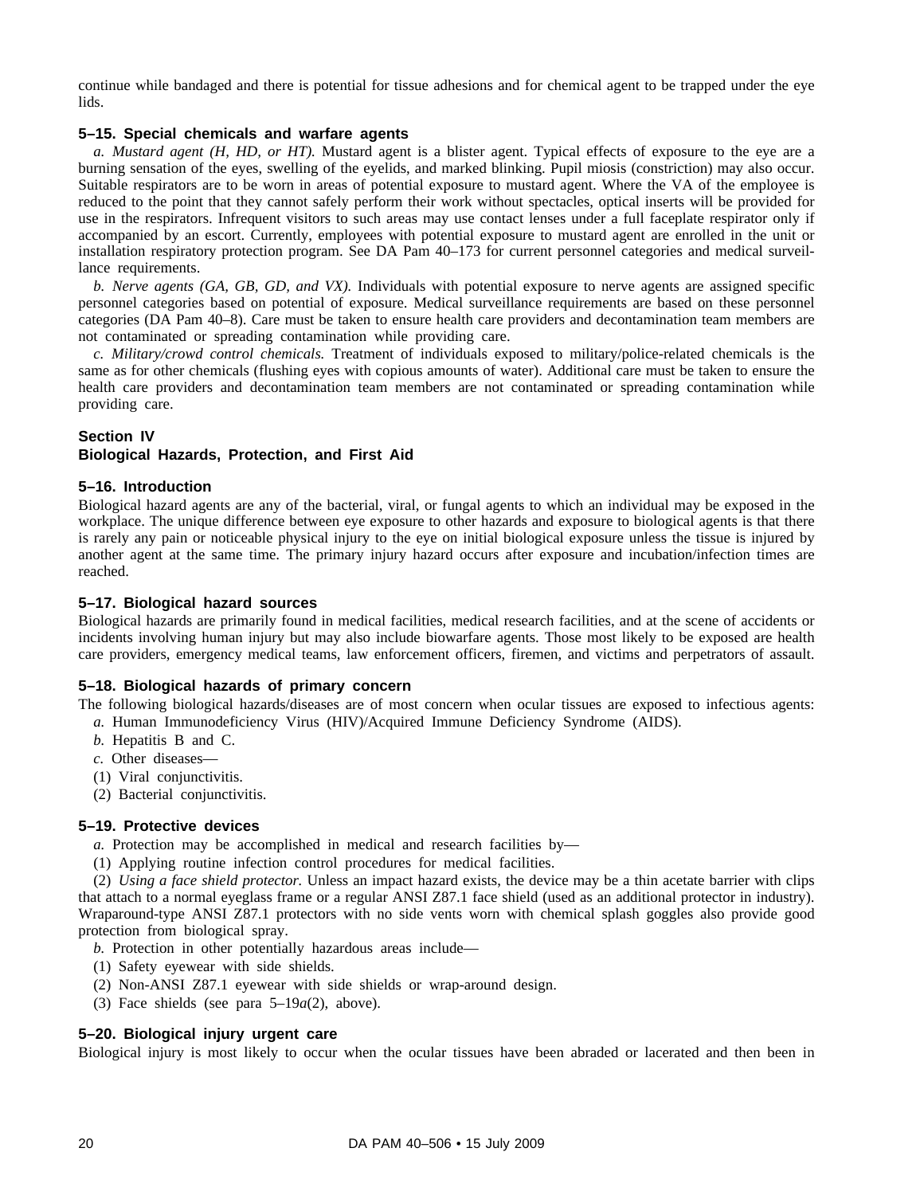continue while bandaged and there is potential for tissue adhesions and for chemical agent to be trapped under the eye lids.

### 5–15. Special chemicals and warfare agents

*a. Mustard agent (H, HD, or HT).* Mustard agent is a blister agent. Typical effects of exposure to the eye are a burning sensation of the eyes, swelling of the eyelids, and marked blinking. Pupil miosis (constriction) may also occur. Suitable respirators are to be worn in areas of potential exposure to mustard agent. Where the VA of the employee is reduced to the point that they cannot safely perform their work without spectacles, optical inserts will be provided for use in the respirators. Infrequent visitors to such areas may use contact lenses under a full faceplate respirator only if accompanied by an escort. Currently, employees with potential exposure to mustard agent are enrolled in the unit or installation respiratory protection program. See DA Pam 40–173 for current personnel categories and medical surveillance requirements.

*b. Nerve agents (GA, GB, GD, and VX).* Individuals with potential exposure to nerve agents are assigned specific personnel categories based on potential of exposure. Medical surveillance requirements are based on these personnel categories (DA Pam 40–8). Care must be taken to ensure health care providers and decontamination team members are not contaminated or spreading contamination while providing care.

*c. Military/crowd control chemicals.* Treatment of individuals exposed to military/police-related chemicals is the same as for other chemicals (flushing eyes with copious amounts of water). Additional care must be taken to ensure the health care providers and decontamination team members are not contaminated or spreading contamination while providing care.

## Section IV
## Biological Hazards, Protection, and First Aid

### 5–16. Introduction

Biological hazard agents are any of the bacterial, viral, or fungal agents to which an individual may be exposed in the workplace. The unique difference between eye exposure to other hazards and exposure to biological agents is that there is rarely any pain or noticeable physical injury to the eye on initial biological exposure unless the tissue is injured by another agent at the same time. The primary injury hazard occurs after exposure and incubation/infection times are reached.

### 5–17. Biological hazard sources

Biological hazards are primarily found in medical facilities, medical research facilities, and at the scene of accidents or incidents involving human injury but may also include biowarfare agents. Those most likely to be exposed are health care providers, emergency medical teams, law enforcement officers, firemen, and victims and perpetrators of assault.

### 5–18. Biological hazards of primary concern

The following biological hazards/diseases are of most concern when ocular tissues are exposed to infectious agents:

*a.* Human Immunodeficiency Virus (HIV)/Acquired Immune Deficiency Syndrome (AIDS).

*b.* Hepatitis B and C.

*c.* Other diseases—

(1) Viral conjunctivitis.

(2) Bacterial conjunctivitis.

### 5–19. Protective devices

*a.* Protection may be accomplished in medical and research facilities by—

(1) Applying routine infection control procedures for medical facilities.

(2) *Using a face shield protector.* Unless an impact hazard exists, the device may be a thin acetate barrier with clips that attach to a normal eyeglass frame or a regular ANSI Z87.1 face shield (used as an additional protector in industry). Wraparound-type ANSI Z87.1 protectors with no side vents worn with chemical splash goggles also provide good protection from biological spray.

*b.* Protection in other potentially hazardous areas include—

(1) Safety eyewear with side shields.

(2) Non-ANSI Z87.1 eyewear with side shields or wrap-around design.

(3) Face shields (see para 5–19*a*(2), above).

### 5–20. Biological injury urgent care

Biological injury is most likely to occur when the ocular tissues have been abraded or lacerated and then been in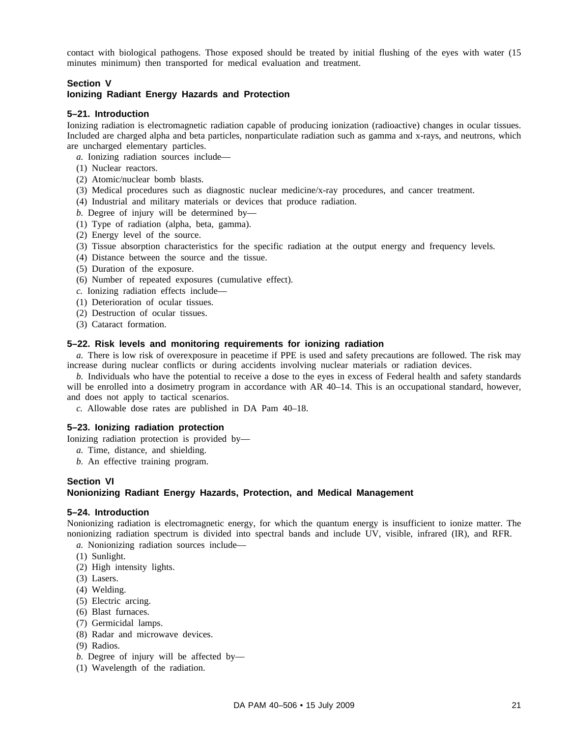contact with biological pathogens. Those exposed should be treated by initial flushing of the eyes with water (15 minutes minimum) then transported for medical evaluation and treatment.

## Section V
## Ionizing Radiant Energy Hazards and Protection

### 5–21. Introduction

Ionizing radiation is electromagnetic radiation capable of producing ionization (radioactive) changes in ocular tissues. Included are charged alpha and beta particles, nonparticulate radiation such as gamma and x-rays, and neutrons, which are uncharged elementary particles.

*a.* Ionizing radiation sources include—

(1) Nuclear reactors.

(2) Atomic/nuclear bomb blasts.

(3) Medical procedures such as diagnostic nuclear medicine/x-ray procedures, and cancer treatment.

(4) Industrial and military materials or devices that produce radiation.

*b.* Degree of injury will be determined by—

(1) Type of radiation (alpha, beta, gamma).

(2) Energy level of the source.

(3) Tissue absorption characteristics for the specific radiation at the output energy and frequency levels.

(4) Distance between the source and the tissue.

(5) Duration of the exposure.

(6) Number of repeated exposures (cumulative effect).

*c.* Ionizing radiation effects include—

(1) Deterioration of ocular tissues.

(2) Destruction of ocular tissues.

(3) Cataract formation.

### 5–22. Risk levels and monitoring requirements for ionizing radiation

*a.* There is low risk of overexposure in peacetime if PPE is used and safety precautions are followed. The risk may increase during nuclear conflicts or during accidents involving nuclear materials or radiation devices.

*b.* Individuals who have the potential to receive a dose to the eyes in excess of Federal health and safety standards will be enrolled into a dosimetry program in accordance with AR 40–14. This is an occupational standard, however, and does not apply to tactical scenarios.

*c.* Allowable dose rates are published in DA Pam 40–18.

### 5–23. Ionizing radiation protection

Ionizing radiation protection is provided by—

*a.* Time, distance, and shielding.

*b.* An effective training program.

## Section VI
## Nonionizing Radiant Energy Hazards, Protection, and Medical Management

### 5–24. Introduction

Nonionizing radiation is electromagnetic energy, for which the quantum energy is insufficient to ionize matter. The nonionizing radiation spectrum is divided into spectral bands and include UV, visible, infrared (IR), and RFR.

*a.* Nonionizing radiation sources include—

(1) Sunlight.

(2) High intensity lights.

(3) Lasers.

(4) Welding.

(5) Electric arcing.

(6) Blast furnaces.

(7) Germicidal lamps.

(8) Radar and microwave devices.

(9) Radios.

*b.* Degree of injury will be affected by—

(1) Wavelength of the radiation.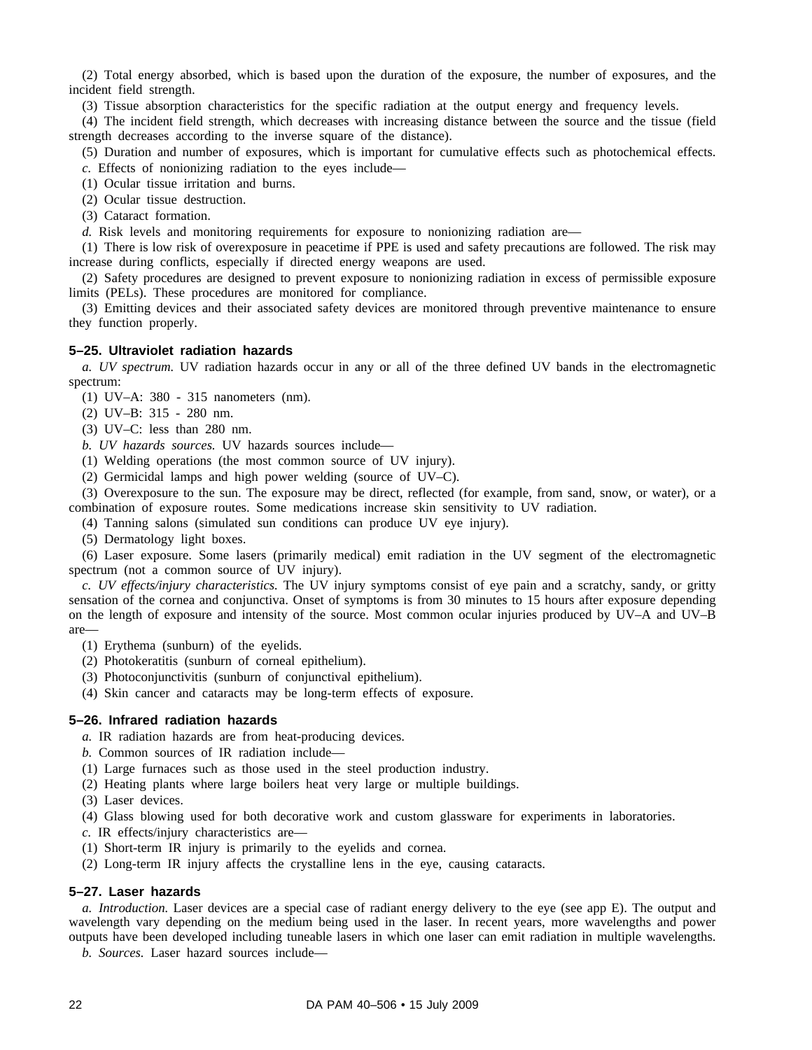(2) Total energy absorbed, which is based upon the duration of the exposure, the number of exposures, and the incident field strength.

(3) Tissue absorption characteristics for the specific radiation at the output energy and frequency levels.

(4) The incident field strength, which decreases with increasing distance between the source and the tissue (field strength decreases according to the inverse square of the distance).

(5) Duration and number of exposures, which is important for cumulative effects such as photochemical effects.

*c.* Effects of nonionizing radiation to the eyes include—

(1) Ocular tissue irritation and burns.

(2) Ocular tissue destruction.

(3) Cataract formation.

*d.* Risk levels and monitoring requirements for exposure to nonionizing radiation are—

(1) There is low risk of overexposure in peacetime if PPE is used and safety precautions are followed. The risk may increase during conflicts, especially if directed energy weapons are used.

(2) Safety procedures are designed to prevent exposure to nonionizing radiation in excess of permissible exposure limits (PELs). These procedures are monitored for compliance.

(3) Emitting devices and their associated safety devices are monitored through preventive maintenance to ensure they function properly.

## 5–25. Ultraviolet radiation hazards

*a. UV spectrum.* UV radiation hazards occur in any or all of the three defined UV bands in the electromagnetic spectrum:

(1) UV–A: 380 - 315 nanometers (nm).

(2) UV–B: 315 - 280 nm.

(3) UV–C: less than 280 nm.

*b. UV hazards sources.* UV hazards sources include—

(1) Welding operations (the most common source of UV injury).

(2) Germicidal lamps and high power welding (source of UV–C).

(3) Overexposure to the sun. The exposure may be direct, reflected (for example, from sand, snow, or water), or a combination of exposure routes. Some medications increase skin sensitivity to UV radiation.

(4) Tanning salons (simulated sun conditions can produce UV eye injury).

(5) Dermatology light boxes.

(6) Laser exposure. Some lasers (primarily medical) emit radiation in the UV segment of the electromagnetic spectrum (not a common source of UV injury).

*c. UV effects/injury characteristics.* The UV injury symptoms consist of eye pain and a scratchy, sandy, or gritty sensation of the cornea and conjunctiva. Onset of symptoms is from 30 minutes to 15 hours after exposure depending on the length of exposure and intensity of the source. Most common ocular injuries produced by UV–A and UV–B are—

(1) Erythema (sunburn) of the eyelids.

(2) Photokeratitis (sunburn of corneal epithelium).

(3) Photoconjunctivitis (sunburn of conjunctival epithelium).

(4) Skin cancer and cataracts may be long-term effects of exposure.

## 5–26. Infrared radiation hazards

*a.* IR radiation hazards are from heat-producing devices.

*b.* Common sources of IR radiation include—

(1) Large furnaces such as those used in the steel production industry.

(2) Heating plants where large boilers heat very large or multiple buildings.

(3) Laser devices.

(4) Glass blowing used for both decorative work and custom glassware for experiments in laboratories.

*c.* IR effects/injury characteristics are—

(1) Short-term IR injury is primarily to the eyelids and cornea.

(2) Long-term IR injury affects the crystalline lens in the eye, causing cataracts.

## 5–27. Laser hazards

*a. Introduction.* Laser devices are a special case of radiant energy delivery to the eye (see app E). The output and wavelength vary depending on the medium being used in the laser. In recent years, more wavelengths and power outputs have been developed including tuneable lasers in which one laser can emit radiation in multiple wavelengths.

*b. Sources.* Laser hazard sources include—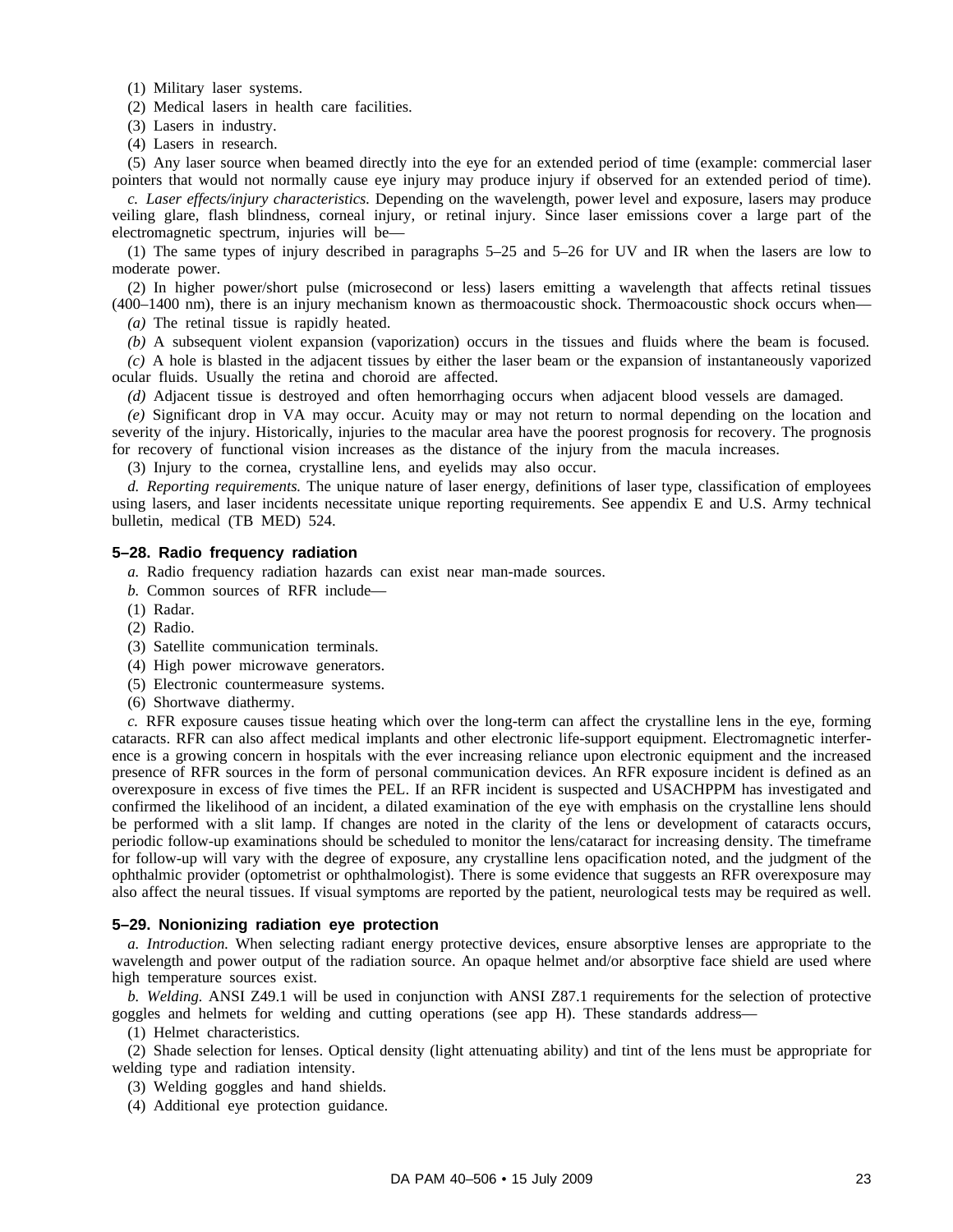(1) Military laser systems.

(2) Medical lasers in health care facilities.

(3) Lasers in industry.

(4) Lasers in research.

(5) Any laser source when beamed directly into the eye for an extended period of time (example: commercial laser pointers that would not normally cause eye injury may produce injury if observed for an extended period of time).

*c. Laser effects/injury characteristics.* Depending on the wavelength, power level and exposure, lasers may produce veiling glare, flash blindness, corneal injury, or retinal injury. Since laser emissions cover a large part of the electromagnetic spectrum, injuries will be—

(1) The same types of injury described in paragraphs 5–25 and 5–26 for UV and IR when the lasers are low to moderate power.

(2) In higher power/short pulse (microsecond or less) lasers emitting a wavelength that affects retinal tissues (400–1400 nm), there is an injury mechanism known as thermoacoustic shock. Thermoacoustic shock occurs when—

*(a)* The retinal tissue is rapidly heated.

*(b)* A subsequent violent expansion (vaporization) occurs in the tissues and fluids where the beam is focused.

*(c)* A hole is blasted in the adjacent tissues by either the laser beam or the expansion of instantaneously vaporized ocular fluids. Usually the retina and choroid are affected.

*(d)* Adjacent tissue is destroyed and often hemorrhaging occurs when adjacent blood vessels are damaged.

*(e)* Significant drop in VA may occur. Acuity may or may not return to normal depending on the location and severity of the injury. Historically, injuries to the macular area have the poorest prognosis for recovery. The prognosis for recovery of functional vision increases as the distance of the injury from the macula increases.

(3) Injury to the cornea, crystalline lens, and eyelids may also occur.

*d. Reporting requirements.* The unique nature of laser energy, definitions of laser type, classification of employees using lasers, and laser incidents necessitate unique reporting requirements. See appendix E and U.S. Army technical bulletin, medical (TB MED) 524.

### 5–28. Radio frequency radiation

*a.* Radio frequency radiation hazards can exist near man-made sources.

*b.* Common sources of RFR include—

(1) Radar.

(2) Radio.

(3) Satellite communication terminals.

(4) High power microwave generators.

(5) Electronic countermeasure systems.

(6) Shortwave diathermy.

*c.* RFR exposure causes tissue heating which over the long-term can affect the crystalline lens in the eye, forming cataracts. RFR can also affect medical implants and other electronic life-support equipment. Electromagnetic interference is a growing concern in hospitals with the ever increasing reliance upon electronic equipment and the increased presence of RFR sources in the form of personal communication devices. An RFR exposure incident is defined as an overexposure in excess of five times the PEL. If an RFR incident is suspected and USACHPPM has investigated and confirmed the likelihood of an incident, a dilated examination of the eye with emphasis on the crystalline lens should be performed with a slit lamp. If changes are noted in the clarity of the lens or development of cataracts occurs, periodic follow-up examinations should be scheduled to monitor the lens/cataract for increasing density. The timeframe for follow-up will vary with the degree of exposure, any crystalline lens opacification noted, and the judgment of the ophthalmic provider (optometrist or ophthalmologist). There is some evidence that suggests an RFR overexposure may also affect the neural tissues. If visual symptoms are reported by the patient, neurological tests may be required as well.

### 5–29. Nonionizing radiation eye protection

*a. Introduction.* When selecting radiant energy protective devices, ensure absorptive lenses are appropriate to the wavelength and power output of the radiation source. An opaque helmet and/or absorptive face shield are used where high temperature sources exist.

*b. Welding.* ANSI Z49.1 will be used in conjunction with ANSI Z87.1 requirements for the selection of protective goggles and helmets for welding and cutting operations (see app H). These standards address—

(1) Helmet characteristics.

(2) Shade selection for lenses. Optical density (light attenuating ability) and tint of the lens must be appropriate for welding type and radiation intensity.

(3) Welding goggles and hand shields.

(4) Additional eye protection guidance.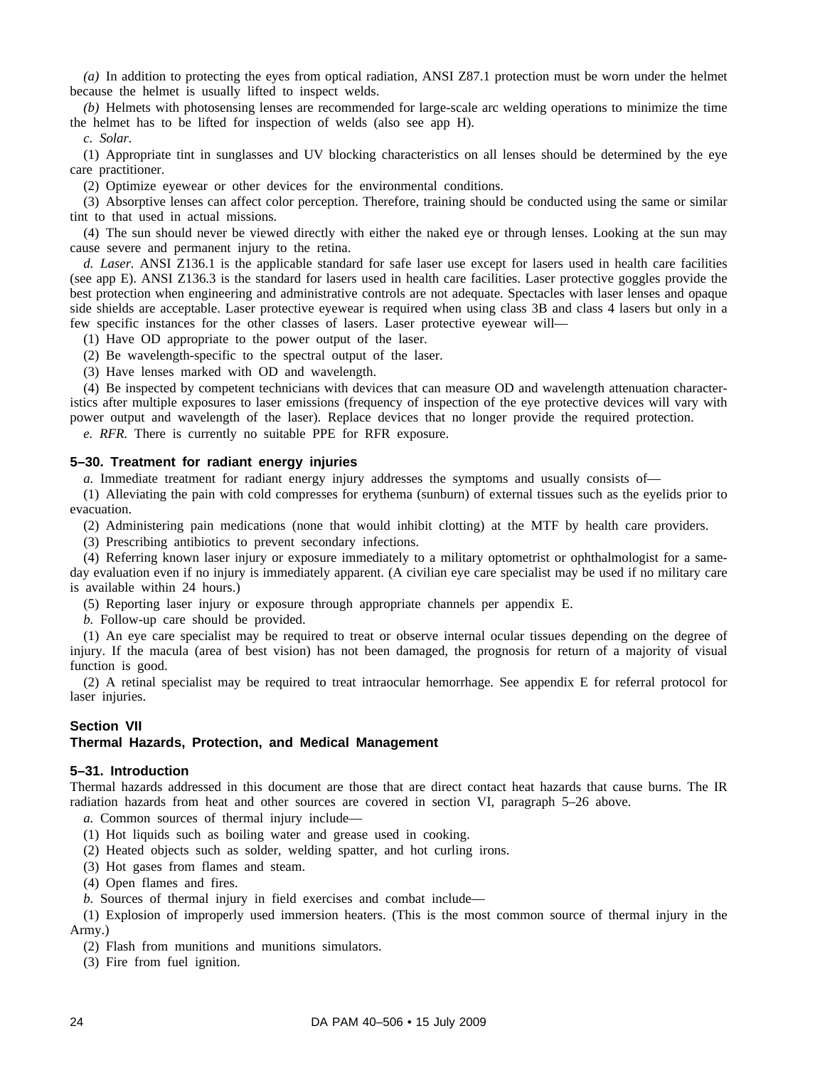*(a)* In addition to protecting the eyes from optical radiation, ANSI Z87.1 protection must be worn under the helmet because the helmet is usually lifted to inspect welds.

*(b)* Helmets with photosensing lenses are recommended for large-scale arc welding operations to minimize the time the helmet has to be lifted for inspection of welds (also see app H).

*c. Solar.*

(1) Appropriate tint in sunglasses and UV blocking characteristics on all lenses should be determined by the eye care practitioner.

(2) Optimize eyewear or other devices for the environmental conditions.

(3) Absorptive lenses can affect color perception. Therefore, training should be conducted using the same or similar tint to that used in actual missions.

(4) The sun should never be viewed directly with either the naked eye or through lenses. Looking at the sun may cause severe and permanent injury to the retina.

*d. Laser.* ANSI Z136.1 is the applicable standard for safe laser use except for lasers used in health care facilities (see app E). ANSI Z136.3 is the standard for lasers used in health care facilities. Laser protective goggles provide the best protection when engineering and administrative controls are not adequate. Spectacles with laser lenses and opaque side shields are acceptable. Laser protective eyewear is required when using class 3B and class 4 lasers but only in a few specific instances for the other classes of lasers. Laser protective eyewear will—

(1) Have OD appropriate to the power output of the laser.

(2) Be wavelength-specific to the spectral output of the laser.

(3) Have lenses marked with OD and wavelength.

(4) Be inspected by competent technicians with devices that can measure OD and wavelength attenuation characteristics after multiple exposures to laser emissions (frequency of inspection of the eye protective devices will vary with power output and wavelength of the laser). Replace devices that no longer provide the required protection.

*e. RFR.* There is currently no suitable PPE for RFR exposure.

### 5–30. Treatment for radiant energy injuries

*a.* Immediate treatment for radiant energy injury addresses the symptoms and usually consists of—

(1) Alleviating the pain with cold compresses for erythema (sunburn) of external tissues such as the eyelids prior to evacuation.

(2) Administering pain medications (none that would inhibit clotting) at the MTF by health care providers.

(3) Prescribing antibiotics to prevent secondary infections.

(4) Referring known laser injury or exposure immediately to a military optometrist or ophthalmologist for a same-day evaluation even if no injury is immediately apparent. (A civilian eye care specialist may be used if no military care is available within 24 hours.)

(5) Reporting laser injury or exposure through appropriate channels per appendix E.

*b.* Follow-up care should be provided.

(1) An eye care specialist may be required to treat or observe internal ocular tissues depending on the degree of injury. If the macula (area of best vision) has not been damaged, the prognosis for return of a majority of visual function is good.

(2) A retinal specialist may be required to treat intraocular hemorrhage. See appendix E for referral protocol for laser injuries.

## Section VII
## Thermal Hazards, Protection, and Medical Management

### 5–31. Introduction

Thermal hazards addressed in this document are those that are direct contact heat hazards that cause burns. The IR radiation hazards from heat and other sources are covered in section VI, paragraph 5–26 above.

*a.* Common sources of thermal injury include—

(1) Hot liquids such as boiling water and grease used in cooking.

(2) Heated objects such as solder, welding spatter, and hot curling irons.

(3) Hot gases from flames and steam.

(4) Open flames and fires.

*b.* Sources of thermal injury in field exercises and combat include—

(1) Explosion of improperly used immersion heaters. (This is the most common source of thermal injury in the Army.)

(2) Flash from munitions and munitions simulators.

(3) Fire from fuel ignition.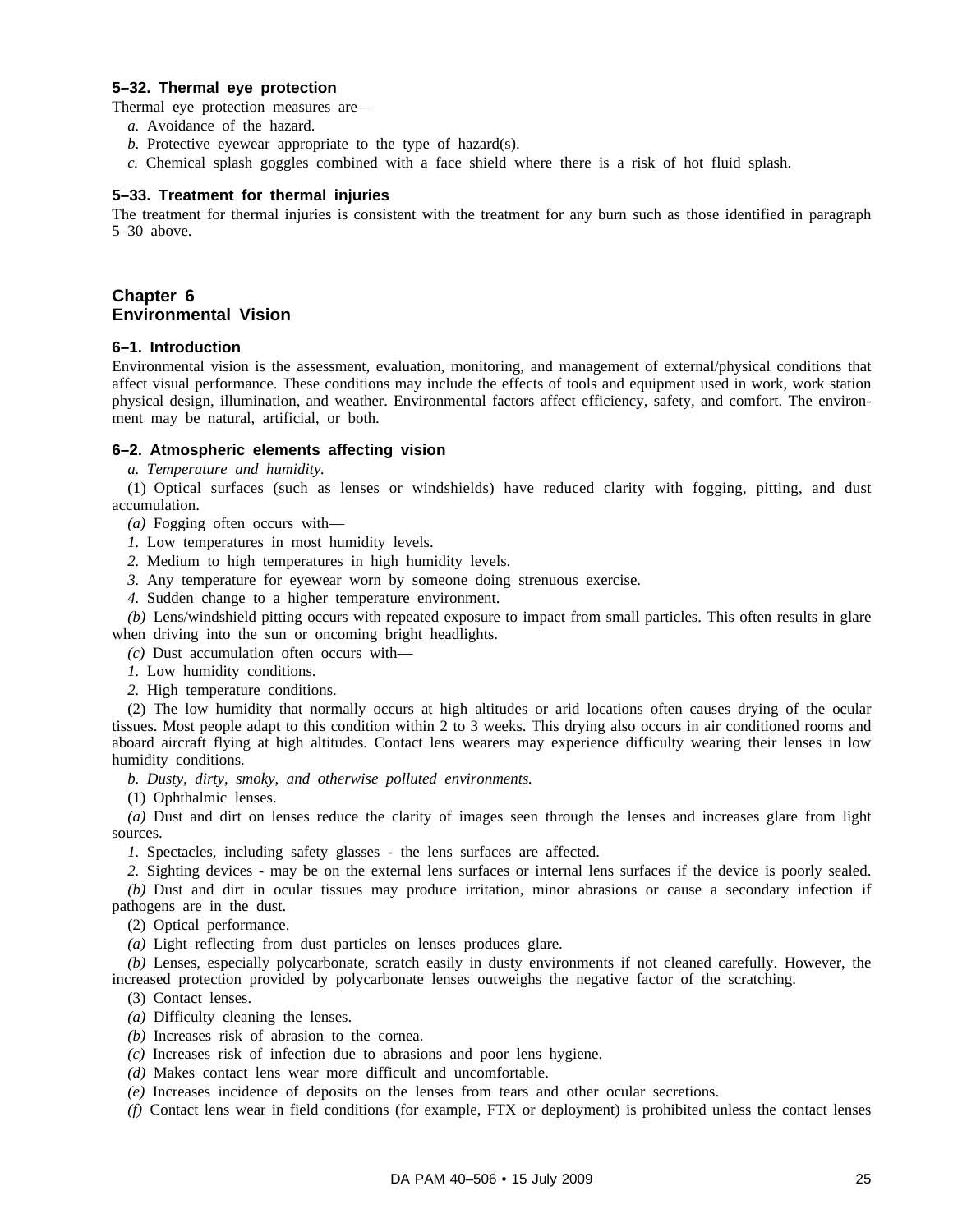### 5–32. Thermal eye protection

Thermal eye protection measures are—

*a.* Avoidance of the hazard.

*b.* Protective eyewear appropriate to the type of hazard(s).

*c.* Chemical splash goggles combined with a face shield where there is a risk of hot fluid splash.

### 5–33. Treatment for thermal injuries

The treatment for thermal injuries is consistent with the treatment for any burn such as those identified in paragraph 5–30 above.

## Chapter 6
## Environmental Vision

### 6–1. Introduction

Environmental vision is the assessment, evaluation, monitoring, and management of external/physical conditions that affect visual performance. These conditions may include the effects of tools and equipment used in work, work station physical design, illumination, and weather. Environmental factors affect efficiency, safety, and comfort. The environment may be natural, artificial, or both.

### 6–2. Atmospheric elements affecting vision

*a. Temperature and humidity.*

(1) Optical surfaces (such as lenses or windshields) have reduced clarity with fogging, pitting, and dust accumulation.

*(a)* Fogging often occurs with—

*1.* Low temperatures in most humidity levels.

*2.* Medium to high temperatures in high humidity levels.

*3.* Any temperature for eyewear worn by someone doing strenuous exercise.

*4.* Sudden change to a higher temperature environment.

*(b)* Lens/windshield pitting occurs with repeated exposure to impact from small particles. This often results in glare when driving into the sun or oncoming bright headlights.

*(c)* Dust accumulation often occurs with—

*1.* Low humidity conditions.

*2.* High temperature conditions.

(2) The low humidity that normally occurs at high altitudes or arid locations often causes drying of the ocular tissues. Most people adapt to this condition within 2 to 3 weeks. This drying also occurs in air conditioned rooms and aboard aircraft flying at high altitudes. Contact lens wearers may experience difficulty wearing their lenses in low humidity conditions.

*b. Dusty, dirty, smoky, and otherwise polluted environments.*

(1) Ophthalmic lenses.

*(a)* Dust and dirt on lenses reduce the clarity of images seen through the lenses and increases glare from light sources.

*1.* Spectacles, including safety glasses - the lens surfaces are affected.

*2.* Sighting devices - may be on the external lens surfaces or internal lens surfaces if the device is poorly sealed.

*(b)* Dust and dirt in ocular tissues may produce irritation, minor abrasions or cause a secondary infection if pathogens are in the dust.

(2) Optical performance.

*(a)* Light reflecting from dust particles on lenses produces glare.

*(b)* Lenses, especially polycarbonate, scratch easily in dusty environments if not cleaned carefully. However, the increased protection provided by polycarbonate lenses outweighs the negative factor of the scratching.

(3) Contact lenses.

*(a)* Difficulty cleaning the lenses.

*(b)* Increases risk of abrasion to the cornea.

*(c)* Increases risk of infection due to abrasions and poor lens hygiene.

*(d)* Makes contact lens wear more difficult and uncomfortable.

*(e)* Increases incidence of deposits on the lenses from tears and other ocular secretions.

*(f)* Contact lens wear in field conditions (for example, FTX or deployment) is prohibited unless the contact lenses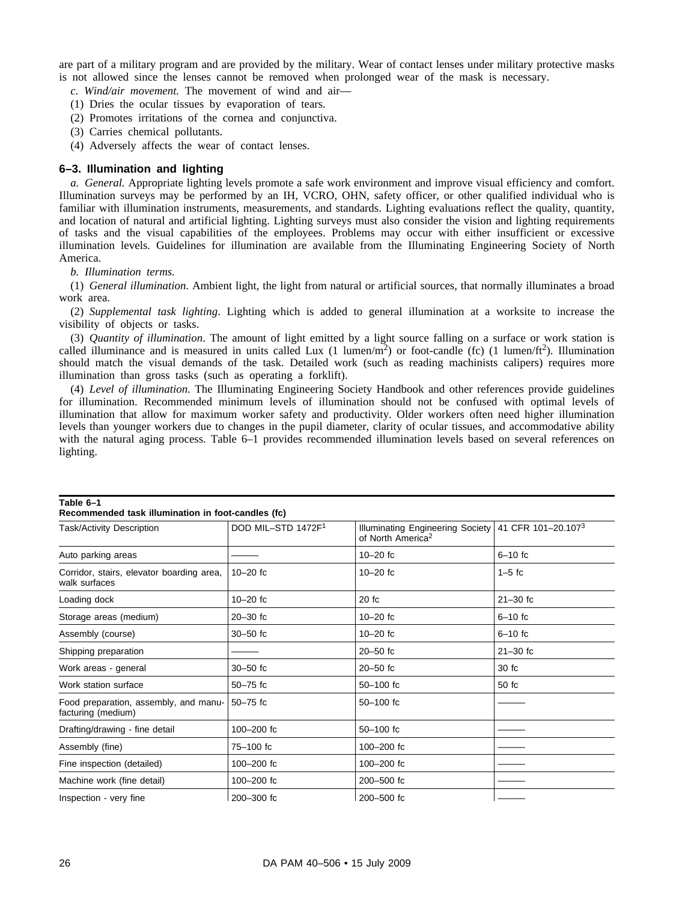are part of a military program and are provided by the military. Wear of contact lenses under military protective masks is not allowed since the lenses cannot be removed when prolonged wear of the mask is necessary.

*c. Wind/air movement.* The movement of wind and air—

(1) Dries the ocular tissues by evaporation of tears.

(2) Promotes irritations of the cornea and conjunctiva.

(3) Carries chemical pollutants.

(4) Adversely affects the wear of contact lenses.

## 6–3. Illumination and lighting

*a. General.* Appropriate lighting levels promote a safe work environment and improve visual efficiency and comfort. Illumination surveys may be performed by an IH, VCRO, OHN, safety officer, or other qualified individual who is familiar with illumination instruments, measurements, and standards. Lighting evaluations reflect the quality, quantity, and location of natural and artificial lighting. Lighting surveys must also consider the vision and lighting requirements of tasks and the visual capabilities of the employees. Problems may occur with either insufficient or excessive illumination levels. Guidelines for illumination are available from the Illuminating Engineering Society of North America.

*b. Illumination terms.*

(1) *General illumination*. Ambient light, the light from natural or artificial sources, that normally illuminates a broad work area.

(2) *Supplemental task lighting*. Lighting which is added to general illumination at a worksite to increase the visibility of objects or tasks.

(3) *Quantity of illumination*. The amount of light emitted by a light source falling on a surface or work station is called illuminance and is measured in units called Lux (1 lumen/$m^2$) or foot-candle (fc) (1 lumen/$ft^2$). Illumination should match the visual demands of the task. Detailed work (such as reading machinists calipers) requires more illumination than gross tasks (such as operating a forklift).

(4) *Level of illumination.* The Illuminating Engineering Society Handbook and other references provide guidelines for illumination. Recommended minimum levels of illumination should not be confused with optimal levels of illumination that allow for maximum worker safety and productivity. Older workers often need higher illumination levels than younger workers due to changes in the pupil diameter, clarity of ocular tissues, and accommodative ability with the natural aging process. Table 6–1 provides recommended illumination levels based on several references on lighting.

**Table 6–1**
**Recommended task illumination in foot-candles (fc)**

| Task/Activity Description | DOD MIL–STD 1472F[1] | Illuminating Engineering Society of North America[2] | 41 CFR 101–20.107[3] |
|---|---|---|---|
| Auto parking areas | ——— | 10–20 fc | 6–10 fc |
| Corridor, stairs, elevator boarding area, walk surfaces | 10–20 fc | 10–20 fc | 1–5 fc |
| Loading dock | 10–20 fc | 20 fc | 21–30 fc |
| Storage areas (medium) | 20–30 fc | 10–20 fc | 6–10 fc |
| Assembly (course) | 30–50 fc | 10–20 fc | 6–10 fc |
| Shipping preparation | ——— | 20–50 fc | 21–30 fc |
| Work areas - general | 30–50 fc | 20–50 fc | 30 fc |
| Work station surface | 50–75 fc | 50–100 fc | 50 fc |
| Food preparation, assembly, and manufacturing (medium) | 50–75 fc | 50–100 fc | ——— |
| Drafting/drawing - fine detail | 100–200 fc | 50–100 fc | ——— |
| Assembly (fine) | 75–100 fc | 100–200 fc | ——— |
| Fine inspection (detailed) | 100–200 fc | 100–200 fc | ——— |
| Machine work (fine detail) | 100–200 fc | 200–500 fc | ——— |
| Inspection - very fine | 200–300 fc | 200–500 fc | ——— |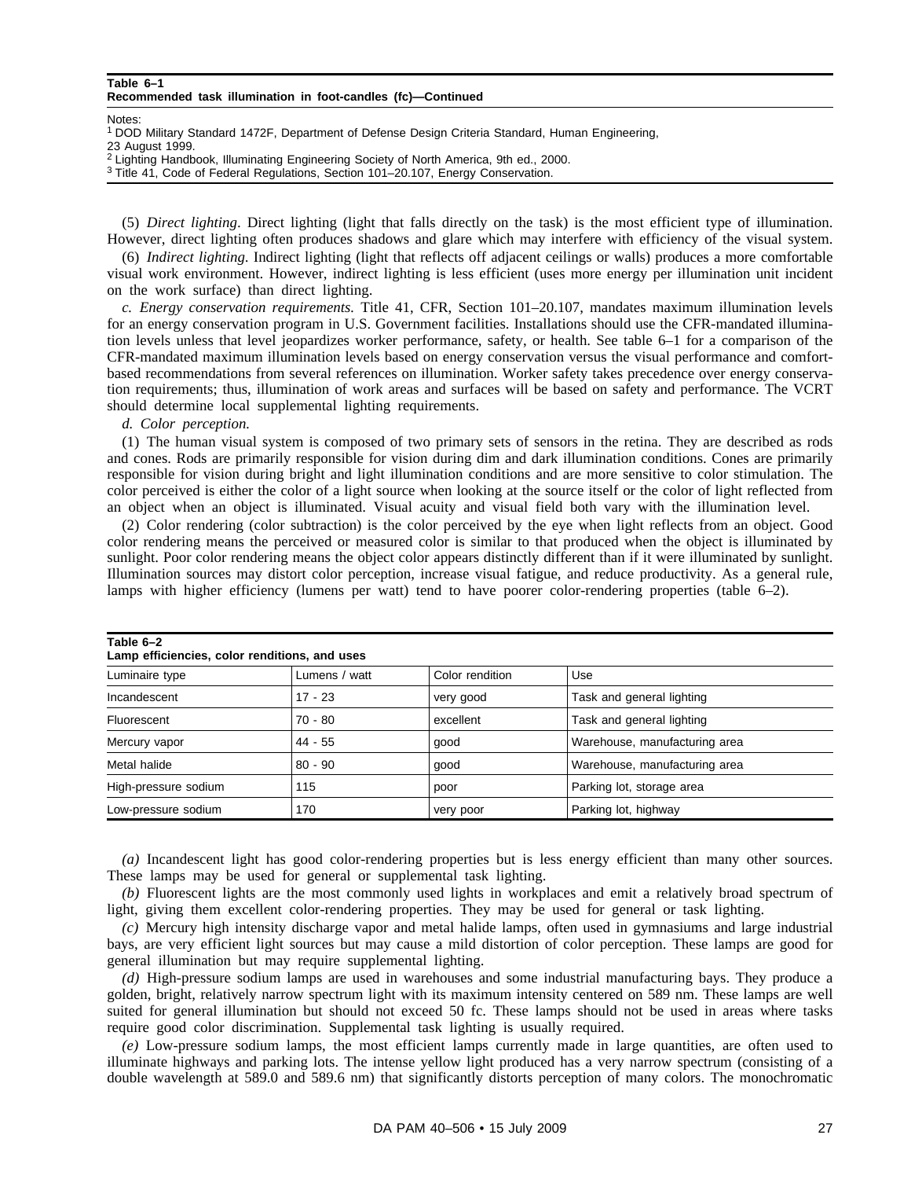**Table 6–1**
**Recommended task illumination in foot-candles (fc)—Continued**

Notes:
[1] DOD Military Standard 1472F, Department of Defense Design Criteria Standard, Human Engineering, 23 August 1999.
[2] Lighting Handbook, Illuminating Engineering Society of North America, 9th ed., 2000.
[3] Title 41, Code of Federal Regulations, Section 101–20.107, Energy Conservation.

(5) *Direct lighting*. Direct lighting (light that falls directly on the task) is the most efficient type of illumination. However, direct lighting often produces shadows and glare which may interfere with efficiency of the visual system.

(6) *Indirect lighting.* Indirect lighting (light that reflects off adjacent ceilings or walls) produces a more comfortable visual work environment. However, indirect lighting is less efficient (uses more energy per illumination unit incident on the work surface) than direct lighting.

*c. Energy conservation requirements.* Title 41, CFR, Section 101–20.107, mandates maximum illumination levels for an energy conservation program in U.S. Government facilities. Installations should use the CFR-mandated illumination levels unless that level jeopardizes worker performance, safety, or health. See table 6–1 for a comparison of the CFR-mandated maximum illumination levels based on energy conservation versus the visual performance and comfort-based recommendations from several references on illumination. Worker safety takes precedence over energy conservation requirements; thus, illumination of work areas and surfaces will be based on safety and performance. The VCRT should determine local supplemental lighting requirements.

*d. Color perception.*

(1) The human visual system is composed of two primary sets of sensors in the retina. They are described as rods and cones. Rods are primarily responsible for vision during dim and dark illumination conditions. Cones are primarily responsible for vision during bright and light illumination conditions and are more sensitive to color stimulation. The color perceived is either the color of a light source when looking at the source itself or the color of light reflected from an object when an object is illuminated. Visual acuity and visual field both vary with the illumination level.

(2) Color rendering (color subtraction) is the color perceived by the eye when light reflects from an object. Good color rendering means the perceived or measured color is similar to that produced when the object is illuminated by sunlight. Poor color rendering means the object color appears distinctly different than if it were illuminated by sunlight. Illumination sources may distort color perception, increase visual fatigue, and reduce productivity. As a general rule, lamps with higher efficiency (lumens per watt) tend to have poorer color-rendering properties (table 6–2).

**Table 6–2**
**Lamp efficiencies, color renditions, and uses**

| Luminaire type | Lumens / watt | Color rendition | Use |
|---|---|---|---|
| Incandescent | 17 - 23 | very good | Task and general lighting |
| Fluorescent | 70 - 80 | excellent | Task and general lighting |
| Mercury vapor | 44 - 55 | good | Warehouse, manufacturing area |
| Metal halide | 80 - 90 | good | Warehouse, manufacturing area |
| High-pressure sodium | 115 | poor | Parking lot, storage area |
| Low-pressure sodium | 170 | very poor | Parking lot, highway |

*(a)* Incandescent light has good color-rendering properties but is less energy efficient than many other sources. These lamps may be used for general or supplemental task lighting.

*(b)* Fluorescent lights are the most commonly used lights in workplaces and emit a relatively broad spectrum of light, giving them excellent color-rendering properties. They may be used for general or task lighting.

*(c)* Mercury high intensity discharge vapor and metal halide lamps, often used in gymnasiums and large industrial bays, are very efficient light sources but may cause a mild distortion of color perception. These lamps are good for general illumination but may require supplemental lighting.

*(d)* High-pressure sodium lamps are used in warehouses and some industrial manufacturing bays. They produce a golden, bright, relatively narrow spectrum light with its maximum intensity centered on 589 nm. These lamps are well suited for general illumination but should not exceed 50 fc. These lamps should not be used in areas where tasks require good color discrimination. Supplemental task lighting is usually required.

*(e)* Low-pressure sodium lamps, the most efficient lamps currently made in large quantities, are often used to illuminate highways and parking lots. The intense yellow light produced has a very narrow spectrum (consisting of a double wavelength at 589.0 and 589.6 nm) that significantly distorts perception of many colors. The monochromatic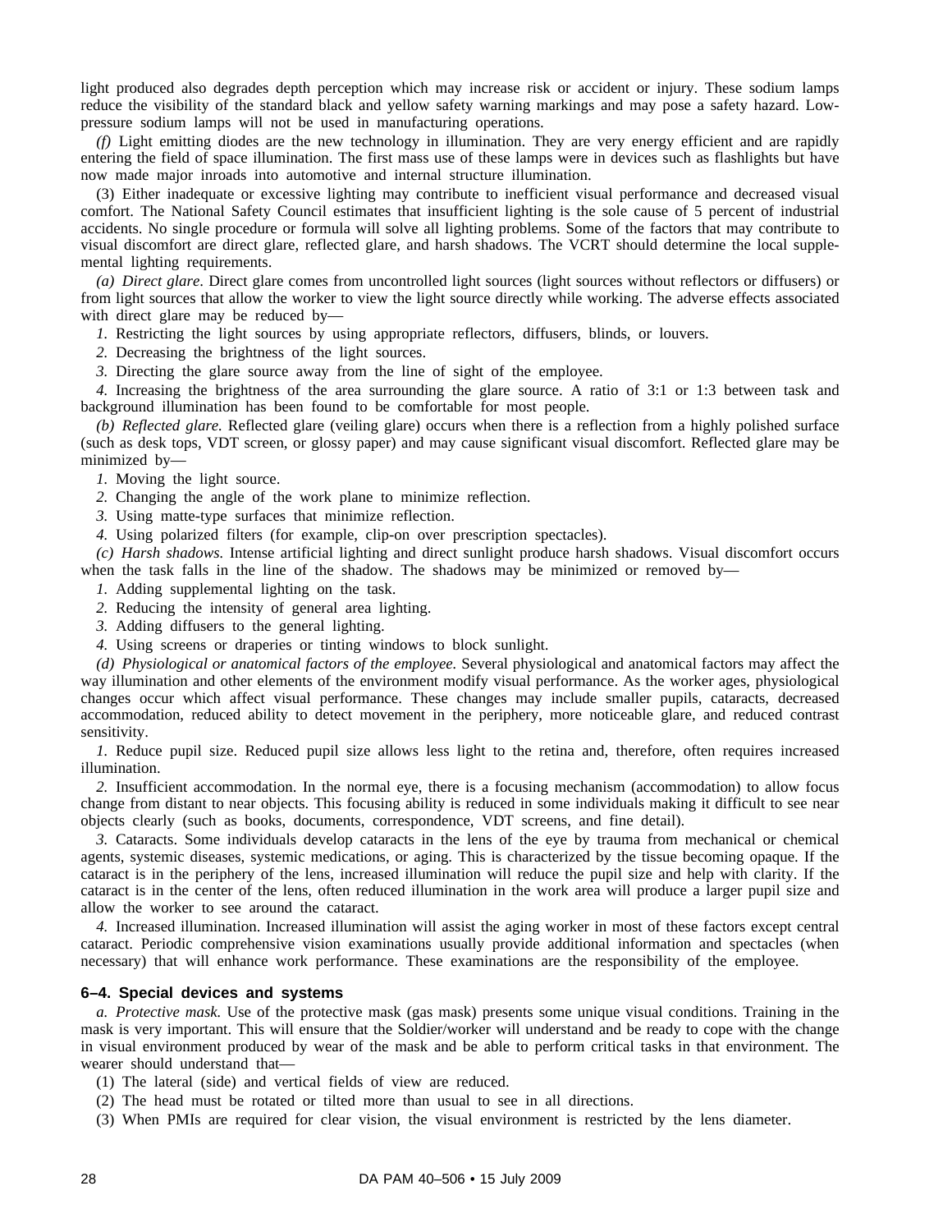light produced also degrades depth perception which may increase risk or accident or injury. These sodium lamps reduce the visibility of the standard black and yellow safety warning markings and may pose a safety hazard. Low-pressure sodium lamps will not be used in manufacturing operations.

*(f)* Light emitting diodes are the new technology in illumination. They are very energy efficient and are rapidly entering the field of space illumination. The first mass use of these lamps were in devices such as flashlights but have now made major inroads into automotive and internal structure illumination.

(3) Either inadequate or excessive lighting may contribute to inefficient visual performance and decreased visual comfort. The National Safety Council estimates that insufficient lighting is the sole cause of 5 percent of industrial accidents. No single procedure or formula will solve all lighting problems. Some of the factors that may contribute to visual discomfort are direct glare, reflected glare, and harsh shadows. The VCRT should determine the local supplemental lighting requirements.

*(a) Direct glare.* Direct glare comes from uncontrolled light sources (light sources without reflectors or diffusers) or from light sources that allow the worker to view the light source directly while working. The adverse effects associated with direct glare may be reduced by—

*1.* Restricting the light sources by using appropriate reflectors, diffusers, blinds, or louvers.

*2.* Decreasing the brightness of the light sources.

*3.* Directing the glare source away from the line of sight of the employee.

*4.* Increasing the brightness of the area surrounding the glare source. A ratio of 3:1 or 1:3 between task and background illumination has been found to be comfortable for most people.

*(b) Reflected glare.* Reflected glare (veiling glare) occurs when there is a reflection from a highly polished surface (such as desk tops, VDT screen, or glossy paper) and may cause significant visual discomfort. Reflected glare may be minimized by—

*1.* Moving the light source.

*2.* Changing the angle of the work plane to minimize reflection.

*3.* Using matte-type surfaces that minimize reflection.

*4.* Using polarized filters (for example, clip-on over prescription spectacles).

*(c) Harsh shadows.* Intense artificial lighting and direct sunlight produce harsh shadows. Visual discomfort occurs when the task falls in the line of the shadow. The shadows may be minimized or removed by—

*1.* Adding supplemental lighting on the task.

*2.* Reducing the intensity of general area lighting.

*3.* Adding diffusers to the general lighting.

*4.* Using screens or draperies or tinting windows to block sunlight.

*(d) Physiological or anatomical factors of the employee.* Several physiological and anatomical factors may affect the way illumination and other elements of the environment modify visual performance. As the worker ages, physiological changes occur which affect visual performance. These changes may include smaller pupils, cataracts, decreased accommodation, reduced ability to detect movement in the periphery, more noticeable glare, and reduced contrast sensitivity.

*1.* Reduce pupil size. Reduced pupil size allows less light to the retina and, therefore, often requires increased illumination.

*2.* Insufficient accommodation. In the normal eye, there is a focusing mechanism (accommodation) to allow focus change from distant to near objects. This focusing ability is reduced in some individuals making it difficult to see near objects clearly (such as books, documents, correspondence, VDT screens, and fine detail).

*3.* Cataracts. Some individuals develop cataracts in the lens of the eye by trauma from mechanical or chemical agents, systemic diseases, systemic medications, or aging. This is characterized by the tissue becoming opaque. If the cataract is in the periphery of the lens, increased illumination will reduce the pupil size and help with clarity. If the cataract is in the center of the lens, often reduced illumination in the work area will produce a larger pupil size and allow the worker to see around the cataract.

*4.* Increased illumination. Increased illumination will assist the aging worker in most of these factors except central cataract. Periodic comprehensive vision examinations usually provide additional information and spectacles (when necessary) that will enhance work performance. These examinations are the responsibility of the employee.

### 6–4. Special devices and systems

*a. Protective mask.* Use of the protective mask (gas mask) presents some unique visual conditions. Training in the mask is very important. This will ensure that the Soldier/worker will understand and be ready to cope with the change in visual environment produced by wear of the mask and be able to perform critical tasks in that environment. The wearer should understand that—

(1) The lateral (side) and vertical fields of view are reduced.

(2) The head must be rotated or tilted more than usual to see in all directions.

(3) When PMIs are required for clear vision, the visual environment is restricted by the lens diameter.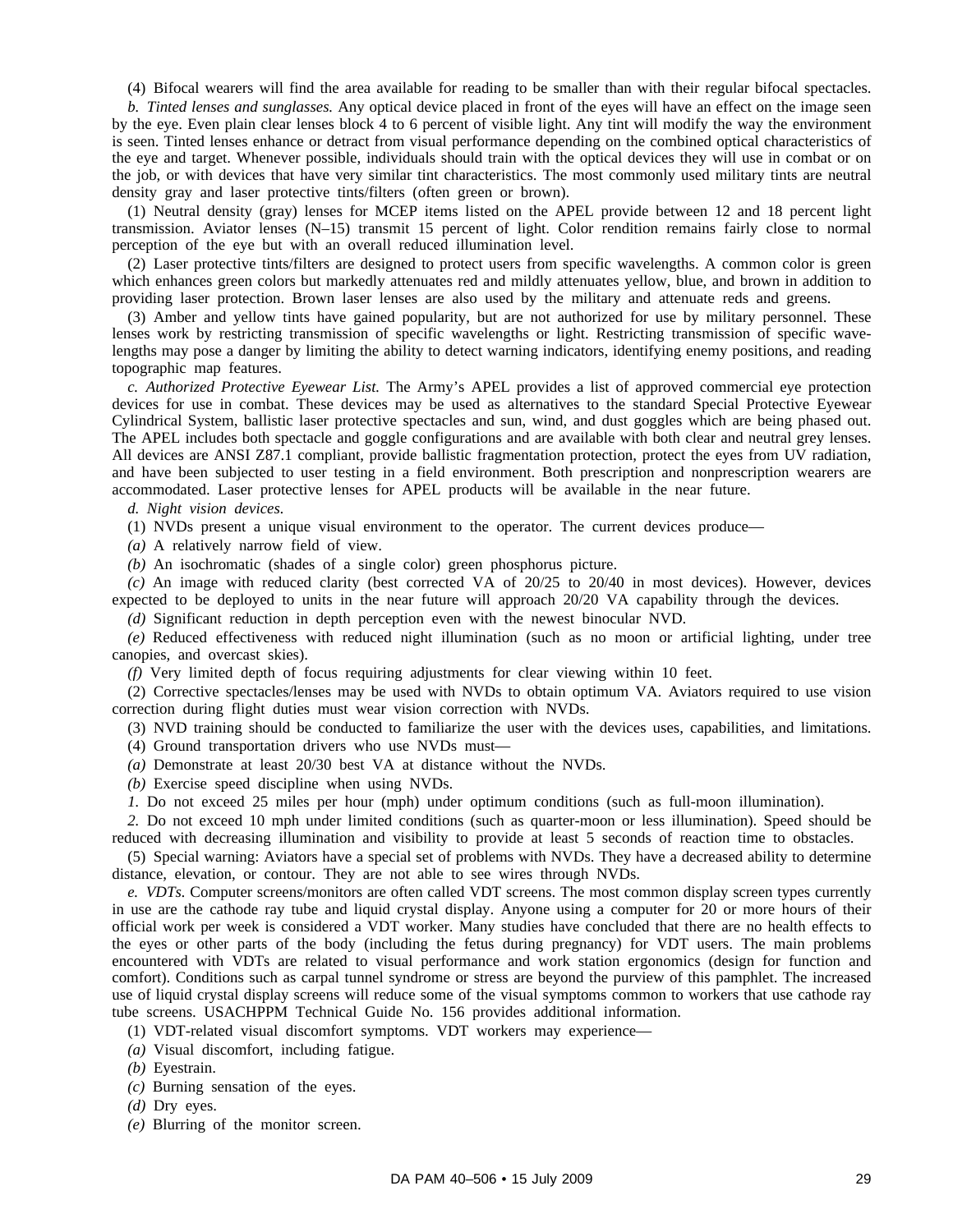(4) Bifocal wearers will find the area available for reading to be smaller than with their regular bifocal spectacles.

*b. Tinted lenses and sunglasses.* Any optical device placed in front of the eyes will have an effect on the image seen by the eye. Even plain clear lenses block 4 to 6 percent of visible light. Any tint will modify the way the environment is seen. Tinted lenses enhance or detract from visual performance depending on the combined optical characteristics of the eye and target. Whenever possible, individuals should train with the optical devices they will use in combat or on the job, or with devices that have very similar tint characteristics. The most commonly used military tints are neutral density gray and laser protective tints/filters (often green or brown).

(1) Neutral density (gray) lenses for MCEP items listed on the APEL provide between 12 and 18 percent light transmission. Aviator lenses (N–15) transmit 15 percent of light. Color rendition remains fairly close to normal perception of the eye but with an overall reduced illumination level.

(2) Laser protective tints/filters are designed to protect users from specific wavelengths. A common color is green which enhances green colors but markedly attenuates red and mildly attenuates yellow, blue, and brown in addition to providing laser protection. Brown laser lenses are also used by the military and attenuate reds and greens.

(3) Amber and yellow tints have gained popularity, but are not authorized for use by military personnel. These lenses work by restricting transmission of specific wavelengths or light. Restricting transmission of specific wavelengths may pose a danger by limiting the ability to detect warning indicators, identifying enemy positions, and reading topographic map features.

*c. Authorized Protective Eyewear List.* The Army's APEL provides a list of approved commercial eye protection devices for use in combat. These devices may be used as alternatives to the standard Special Protective Eyewear Cylindrical System, ballistic laser protective spectacles and sun, wind, and dust goggles which are being phased out. The APEL includes both spectacle and goggle configurations and are available with both clear and neutral grey lenses. All devices are ANSI Z87.1 compliant, provide ballistic fragmentation protection, protect the eyes from UV radiation, and have been subjected to user testing in a field environment. Both prescription and nonprescription wearers are accommodated. Laser protective lenses for APEL products will be available in the near future.

*d. Night vision devices.*

(1) NVDs present a unique visual environment to the operator. The current devices produce—

*(a)* A relatively narrow field of view.

*(b)* An isochromatic (shades of a single color) green phosphorus picture.

*(c)* An image with reduced clarity (best corrected VA of 20/25 to 20/40 in most devices). However, devices expected to be deployed to units in the near future will approach 20/20 VA capability through the devices.

*(d)* Significant reduction in depth perception even with the newest binocular NVD.

*(e)* Reduced effectiveness with reduced night illumination (such as no moon or artificial lighting, under tree canopies, and overcast skies).

*(f)* Very limited depth of focus requiring adjustments for clear viewing within 10 feet.

(2) Corrective spectacles/lenses may be used with NVDs to obtain optimum VA. Aviators required to use vision correction during flight duties must wear vision correction with NVDs.

(3) NVD training should be conducted to familiarize the user with the devices uses, capabilities, and limitations.

(4) Ground transportation drivers who use NVDs must—

*(a)* Demonstrate at least 20/30 best VA at distance without the NVDs.

*(b)* Exercise speed discipline when using NVDs.

*1.* Do not exceed 25 miles per hour (mph) under optimum conditions (such as full-moon illumination).

*2.* Do not exceed 10 mph under limited conditions (such as quarter-moon or less illumination). Speed should be reduced with decreasing illumination and visibility to provide at least 5 seconds of reaction time to obstacles.

(5) Special warning: Aviators have a special set of problems with NVDs. They have a decreased ability to determine distance, elevation, or contour. They are not able to see wires through NVDs.

*e. VDTs.* Computer screens/monitors are often called VDT screens. The most common display screen types currently in use are the cathode ray tube and liquid crystal display. Anyone using a computer for 20 or more hours of their official work per week is considered a VDT worker. Many studies have concluded that there are no health effects to the eyes or other parts of the body (including the fetus during pregnancy) for VDT users. The main problems encountered with VDTs are related to visual performance and work station ergonomics (design for function and comfort). Conditions such as carpal tunnel syndrome or stress are beyond the purview of this pamphlet. The increased use of liquid crystal display screens will reduce some of the visual symptoms common to workers that use cathode ray tube screens. USACHPPM Technical Guide No. 156 provides additional information.

(1) VDT-related visual discomfort symptoms. VDT workers may experience—

*(a)* Visual discomfort, including fatigue.

*(b)* Eyestrain.

*(c)* Burning sensation of the eyes.

*(d)* Dry eyes.

*(e)* Blurring of the monitor screen.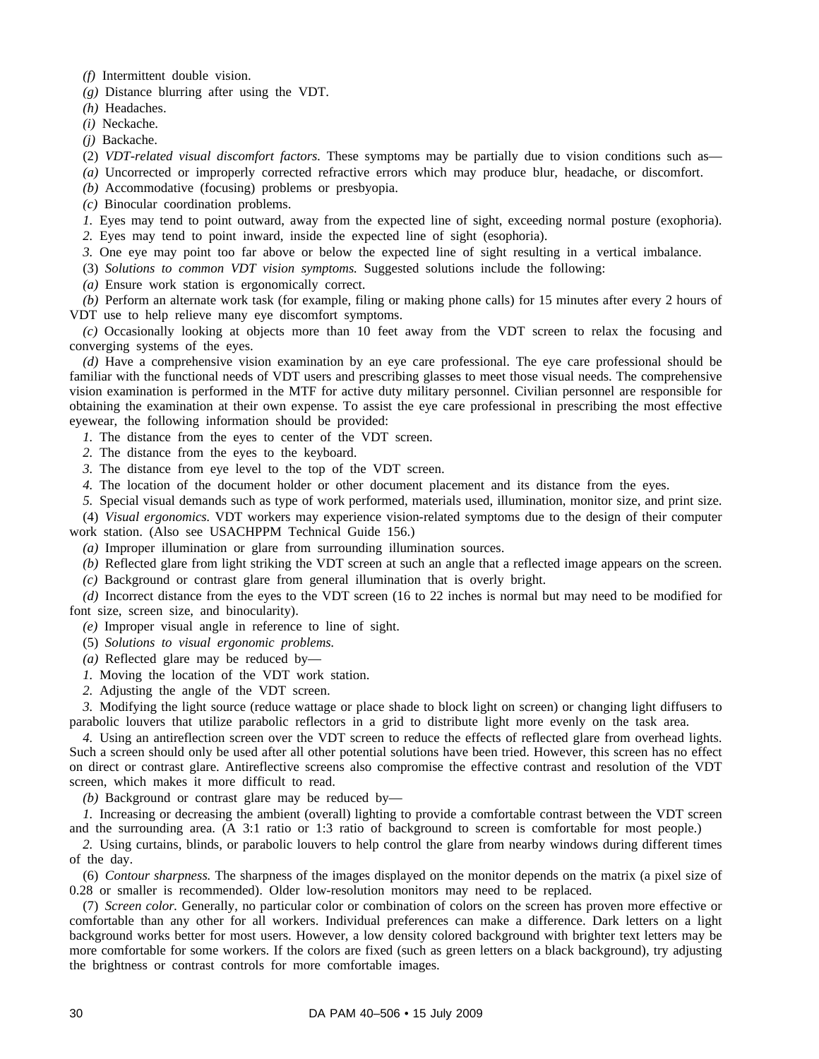*(f)* Intermittent double vision.

*(g)* Distance blurring after using the VDT.

*(h)* Headaches.

*(i)* Neckache.

*(j)* Backache.

(2) *VDT-related visual discomfort factors.* These symptoms may be partially due to vision conditions such as—

*(a)* Uncorrected or improperly corrected refractive errors which may produce blur, headache, or discomfort.

*(b)* Accommodative (focusing) problems or presbyopia.

*(c)* Binocular coordination problems.

*1.* Eyes may tend to point outward, away from the expected line of sight, exceeding normal posture (exophoria).

*2.* Eyes may tend to point inward, inside the expected line of sight (esophoria).

*3.* One eye may point too far above or below the expected line of sight resulting in a vertical imbalance.

(3) *Solutions to common VDT vision symptoms.* Suggested solutions include the following:

*(a)* Ensure work station is ergonomically correct.

*(b)* Perform an alternate work task (for example, filing or making phone calls) for 15 minutes after every 2 hours of VDT use to help relieve many eye discomfort symptoms.

*(c)* Occasionally looking at objects more than 10 feet away from the VDT screen to relax the focusing and converging systems of the eyes.

*(d)* Have a comprehensive vision examination by an eye care professional. The eye care professional should be familiar with the functional needs of VDT users and prescribing glasses to meet those visual needs. The comprehensive vision examination is performed in the MTF for active duty military personnel. Civilian personnel are responsible for obtaining the examination at their own expense. To assist the eye care professional in prescribing the most effective eyewear, the following information should be provided:

*1.* The distance from the eyes to center of the VDT screen.

*2.* The distance from the eyes to the keyboard.

*3.* The distance from eye level to the top of the VDT screen.

*4.* The location of the document holder or other document placement and its distance from the eyes.

*5.* Special visual demands such as type of work performed, materials used, illumination, monitor size, and print size.

(4) *Visual ergonomics.* VDT workers may experience vision-related symptoms due to the design of their computer work station. (Also see USACHPPM Technical Guide 156.)

*(a)* Improper illumination or glare from surrounding illumination sources.

*(b)* Reflected glare from light striking the VDT screen at such an angle that a reflected image appears on the screen.

*(c)* Background or contrast glare from general illumination that is overly bright.

*(d)* Incorrect distance from the eyes to the VDT screen (16 to 22 inches is normal but may need to be modified for font size, screen size, and binocularity).

*(e)* Improper visual angle in reference to line of sight.

(5) *Solutions to visual ergonomic problems.*

*(a)* Reflected glare may be reduced by—

*1.* Moving the location of the VDT work station.

*2.* Adjusting the angle of the VDT screen.

*3.* Modifying the light source (reduce wattage or place shade to block light on screen) or changing light diffusers to parabolic louvers that utilize parabolic reflectors in a grid to distribute light more evenly on the task area.

*4.* Using an antireflection screen over the VDT screen to reduce the effects of reflected glare from overhead lights. Such a screen should only be used after all other potential solutions have been tried. However, this screen has no effect on direct or contrast glare. Antireflective screens also compromise the effective contrast and resolution of the VDT screen, which makes it more difficult to read.

*(b)* Background or contrast glare may be reduced by—

*1.* Increasing or decreasing the ambient (overall) lighting to provide a comfortable contrast between the VDT screen and the surrounding area. (A 3:1 ratio or 1:3 ratio of background to screen is comfortable for most people.)

*2.* Using curtains, blinds, or parabolic louvers to help control the glare from nearby windows during different times of the day.

(6) *Contour sharpness.* The sharpness of the images displayed on the monitor depends on the matrix (a pixel size of 0.28 or smaller is recommended). Older low-resolution monitors may need to be replaced.

(7) *Screen color.* Generally, no particular color or combination of colors on the screen has proven more effective or comfortable than any other for all workers. Individual preferences can make a difference. Dark letters on a light background works better for most users. However, a low density colored background with brighter text letters may be more comfortable for some workers. If the colors are fixed (such as green letters on a black background), try adjusting the brightness or contrast controls for more comfortable images.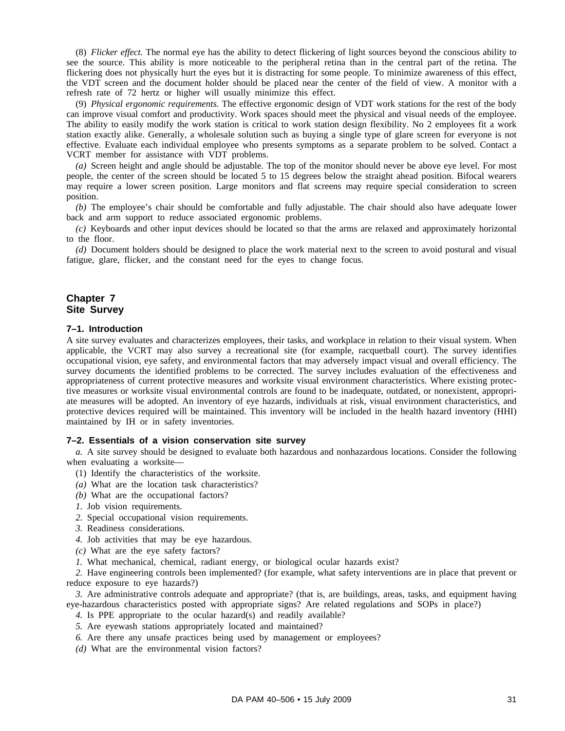(8) *Flicker effect.* The normal eye has the ability to detect flickering of light sources beyond the conscious ability to see the source. This ability is more noticeable to the peripheral retina than in the central part of the retina. The flickering does not physically hurt the eyes but it is distracting for some people. To minimize awareness of this effect, the VDT screen and the document holder should be placed near the center of the field of view. A monitor with a refresh rate of 72 hertz or higher will usually minimize this effect.

(9) *Physical ergonomic requirements.* The effective ergonomic design of VDT work stations for the rest of the body can improve visual comfort and productivity. Work spaces should meet the physical and visual needs of the employee. The ability to easily modify the work station is critical to work station design flexibility. No 2 employees fit a work station exactly alike. Generally, a wholesale solution such as buying a single type of glare screen for everyone is not effective. Evaluate each individual employee who presents symptoms as a separate problem to be solved. Contact a VCRT member for assistance with VDT problems.

*(a)* Screen height and angle should be adjustable. The top of the monitor should never be above eye level. For most people, the center of the screen should be located 5 to 15 degrees below the straight ahead position. Bifocal wearers may require a lower screen position. Large monitors and flat screens may require special consideration to screen position.

*(b)* The employee's chair should be comfortable and fully adjustable. The chair should also have adequate lower back and arm support to reduce associated ergonomic problems.

*(c)* Keyboards and other input devices should be located so that the arms are relaxed and approximately horizontal to the floor.

*(d)* Document holders should be designed to place the work material next to the screen to avoid postural and visual fatigue, glare, flicker, and the constant need for the eyes to change focus.

# Chapter 7
# Site Survey

## 7–1. Introduction

A site survey evaluates and characterizes employees, their tasks, and workplace in relation to their visual system. When applicable, the VCRT may also survey a recreational site (for example, racquetball court). The survey identifies occupational vision, eye safety, and environmental factors that may adversely impact visual and overall efficiency. The survey documents the identified problems to be corrected. The survey includes evaluation of the effectiveness and appropriateness of current protective measures and worksite visual environment characteristics. Where existing protective measures or worksite visual environmental controls are found to be inadequate, outdated, or nonexistent, appropriate measures will be adopted. An inventory of eye hazards, individuals at risk, visual environment characteristics, and protective devices required will be maintained. This inventory will be included in the health hazard inventory (HHI) maintained by IH or in safety inventories.

## 7–2. Essentials of a vision conservation site survey

*a.* A site survey should be designed to evaluate both hazardous and nonhazardous locations. Consider the following when evaluating a worksite—

(1) Identify the characteristics of the worksite.

*(a)* What are the location task characteristics?

*(b)* What are the occupational factors?

*1.* Job vision requirements.

*2.* Special occupational vision requirements.

*3.* Readiness considerations.

*4.* Job activities that may be eye hazardous.

*(c)* What are the eye safety factors?

*1.* What mechanical, chemical, radiant energy, or biological ocular hazards exist?

*2.* Have engineering controls been implemented? (for example, what safety interventions are in place that prevent or reduce exposure to eye hazards?)

*3.* Are administrative controls adequate and appropriate? (that is, are buildings, areas, tasks, and equipment having eye-hazardous characteristics posted with appropriate signs? Are related regulations and SOPs in place?)

*4.* Is PPE appropriate to the ocular hazard(s) and readily available?

*5.* Are eyewash stations appropriately located and maintained?

*6.* Are there any unsafe practices being used by management or employees?

*(d)* What are the environmental vision factors?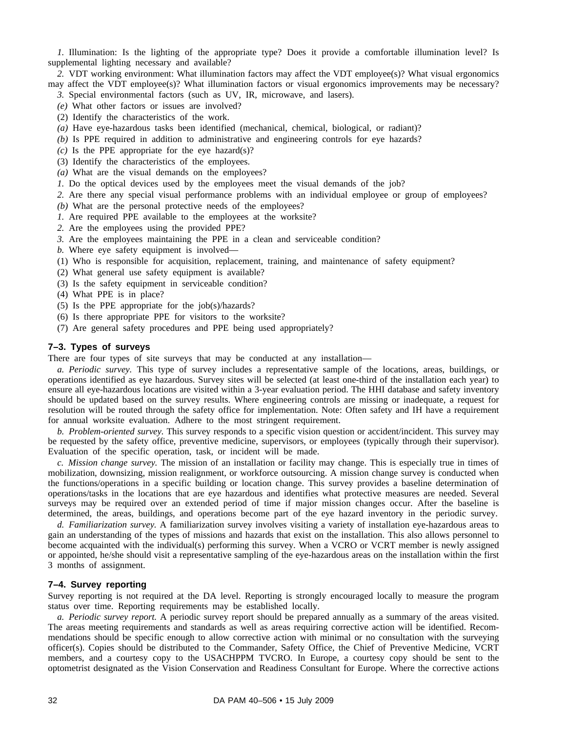*1.* Illumination: Is the lighting of the appropriate type? Does it provide a comfortable illumination level? Is supplemental lighting necessary and available?

*2.* VDT working environment: What illumination factors may affect the VDT employee(s)? What visual ergonomics may affect the VDT employee(s)? What illumination factors or visual ergonomics improvements may be necessary?

*3.* Special environmental factors (such as UV, IR, microwave, and lasers).

*(e)* What other factors or issues are involved?

(2) Identify the characteristics of the work.

*(a)* Have eye-hazardous tasks been identified (mechanical, chemical, biological, or radiant)?

*(b)* Is PPE required in addition to administrative and engineering controls for eye hazards?

*(c)* Is the PPE appropriate for the eye hazard(s)?

(3) Identify the characteristics of the employees.

*(a)* What are the visual demands on the employees?

*1.* Do the optical devices used by the employees meet the visual demands of the job?

*2.* Are there any special visual performance problems with an individual employee or group of employees?

*(b)* What are the personal protective needs of the employees?

*1.* Are required PPE available to the employees at the worksite?

*2.* Are the employees using the provided PPE?

*3.* Are the employees maintaining the PPE in a clean and serviceable condition?

*b.* Where eye safety equipment is involved—

(1) Who is responsible for acquisition, replacement, training, and maintenance of safety equipment?

(2) What general use safety equipment is available?

(3) Is the safety equipment in serviceable condition?

(4) What PPE is in place?

(5) Is the PPE appropriate for the job(s)/hazards?

(6) Is there appropriate PPE for visitors to the worksite?

(7) Are general safety procedures and PPE being used appropriately?

### 7–3. Types of surveys

There are four types of site surveys that may be conducted at any installation—

*a. Periodic survey.* This type of survey includes a representative sample of the locations, areas, buildings, or operations identified as eye hazardous. Survey sites will be selected (at least one-third of the installation each year) to ensure all eye-hazardous locations are visited within a 3-year evaluation period. The HHI database and safety inventory should be updated based on the survey results. Where engineering controls are missing or inadequate, a request for resolution will be routed through the safety office for implementation. Note: Often safety and IH have a requirement for annual worksite evaluation. Adhere to the most stringent requirement.

*b. Problem-oriented survey.* This survey responds to a specific vision question or accident/incident. This survey may be requested by the safety office, preventive medicine, supervisors, or employees (typically through their supervisor). Evaluation of the specific operation, task, or incident will be made.

*c. Mission change survey.* The mission of an installation or facility may change. This is especially true in times of mobilization, downsizing, mission realignment, or workforce outsourcing. A mission change survey is conducted when the functions/operations in a specific building or location change. This survey provides a baseline determination of operations/tasks in the locations that are eye hazardous and identifies what protective measures are needed. Several surveys may be required over an extended period of time if major mission changes occur. After the baseline is determined, the areas, buildings, and operations become part of the eye hazard inventory in the periodic survey.

*d. Familiarization survey.* A familiarization survey involves visiting a variety of installation eye-hazardous areas to gain an understanding of the types of missions and hazards that exist on the installation. This also allows personnel to become acquainted with the individual(s) performing this survey. When a VCRO or VCRT member is newly assigned or appointed, he/she should visit a representative sampling of the eye-hazardous areas on the installation within the first 3 months of assignment.

### 7–4. Survey reporting

Survey reporting is not required at the DA level. Reporting is strongly encouraged locally to measure the program status over time. Reporting requirements may be established locally.

*a. Periodic survey report.* A periodic survey report should be prepared annually as a summary of the areas visited. The areas meeting requirements and standards as well as areas requiring corrective action will be identified. Recommendations should be specific enough to allow corrective action with minimal or no consultation with the surveying officer(s). Copies should be distributed to the Commander, Safety Office, the Chief of Preventive Medicine, VCRT members, and a courtesy copy to the USACHPPM TVCRO. In Europe, a courtesy copy should be sent to the optometrist designated as the Vision Conservation and Readiness Consultant for Europe. Where the corrective actions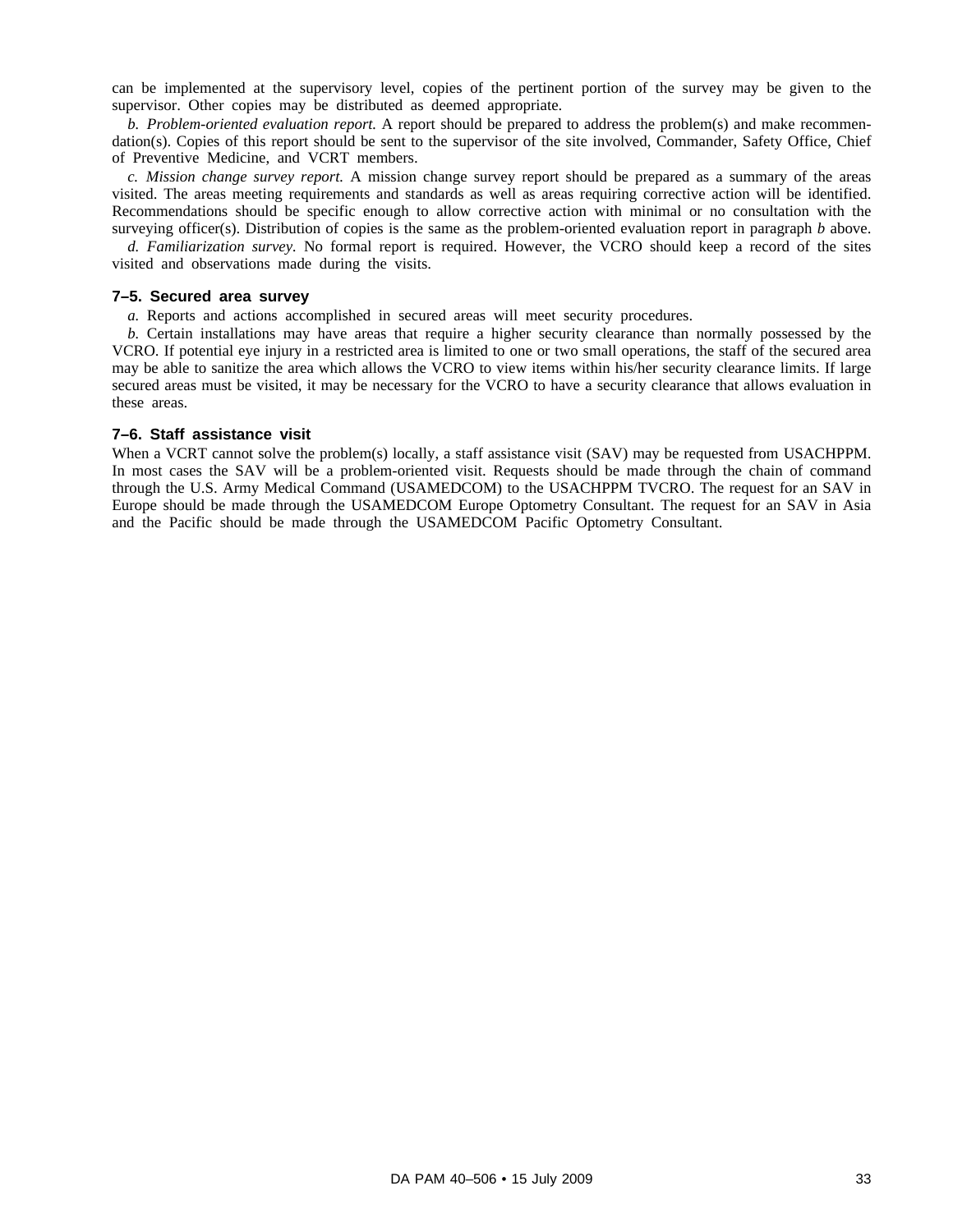can be implemented at the supervisory level, copies of the pertinent portion of the survey may be given to the supervisor. Other copies may be distributed as deemed appropriate.

*b. Problem-oriented evaluation report.* A report should be prepared to address the problem(s) and make recommendation(s). Copies of this report should be sent to the supervisor of the site involved, Commander, Safety Office, Chief of Preventive Medicine, and VCRT members.

*c. Mission change survey report.* A mission change survey report should be prepared as a summary of the areas visited. The areas meeting requirements and standards as well as areas requiring corrective action will be identified. Recommendations should be specific enough to allow corrective action with minimal or no consultation with the surveying officer(s). Distribution of copies is the same as the problem-oriented evaluation report in paragraph *b* above.

*d. Familiarization survey.* No formal report is required. However, the VCRO should keep a record of the sites visited and observations made during the visits.

### 7–5. Secured area survey

*a.* Reports and actions accomplished in secured areas will meet security procedures.

*b.* Certain installations may have areas that require a higher security clearance than normally possessed by the VCRO. If potential eye injury in a restricted area is limited to one or two small operations, the staff of the secured area may be able to sanitize the area which allows the VCRO to view items within his/her security clearance limits. If large secured areas must be visited, it may be necessary for the VCRO to have a security clearance that allows evaluation in these areas.

### 7–6. Staff assistance visit

When a VCRT cannot solve the problem(s) locally, a staff assistance visit (SAV) may be requested from USACHPPM. In most cases the SAV will be a problem-oriented visit. Requests should be made through the chain of command through the U.S. Army Medical Command (USAMEDCOM) to the USACHPPM TVCRO. The request for an SAV in Europe should be made through the USAMEDCOM Europe Optometry Consultant. The request for an SAV in Asia and the Pacific should be made through the USAMEDCOM Pacific Optometry Consultant.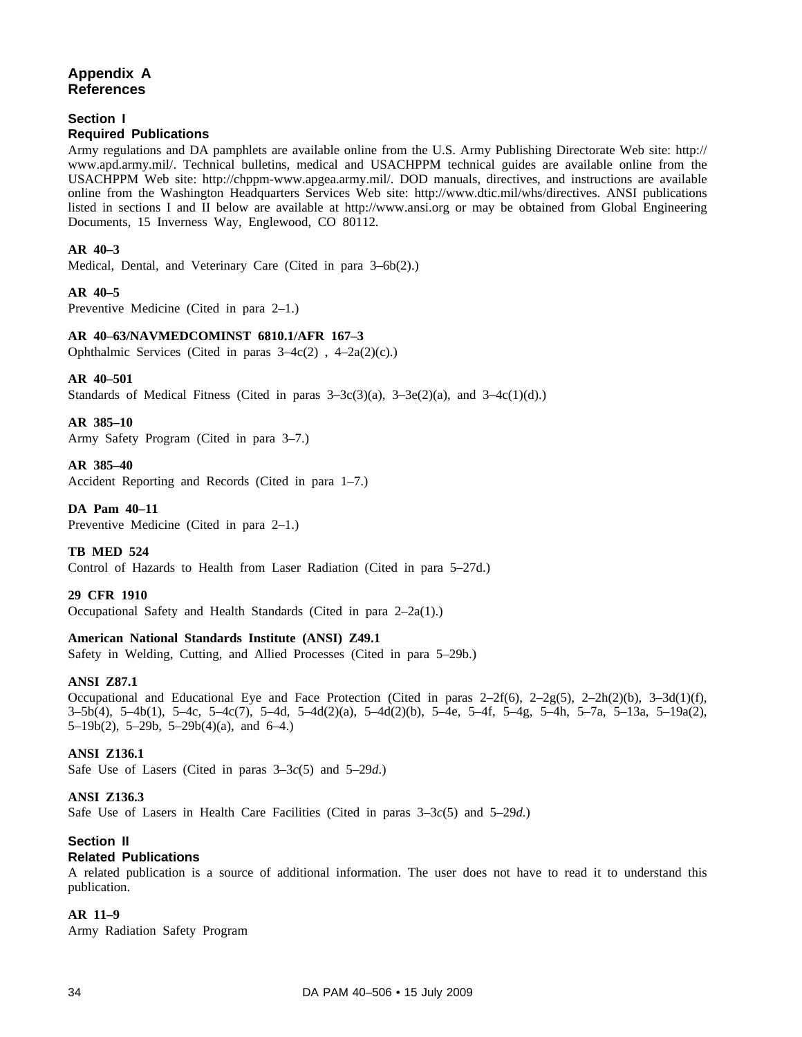# Appendix A References

## Section I Required Publications

Army regulations and DA pamphlets are available online from the U.S. Army Publishing Directorate Web site: http://www.apd.army.mil/. Technical bulletins, medical and USACHPPM technical guides are available online from the USACHPPM Web site: http://chppm-www.apgea.army.mil/. DOD manuals, directives, and instructions are available online from the Washington Headquarters Services Web site: http://www.dtic.mil/whs/directives. ANSI publications listed in sections I and II below are available at http://www.ansi.org or may be obtained from Global Engineering Documents, 15 Inverness Way, Englewood, CO 80112.

**AR 40–3**
Medical, Dental, and Veterinary Care (Cited in para 3–6b(2).)

**AR 40–5**
Preventive Medicine (Cited in para 2–1.)

**AR 40–63/NAVMEDCOMINST 6810.1/AFR 167–3**
Ophthalmic Services (Cited in paras 3–4c(2) , 4–2a(2)(c).)

**AR 40–501**
Standards of Medical Fitness (Cited in paras 3–3c(3)(a), 3–3e(2)(a), and 3–4c(1)(d).)

**AR 385–10**
Army Safety Program (Cited in para 3–7.)

**AR 385–40**
Accident Reporting and Records (Cited in para 1–7.)

**DA Pam 40–11**
Preventive Medicine (Cited in para 2–1.)

**TB MED 524**
Control of Hazards to Health from Laser Radiation (Cited in para 5–27d.)

**29 CFR 1910**
Occupational Safety and Health Standards (Cited in para 2–2a(1).)

**American National Standards Institute (ANSI) Z49.1**
Safety in Welding, Cutting, and Allied Processes (Cited in para 5–29b.)

**ANSI Z87.1**
Occupational and Educational Eye and Face Protection (Cited in paras 2–2f(6), 2–2g(5), 2–2h(2)(b), 3–3d(1)(f), 3–5b(4), 5–4b(1), 5–4c, 5–4c(7), 5–4d, 5–4d(2)(a), 5–4d(2)(b), 5–4e, 5–4f, 5–4g, 5–4h, 5–7a, 5–13a, 5–19a(2), 5–19b(2), 5–29b, 5–29b(4)(a), and 6–4.)

**ANSI Z136.1**
Safe Use of Lasers (Cited in paras 3–3*c*(5) and 5–29*d*.)

**ANSI Z136.3**
Safe Use of Lasers in Health Care Facilities (Cited in paras 3–3*c*(5) and 5–29*d*.)

## Section II Related Publications

A related publication is a source of additional information. The user does not have to read it to understand this publication.

**AR 11–9**
Army Radiation Safety Program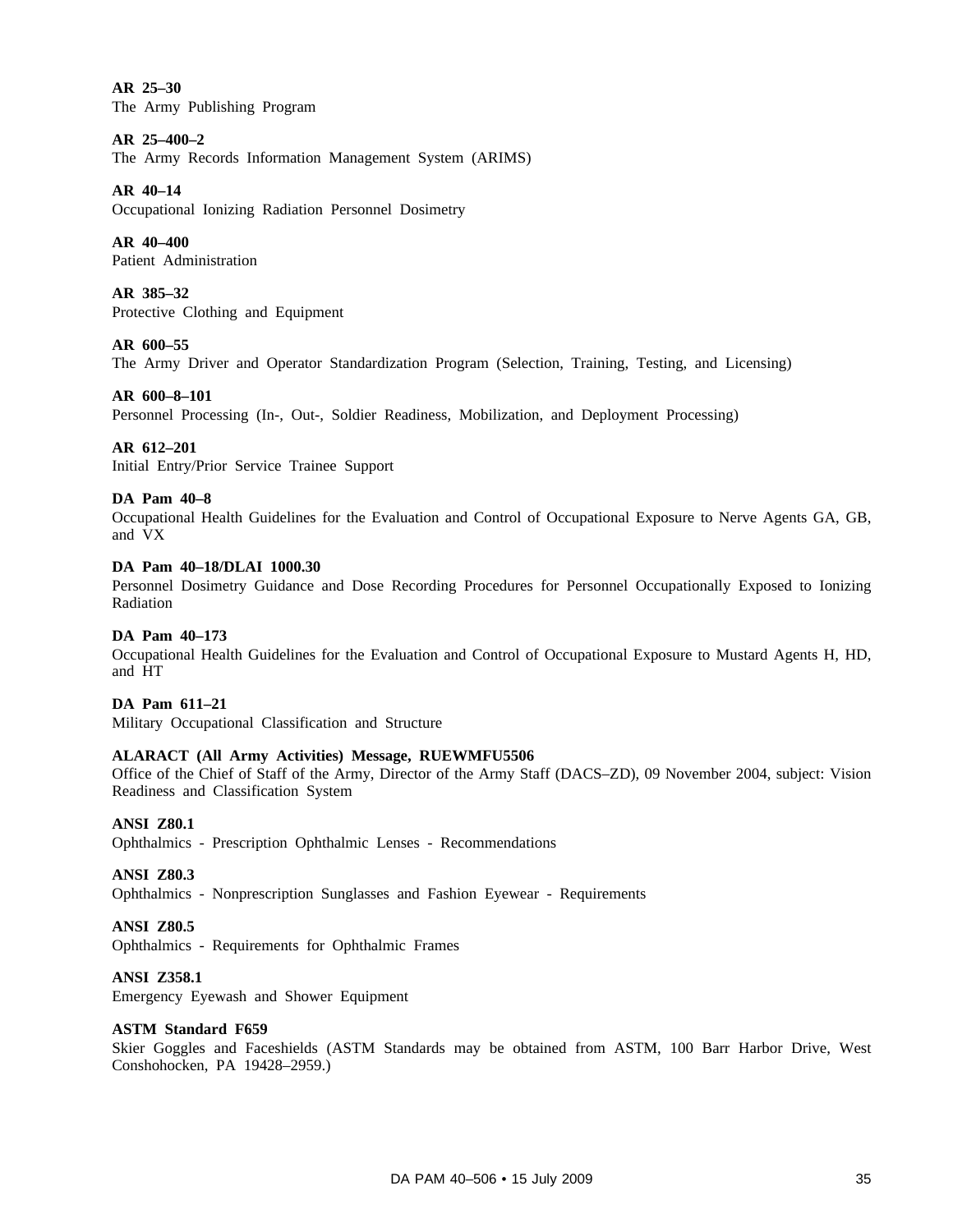**AR 25–30**
The Army Publishing Program

**AR 25–400–2**
The Army Records Information Management System (ARIMS)

**AR 40–14**
Occupational Ionizing Radiation Personnel Dosimetry

**AR 40–400**
Patient Administration

**AR 385–32**
Protective Clothing and Equipment

**AR 600–55**
The Army Driver and Operator Standardization Program (Selection, Training, Testing, and Licensing)

**AR 600–8–101**
Personnel Processing (In-, Out-, Soldier Readiness, Mobilization, and Deployment Processing)

**AR 612–201**
Initial Entry/Prior Service Trainee Support

**DA Pam 40–8**
Occupational Health Guidelines for the Evaluation and Control of Occupational Exposure to Nerve Agents GA, GB, and VX

**DA Pam 40–18/DLAI 1000.30**
Personnel Dosimetry Guidance and Dose Recording Procedures for Personnel Occupationally Exposed to Ionizing Radiation

**DA Pam 40–173**
Occupational Health Guidelines for the Evaluation and Control of Occupational Exposure to Mustard Agents H, HD, and HT

**DA Pam 611–21**
Military Occupational Classification and Structure

**ALARACT (All Army Activities) Message, RUEWMFU5506**
Office of the Chief of Staff of the Army, Director of the Army Staff (DACS–ZD), 09 November 2004, subject: Vision Readiness and Classification System

**ANSI Z80.1**
Ophthalmics - Prescription Ophthalmic Lenses - Recommendations

**ANSI Z80.3**
Ophthalmics - Nonprescription Sunglasses and Fashion Eyewear - Requirements

**ANSI Z80.5**
Ophthalmics - Requirements for Ophthalmic Frames

**ANSI Z358.1**
Emergency Eyewash and Shower Equipment

**ASTM Standard F659**
Skier Goggles and Faceshields (ASTM Standards may be obtained from ASTM, 100 Barr Harbor Drive, West Conshohocken, PA 19428–2959.)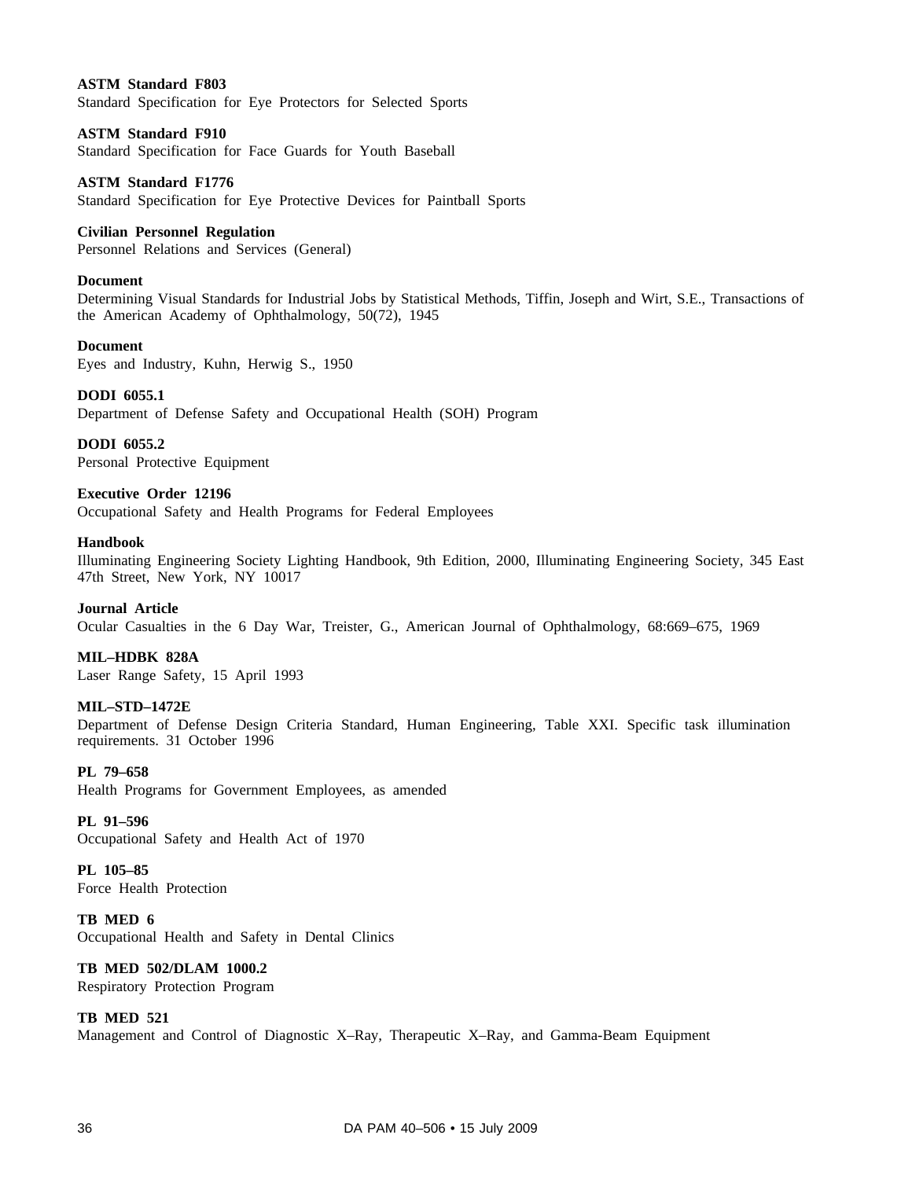**ASTM Standard F803**
Standard Specification for Eye Protectors for Selected Sports

**ASTM Standard F910**
Standard Specification for Face Guards for Youth Baseball

**ASTM Standard F1776**
Standard Specification for Eye Protective Devices for Paintball Sports

**Civilian Personnel Regulation**
Personnel Relations and Services (General)

**Document**
Determining Visual Standards for Industrial Jobs by Statistical Methods, Tiffin, Joseph and Wirt, S.E., Transactions of the American Academy of Ophthalmology, 50(72), 1945

**Document**
Eyes and Industry, Kuhn, Herwig S., 1950

**DODI 6055.1**
Department of Defense Safety and Occupational Health (SOH) Program

**DODI 6055.2**
Personal Protective Equipment

**Executive Order 12196**
Occupational Safety and Health Programs for Federal Employees

**Handbook**
Illuminating Engineering Society Lighting Handbook, 9th Edition, 2000, Illuminating Engineering Society, 345 East 47th Street, New York, NY 10017

**Journal Article**
Ocular Casualties in the 6 Day War, Treister, G., American Journal of Ophthalmology, 68:669–675, 1969

**MIL–HDBK 828A**
Laser Range Safety, 15 April 1993

**MIL–STD–1472E**
Department of Defense Design Criteria Standard, Human Engineering, Table XXI. Specific task illumination requirements. 31 October 1996

**PL 79–658**
Health Programs for Government Employees, as amended

**PL 91–596**
Occupational Safety and Health Act of 1970

**PL 105–85**
Force Health Protection

**TB MED 6**
Occupational Health and Safety in Dental Clinics

**TB MED 502/DLAM 1000.2**
Respiratory Protection Program

**TB MED 521**
Management and Control of Diagnostic X–Ray, Therapeutic X–Ray, and Gamma-Beam Equipment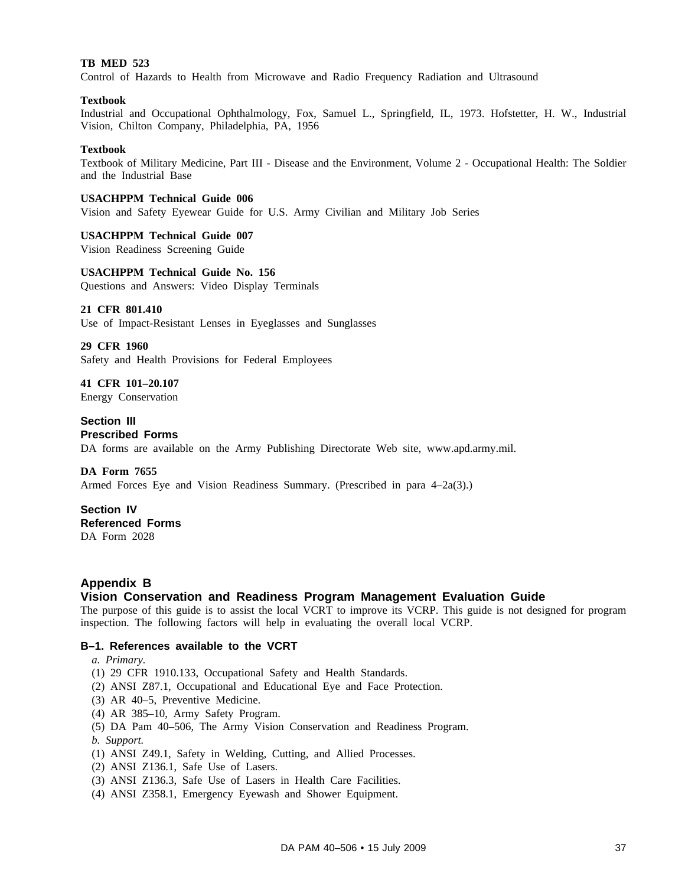**TB MED 523**
Control of Hazards to Health from Microwave and Radio Frequency Radiation and Ultrasound

**Textbook**
Industrial and Occupational Ophthalmology, Fox, Samuel L., Springfield, IL, 1973. Hofstetter, H. W., Industrial Vision, Chilton Company, Philadelphia, PA, 1956

**Textbook**
Textbook of Military Medicine, Part III - Disease and the Environment, Volume 2 - Occupational Health: The Soldier and the Industrial Base

**USACHPPM Technical Guide 006**
Vision and Safety Eyewear Guide for U.S. Army Civilian and Military Job Series

**USACHPPM Technical Guide 007**
Vision Readiness Screening Guide

**USACHPPM Technical Guide No. 156**
Questions and Answers: Video Display Terminals

**21 CFR 801.410**
Use of Impact-Resistant Lenses in Eyeglasses and Sunglasses

**29 CFR 1960**
Safety and Health Provisions for Federal Employees

**41 CFR 101–20.107**
Energy Conservation

## Section III
## Prescribed Forms

DA forms are available on the Army Publishing Directorate Web site, www.apd.army.mil.

**DA Form 7655**
Armed Forces Eye and Vision Readiness Summary. (Prescribed in para 4–2a(3).)

## Section IV
## Referenced Forms

DA Form 2028

# Appendix B
# Vision Conservation and Readiness Program Management Evaluation Guide

The purpose of this guide is to assist the local VCRT to improve its VCRP. This guide is not designed for program inspection. The following factors will help in evaluating the overall local VCRP.

### B–1. References available to the VCRT

*a. Primary.*
(1) 29 CFR 1910.133, Occupational Safety and Health Standards.
(2) ANSI Z87.1, Occupational and Educational Eye and Face Protection.
(3) AR 40–5, Preventive Medicine.
(4) AR 385–10, Army Safety Program.
(5) DA Pam 40–506, The Army Vision Conservation and Readiness Program.
*b. Support.*
(1) ANSI Z49.1, Safety in Welding, Cutting, and Allied Processes.
(2) ANSI Z136.1, Safe Use of Lasers.
(3) ANSI Z136.3, Safe Use of Lasers in Health Care Facilities.
(4) ANSI Z358.1, Emergency Eyewash and Shower Equipment.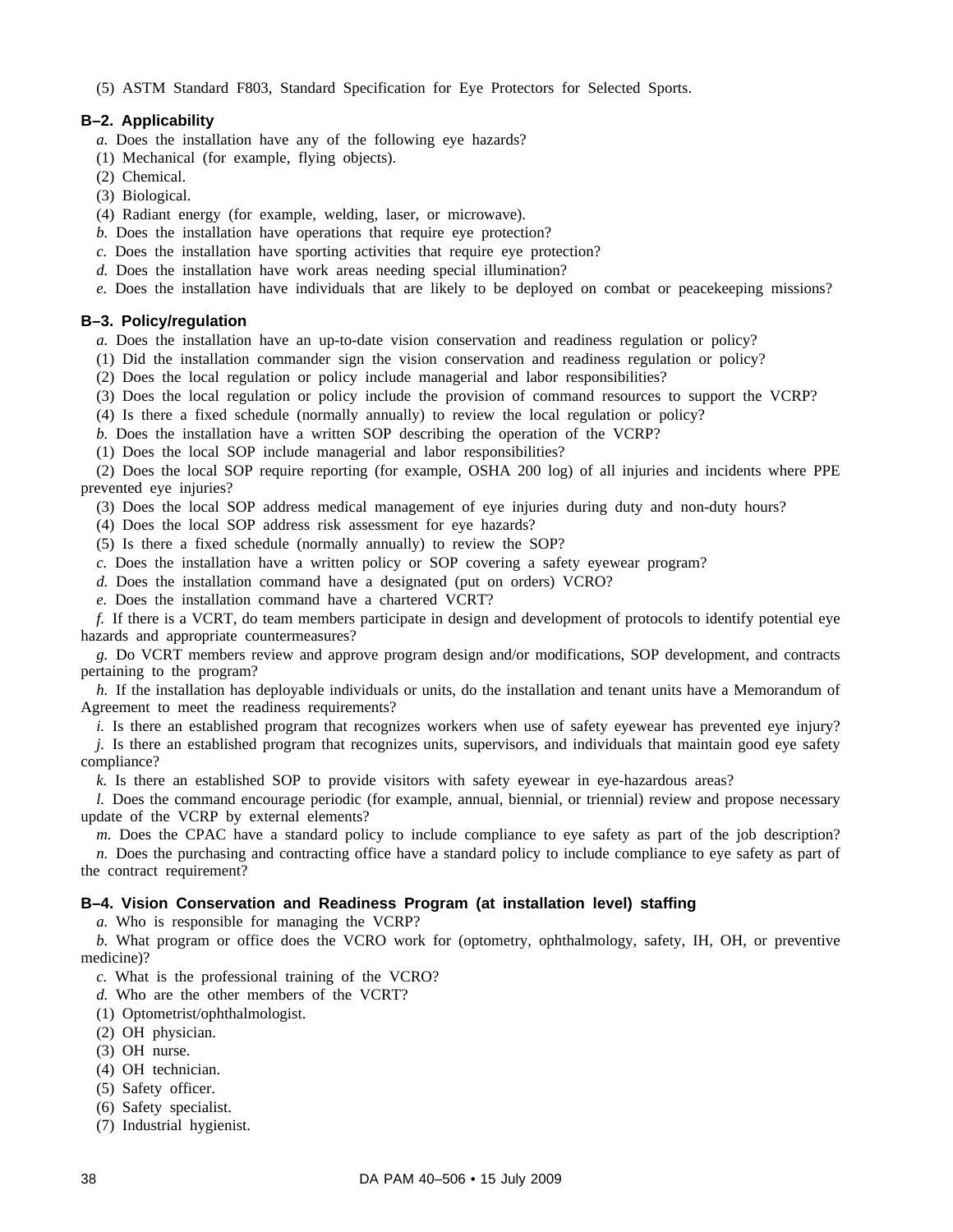(5) ASTM Standard F803, Standard Specification for Eye Protectors for Selected Sports.

### B–2. Applicability

*a.* Does the installation have any of the following eye hazards?

(1) Mechanical (for example, flying objects).

(2) Chemical.

(3) Biological.

(4) Radiant energy (for example, welding, laser, or microwave).

*b.* Does the installation have operations that require eye protection?

*c.* Does the installation have sporting activities that require eye protection?

*d.* Does the installation have work areas needing special illumination?

*e.* Does the installation have individuals that are likely to be deployed on combat or peacekeeping missions?

### B–3. Policy/regulation

*a.* Does the installation have an up-to-date vision conservation and readiness regulation or policy?

(1) Did the installation commander sign the vision conservation and readiness regulation or policy?

(2) Does the local regulation or policy include managerial and labor responsibilities?

(3) Does the local regulation or policy include the provision of command resources to support the VCRP?

(4) Is there a fixed schedule (normally annually) to review the local regulation or policy?

*b.* Does the installation have a written SOP describing the operation of the VCRP?

(1) Does the local SOP include managerial and labor responsibilities?

(2) Does the local SOP require reporting (for example, OSHA 200 log) of all injuries and incidents where PPE prevented eye injuries?

(3) Does the local SOP address medical management of eye injuries during duty and non-duty hours?

(4) Does the local SOP address risk assessment for eye hazards?

(5) Is there a fixed schedule (normally annually) to review the SOP?

*c.* Does the installation have a written policy or SOP covering a safety eyewear program?

*d.* Does the installation command have a designated (put on orders) VCRO?

*e.* Does the installation command have a chartered VCRT?

*f.* If there is a VCRT, do team members participate in design and development of protocols to identify potential eye hazards and appropriate countermeasures?

*g.* Do VCRT members review and approve program design and/or modifications, SOP development, and contracts pertaining to the program?

*h.* If the installation has deployable individuals or units, do the installation and tenant units have a Memorandum of Agreement to meet the readiness requirements?

*i.* Is there an established program that recognizes workers when use of safety eyewear has prevented eye injury?

*j.* Is there an established program that recognizes units, supervisors, and individuals that maintain good eye safety compliance?

*k.* Is there an established SOP to provide visitors with safety eyewear in eye-hazardous areas?

*l.* Does the command encourage periodic (for example, annual, biennial, or triennial) review and propose necessary update of the VCRP by external elements?

*m.* Does the CPAC have a standard policy to include compliance to eye safety as part of the job description?

*n.* Does the purchasing and contracting office have a standard policy to include compliance to eye safety as part of the contract requirement?

### B–4. Vision Conservation and Readiness Program (at installation level) staffing

*a.* Who is responsible for managing the VCRP?

*b.* What program or office does the VCRO work for (optometry, ophthalmology, safety, IH, OH, or preventive medicine)?

*c.* What is the professional training of the VCRO?

*d.* Who are the other members of the VCRT?

(1) Optometrist/ophthalmologist.

(2) OH physician.

(3) OH nurse.

(4) OH technician.

(5) Safety officer.

(6) Safety specialist.

(7) Industrial hygienist.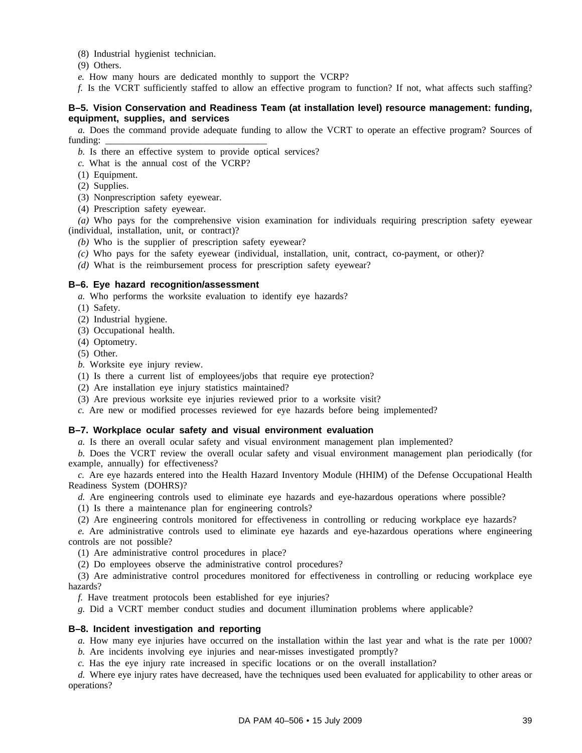(8) Industrial hygienist technician.

(9) Others.

*e.* How many hours are dedicated monthly to support the VCRP?

*f.* Is the VCRT sufficiently staffed to allow an effective program to function? If not, what affects such staffing?

### B–5. Vision Conservation and Readiness Team (at installation level) resource management: funding, equipment, supplies, and services

*a.* Does the command provide adequate funding to allow the VCRT to operate an effective program? Sources of funding: ______________________________

*b.* Is there an effective system to provide optical services?

*c.* What is the annual cost of the VCRP?

(1) Equipment.

(2) Supplies.

(3) Nonprescription safety eyewear.

(4) Prescription safety eyewear.

*(a)* Who pays for the comprehensive vision examination for individuals requiring prescription safety eyewear (individual, installation, unit, or contract)?

*(b)* Who is the supplier of prescription safety eyewear?

*(c)* Who pays for the safety eyewear (individual, installation, unit, contract, co-payment, or other)?

*(d)* What is the reimbursement process for prescription safety eyewear?

### B–6. Eye hazard recognition/assessment

*a.* Who performs the worksite evaluation to identify eye hazards?

(1) Safety.

(2) Industrial hygiene.

(3) Occupational health.

(4) Optometry.

(5) Other.

*b.* Worksite eye injury review.

(1) Is there a current list of employees/jobs that require eye protection?

(2) Are installation eye injury statistics maintained?

(3) Are previous worksite eye injuries reviewed prior to a worksite visit?

*c.* Are new or modified processes reviewed for eye hazards before being implemented?

### B–7. Workplace ocular safety and visual environment evaluation

*a.* Is there an overall ocular safety and visual environment management plan implemented?

*b.* Does the VCRT review the overall ocular safety and visual environment management plan periodically (for example, annually) for effectiveness?

*c.* Are eye hazards entered into the Health Hazard Inventory Module (HHIM) of the Defense Occupational Health Readiness System (DOHRS)?

*d.* Are engineering controls used to eliminate eye hazards and eye-hazardous operations where possible?

(1) Is there a maintenance plan for engineering controls?

(2) Are engineering controls monitored for effectiveness in controlling or reducing workplace eye hazards?

*e.* Are administrative controls used to eliminate eye hazards and eye-hazardous operations where engineering controls are not possible?

(1) Are administrative control procedures in place?

(2) Do employees observe the administrative control procedures?

(3) Are administrative control procedures monitored for effectiveness in controlling or reducing workplace eye hazards?

*f.* Have treatment protocols been established for eye injuries?

*g.* Did a VCRT member conduct studies and document illumination problems where applicable?

### B–8. Incident investigation and reporting

*a.* How many eye injuries have occurred on the installation within the last year and what is the rate per 1000?

*b.* Are incidents involving eye injuries and near-misses investigated promptly?

*c.* Has the eye injury rate increased in specific locations or on the overall installation?

*d.* Where eye injury rates have decreased, have the techniques used been evaluated for applicability to other areas or operations?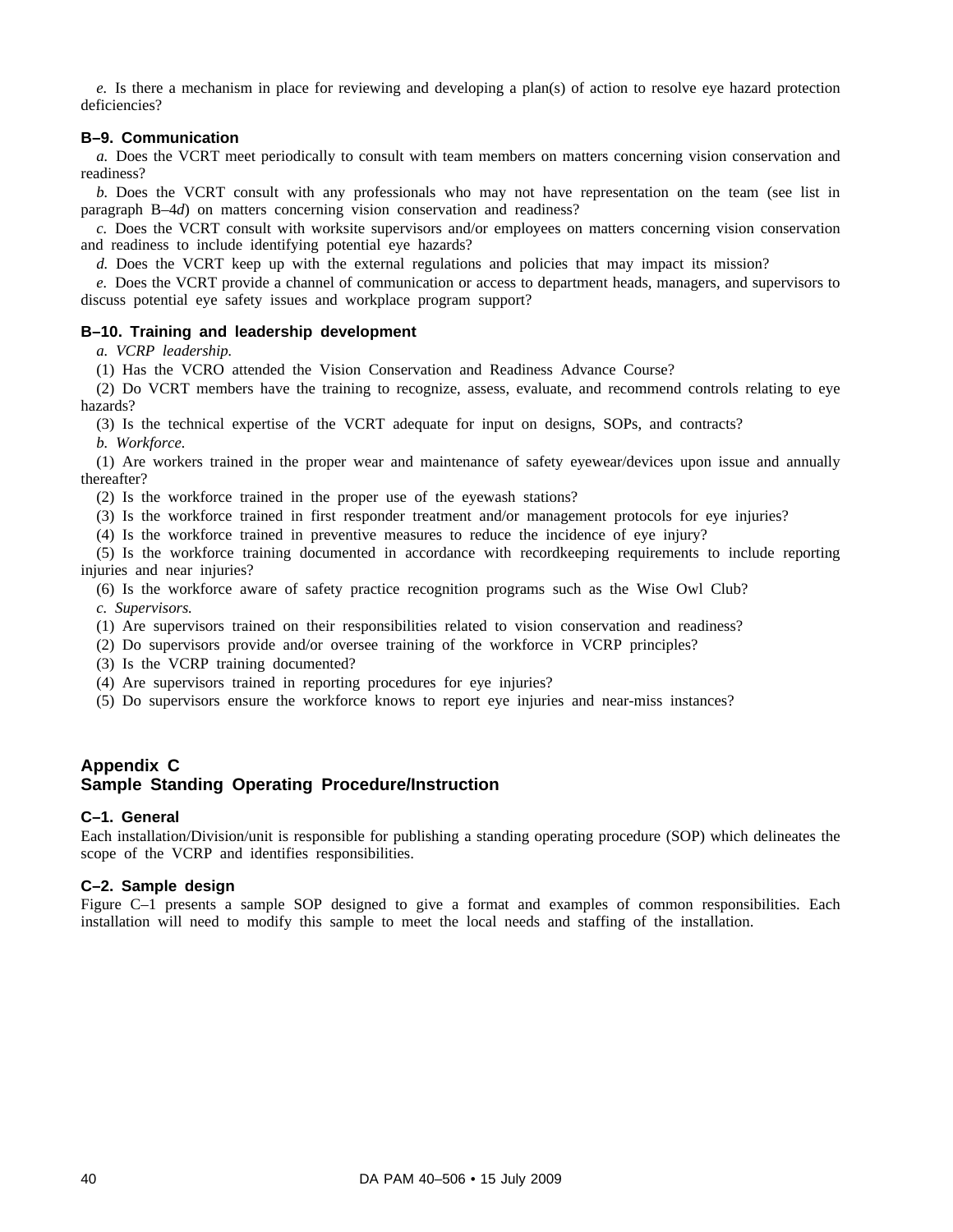*e.* Is there a mechanism in place for reviewing and developing a plan(s) of action to resolve eye hazard protection deficiencies?

### B–9. Communication

*a.* Does the VCRT meet periodically to consult with team members on matters concerning vision conservation and readiness?

*b.* Does the VCRT consult with any professionals who may not have representation on the team (see list in paragraph B–4*d*) on matters concerning vision conservation and readiness?

*c.* Does the VCRT consult with worksite supervisors and/or employees on matters concerning vision conservation and readiness to include identifying potential eye hazards?

*d.* Does the VCRT keep up with the external regulations and policies that may impact its mission?

*e.* Does the VCRT provide a channel of communication or access to department heads, managers, and supervisors to discuss potential eye safety issues and workplace program support?

### B–10. Training and leadership development

*a. VCRP leadership.*

(1) Has the VCRO attended the Vision Conservation and Readiness Advance Course?

(2) Do VCRT members have the training to recognize, assess, evaluate, and recommend controls relating to eye hazards?

(3) Is the technical expertise of the VCRT adequate for input on designs, SOPs, and contracts?

*b. Workforce.*

(1) Are workers trained in the proper wear and maintenance of safety eyewear/devices upon issue and annually thereafter?

(2) Is the workforce trained in the proper use of the eyewash stations?

(3) Is the workforce trained in first responder treatment and/or management protocols for eye injuries?

(4) Is the workforce trained in preventive measures to reduce the incidence of eye injury?

(5) Is the workforce training documented in accordance with recordkeeping requirements to include reporting injuries and near injuries?

(6) Is the workforce aware of safety practice recognition programs such as the Wise Owl Club?

*c. Supervisors.*

(1) Are supervisors trained on their responsibilities related to vision conservation and readiness?

(2) Do supervisors provide and/or oversee training of the workforce in VCRP principles?

(3) Is the VCRP training documented?

(4) Are supervisors trained in reporting procedures for eye injuries?

(5) Do supervisors ensure the workforce knows to report eye injuries and near-miss instances?

## Appendix C
## Sample Standing Operating Procedure/Instruction

### C–1. General

Each installation/Division/unit is responsible for publishing a standing operating procedure (SOP) which delineates the scope of the VCRP and identifies responsibilities.

### C–2. Sample design

Figure C–1 presents a sample SOP designed to give a format and examples of common responsibilities. Each installation will need to modify this sample to meet the local needs and staffing of the installation.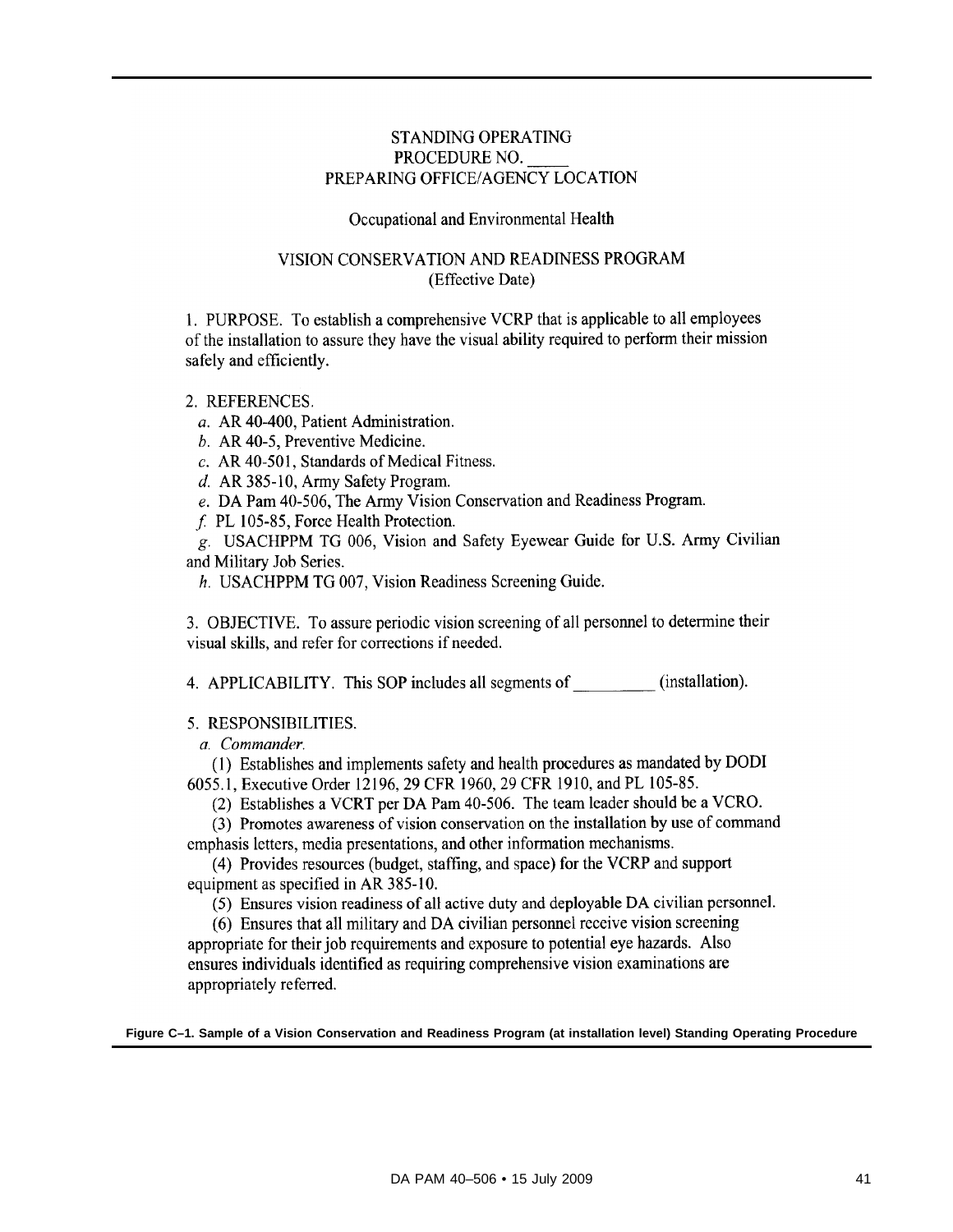STANDING OPERATING
PROCEDURE NO. _____
PREPARING OFFICE/AGENCY LOCATION

Occupational and Environmental Health

VISION CONSERVATION AND READINESS PROGRAM
(Effective Date)

1. PURPOSE. To establish a comprehensive VCRP that is applicable to all employees of the installation to assure they have the visual ability required to perform their mission safely and efficiently.

2. REFERENCES.

*a.* AR 40-400, Patient Administration.

*b.* AR 40-5, Preventive Medicine.

*c.* AR 40-501, Standards of Medical Fitness.

*d.* AR 385-10, Army Safety Program.

*e.* DA Pam 40-506, The Army Vision Conservation and Readiness Program.

*f.* PL 105-85, Force Health Protection.

*g.* USACHPPM TG 006, Vision and Safety Eyewear Guide for U.S. Army Civilian and Military Job Series.

*h.* USACHPPM TG 007, Vision Readiness Screening Guide.

3. OBJECTIVE. To assure periodic vision screening of all personnel to determine their visual skills, and refer for corrections if needed.

4. APPLICABILITY. This SOP includes all segments of _________ (installation).

5. RESPONSIBILITIES.

*a. Commander.*

(1) Establishes and implements safety and health procedures as mandated by DODI 6055.1, Executive Order 12196, 29 CFR 1960, 29 CFR 1910, and PL 105-85.

(2) Establishes a VCRT per DA Pam 40-506. The team leader should be a VCRO.

(3) Promotes awareness of vision conservation on the installation by use of command emphasis letters, media presentations, and other information mechanisms.

(4) Provides resources (budget, staffing, and space) for the VCRP and support equipment as specified in AR 385-10.

(5) Ensures vision readiness of all active duty and deployable DA civilian personnel.

(6) Ensures that all military and DA civilian personnel receive vision screening appropriate for their job requirements and exposure to potential eye hazards. Also ensures individuals identified as requiring comprehensive vision examinations are appropriately referred.

**Figure C–1. Sample of a Vision Conservation and Readiness Program (at installation level) Standing Operating Procedure**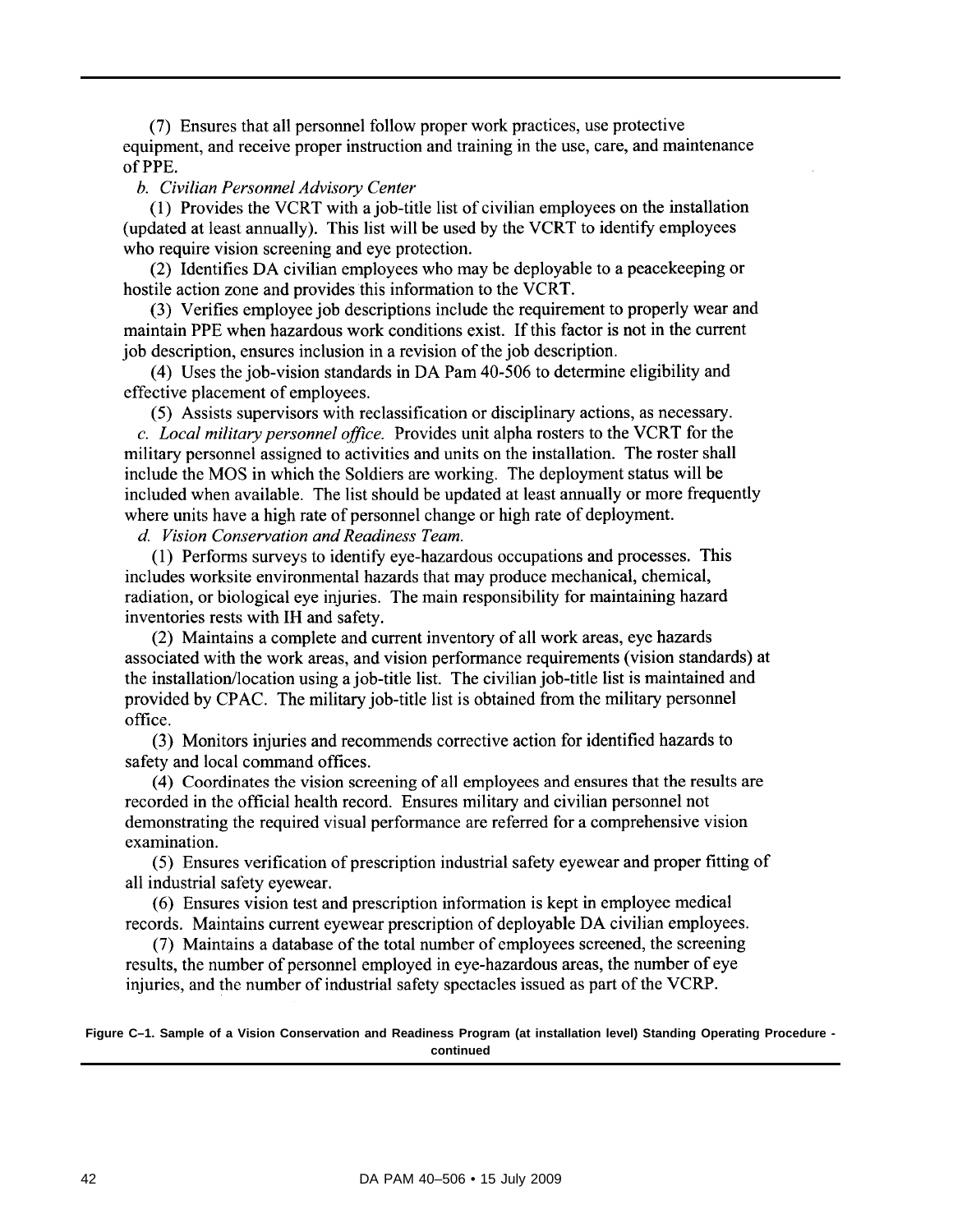(7) Ensures that all personnel follow proper work practices, use protective equipment, and receive proper instruction and training in the use, care, and maintenance of PPE.

*b. Civilian Personnel Advisory Center*

(1) Provides the VCRT with a job-title list of civilian employees on the installation (updated at least annually). This list will be used by the VCRT to identify employees who require vision screening and eye protection.

(2) Identifies DA civilian employees who may be deployable to a peacekeeping or hostile action zone and provides this information to the VCRT.

(3) Verifies employee job descriptions include the requirement to properly wear and maintain PPE when hazardous work conditions exist. If this factor is not in the current job description, ensures inclusion in a revision of the job description.

(4) Uses the job-vision standards in DA Pam 40-506 to determine eligibility and effective placement of employees.

(5) Assists supervisors with reclassification or disciplinary actions, as necessary.

*c. Local military personnel office.* Provides unit alpha rosters to the VCRT for the military personnel assigned to activities and units on the installation. The roster shall include the MOS in which the Soldiers are working. The deployment status will be included when available. The list should be updated at least annually or more frequently where units have a high rate of personnel change or high rate of deployment.

*d. Vision Conservation and Readiness Team.*

(1) Performs surveys to identify eye-hazardous occupations and processes. This includes worksite environmental hazards that may produce mechanical, chemical, radiation, or biological eye injuries. The main responsibility for maintaining hazard inventories rests with IH and safety.

(2) Maintains a complete and current inventory of all work areas, eye hazards associated with the work areas, and vision performance requirements (vision standards) at the installation/location using a job-title list. The civilian job-title list is maintained and provided by CPAC. The military job-title list is obtained from the military personnel office.

(3) Monitors injuries and recommends corrective action for identified hazards to safety and local command offices.

(4) Coordinates the vision screening of all employees and ensures that the results are recorded in the official health record. Ensures military and civilian personnel not demonstrating the required visual performance are referred for a comprehensive vision examination.

(5) Ensures verification of prescription industrial safety eyewear and proper fitting of all industrial safety eyewear.

(6) Ensures vision test and prescription information is kept in employee medical records. Maintains current eyewear prescription of deployable DA civilian employees.

(7) Maintains a database of the total number of employees screened, the screening results, the number of personnel employed in eye-hazardous areas, the number of eye injuries, and the number of industrial safety spectacles issued as part of the VCRP.

**Figure C–1. Sample of a Vision Conservation and Readiness Program (at installation level) Standing Operating Procedure - continued**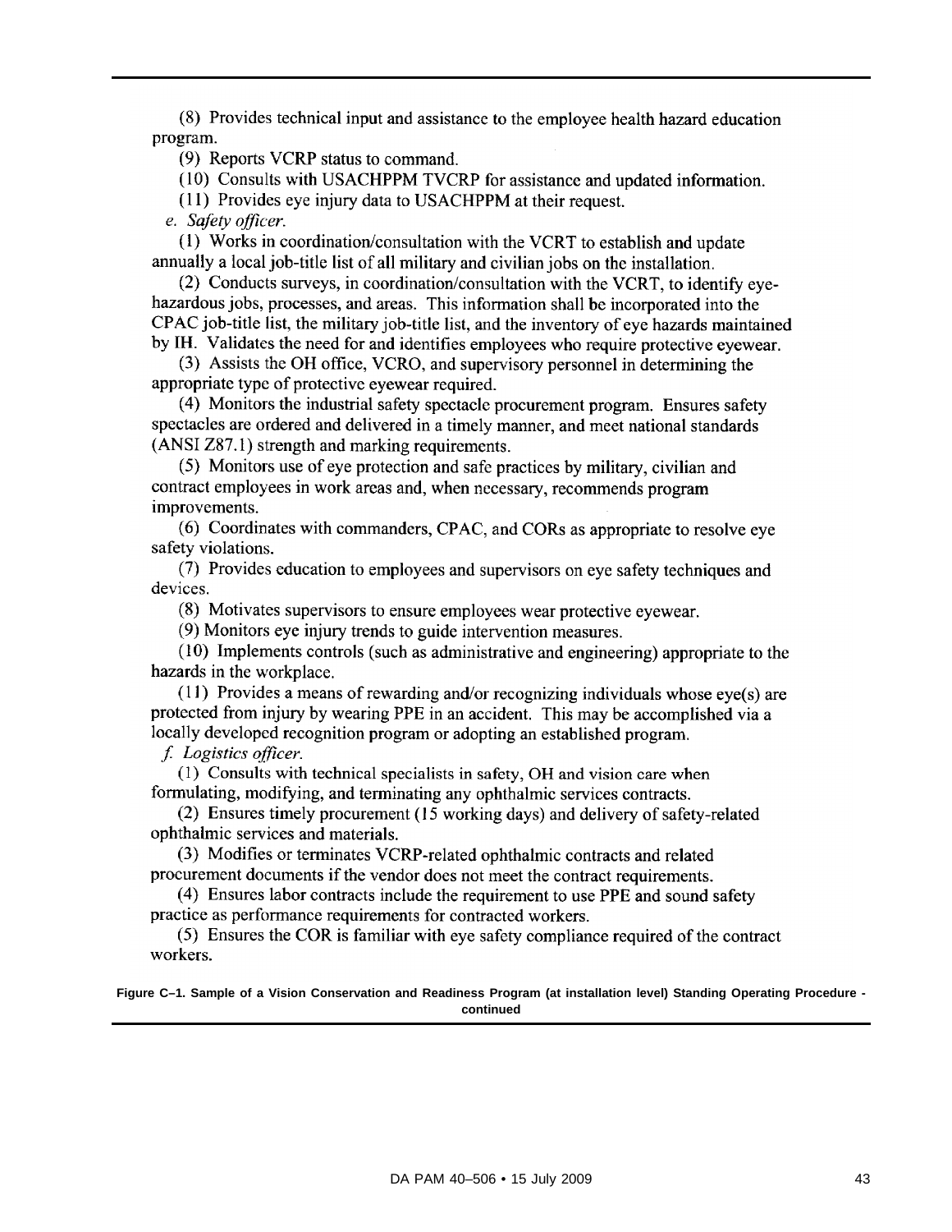(8) Provides technical input and assistance to the employee health hazard education program.

(9) Reports VCRP status to command.

(10) Consults with USACHPPM TVCRP for assistance and updated information.

(11) Provides eye injury data to USACHPPM at their request.

*e. Safety officer.*

(1) Works in coordination/consultation with the VCRT to establish and update annually a local job-title list of all military and civilian jobs on the installation.

(2) Conducts surveys, in coordination/consultation with the VCRT, to identify eye-hazardous jobs, processes, and areas. This information shall be incorporated into the CPAC job-title list, the military job-title list, and the inventory of eye hazards maintained by IH. Validates the need for and identifies employees who require protective eyewear.

(3) Assists the OH office, VCRO, and supervisory personnel in determining the appropriate type of protective eyewear required.

(4) Monitors the industrial safety spectacle procurement program. Ensures safety spectacles are ordered and delivered in a timely manner, and meet national standards (ANSI Z87.1) strength and marking requirements.

(5) Monitors use of eye protection and safe practices by military, civilian and contract employees in work areas and, when necessary, recommends program improvements.

(6) Coordinates with commanders, CPAC, and CORs as appropriate to resolve eye safety violations.

(7) Provides education to employees and supervisors on eye safety techniques and devices.

(8) Motivates supervisors to ensure employees wear protective eyewear.

(9) Monitors eye injury trends to guide intervention measures.

(10) Implements controls (such as administrative and engineering) appropriate to the hazards in the workplace.

(11) Provides a means of rewarding and/or recognizing individuals whose eye(s) are protected from injury by wearing PPE in an accident. This may be accomplished via a locally developed recognition program or adopting an established program.

*f. Logistics officer.*

(1) Consults with technical specialists in safety, OH and vision care when formulating, modifying, and terminating any ophthalmic services contracts.

(2) Ensures timely procurement (15 working days) and delivery of safety-related ophthalmic services and materials.

(3) Modifies or terminates VCRP-related ophthalmic contracts and related procurement documents if the vendor does not meet the contract requirements.

(4) Ensures labor contracts include the requirement to use PPE and sound safety practice as performance requirements for contracted workers.

(5) Ensures the COR is familiar with eye safety compliance required of the contract workers.

**Figure C–1. Sample of a Vision Conservation and Readiness Program (at installation level) Standing Operating Procedure - continued**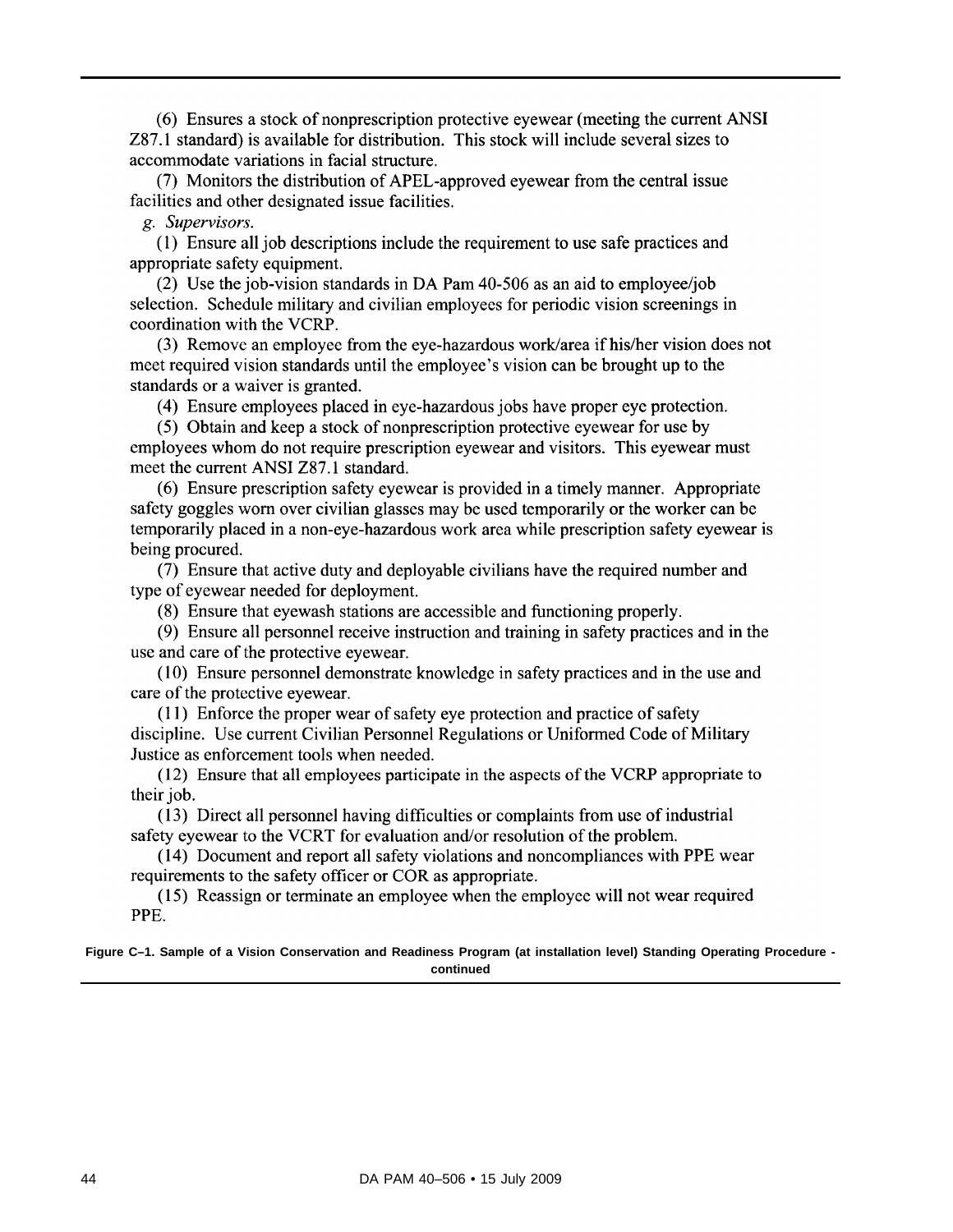(6) Ensures a stock of nonprescription protective eyewear (meeting the current ANSI Z87.1 standard) is available for distribution. This stock will include several sizes to accommodate variations in facial structure.

(7) Monitors the distribution of APEL-approved eyewear from the central issue facilities and other designated issue facilities.

*g. Supervisors.*

(1) Ensure all job descriptions include the requirement to use safe practices and appropriate safety equipment.

(2) Use the job-vision standards in DA Pam 40-506 as an aid to employee/job selection. Schedule military and civilian employees for periodic vision screenings in coordination with the VCRP.

(3) Remove an employee from the eye-hazardous work/area if his/her vision does not meet required vision standards until the employee's vision can be brought up to the standards or a waiver is granted.

(4) Ensure employees placed in eye-hazardous jobs have proper eye protection.

(5) Obtain and keep a stock of nonprescription protective eyewear for use by employees whom do not require prescription eyewear and visitors. This eyewear must meet the current ANSI Z87.1 standard.

(6) Ensure prescription safety eyewear is provided in a timely manner. Appropriate safety goggles worn over civilian glasses may be used temporarily or the worker can be temporarily placed in a non-eye-hazardous work area while prescription safety eyewear is being procured.

(7) Ensure that active duty and deployable civilians have the required number and type of eyewear needed for deployment.

(8) Ensure that eyewash stations are accessible and functioning properly.

(9) Ensure all personnel receive instruction and training in safety practices and in the use and care of the protective eyewear.

(10) Ensure personnel demonstrate knowledge in safety practices and in the use and care of the protective eyewear.

(11) Enforce the proper wear of safety eye protection and practice of safety discipline. Use current Civilian Personnel Regulations or Uniformed Code of Military Justice as enforcement tools when needed.

(12) Ensure that all employees participate in the aspects of the VCRP appropriate to their job.

(13) Direct all personnel having difficulties or complaints from use of industrial safety eyewear to the VCRT for evaluation and/or resolution of the problem.

(14) Document and report all safety violations and noncompliances with PPE wear requirements to the safety officer or COR as appropriate.

(15) Reassign or terminate an employee when the employee will not wear required PPE.

**Figure C–1. Sample of a Vision Conservation and Readiness Program (at installation level) Standing Operating Procedure - continued**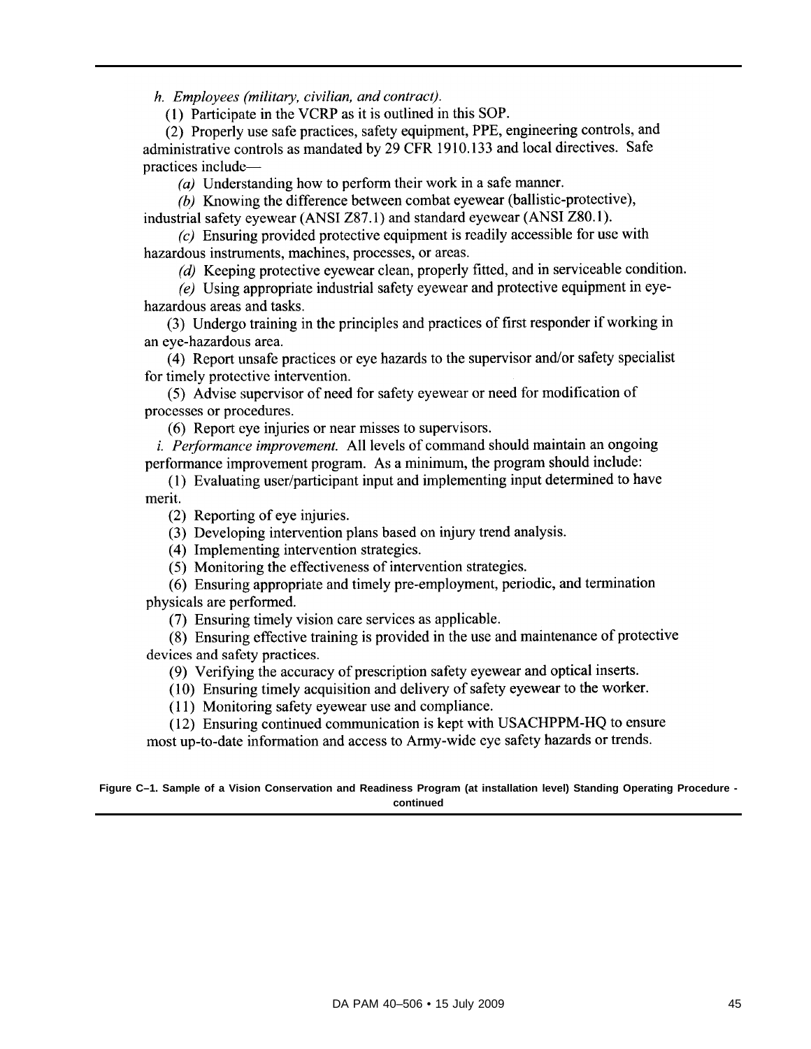*h. Employees (military, civilian, and contract).*

(1) Participate in the VCRP as it is outlined in this SOP.

(2) Properly use safe practices, safety equipment, PPE, engineering controls, and administrative controls as mandated by 29 CFR 1910.133 and local directives. Safe practices include—

*(a)* Understanding how to perform their work in a safe manner.

*(b)* Knowing the difference between combat eyewear (ballistic-protective), industrial safety eyewear (ANSI Z87.1) and standard eyewear (ANSI Z80.1).

*(c)* Ensuring provided protective equipment is readily accessible for use with hazardous instruments, machines, processes, or areas.

*(d)* Keeping protective eyewear clean, properly fitted, and in serviceable condition.

*(e)* Using appropriate industrial safety eyewear and protective equipment in eye-hazardous areas and tasks.

(3) Undergo training in the principles and practices of first responder if working in an eye-hazardous area.

(4) Report unsafe practices or eye hazards to the supervisor and/or safety specialist for timely protective intervention.

(5) Advise supervisor of need for safety eyewear or need for modification of processes or procedures.

(6) Report eye injuries or near misses to supervisors.

*i. Performance improvement.* All levels of command should maintain an ongoing performance improvement program. As a minimum, the program should include:

(1) Evaluating user/participant input and implementing input determined to have merit.

(2) Reporting of eye injuries.

(3) Developing intervention plans based on injury trend analysis.

(4) Implementing intervention strategies.

(5) Monitoring the effectiveness of intervention strategies.

(6) Ensuring appropriate and timely pre-employment, periodic, and termination physicals are performed.

(7) Ensuring timely vision care services as applicable.

(8) Ensuring effective training is provided in the use and maintenance of protective devices and safety practices.

(9) Verifying the accuracy of prescription safety eyewear and optical inserts.

(10) Ensuring timely acquisition and delivery of safety eyewear to the worker.

(11) Monitoring safety eyewear use and compliance.

(12) Ensuring continued communication is kept with USACHPPM-HQ to ensure most up-to-date information and access to Army-wide eye safety hazards or trends.

**Figure C–1. Sample of a Vision Conservation and Readiness Program (at installation level) Standing Operating Procedure - continued**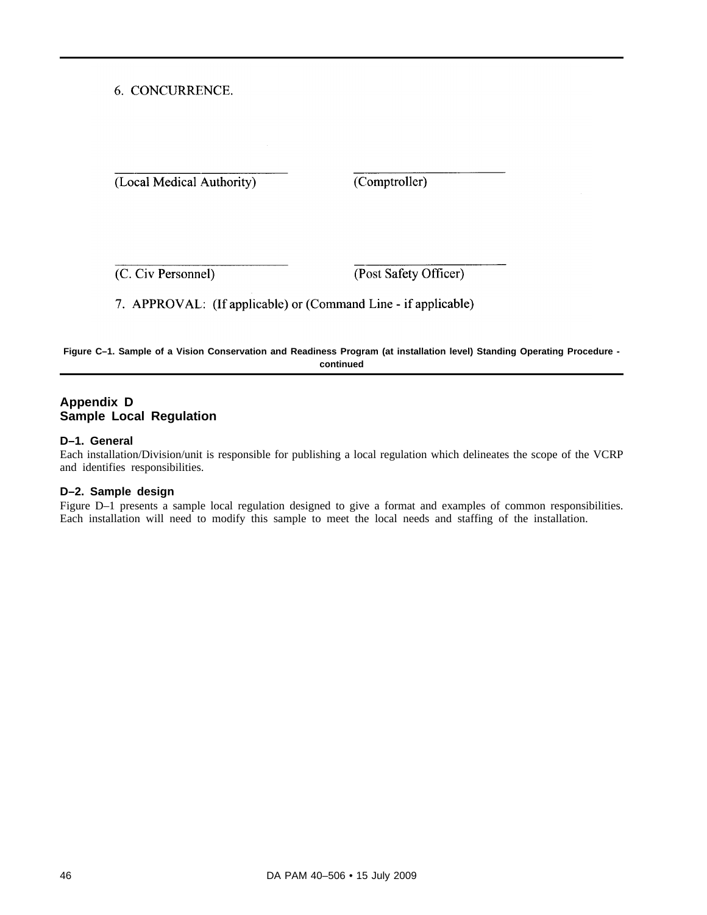6. CONCURRENCE.

\_\_\_\_\_\_\_\_\_\_\_\_\_\_\_\_\_\_\_\_\_\_\_\_\_\_ (Local Medical Authority)

\_\_\_\_\_\_\_\_\_\_\_\_\_\_\_\_\_\_\_\_\_\_\_\_\_\_ (Comptroller)

\_\_\_\_\_\_\_\_\_\_\_\_\_\_\_\_\_\_\_\_\_\_\_\_\_\_ (C. Civ Personnel)

\_\_\_\_\_\_\_\_\_\_\_\_\_\_\_\_\_\_\_\_\_\_\_\_\_\_ (Post Safety Officer)

7. APPROVAL: (If applicable) or (Command Line - if applicable)

**Figure C–1. Sample of a Vision Conservation and Readiness Program (at installation level) Standing Operating Procedure - continued**

## Appendix D
## Sample Local Regulation

### D–1. General

Each installation/Division/unit is responsible for publishing a local regulation which delineates the scope of the VCRP and identifies responsibilities.

### D–2. Sample design

Figure D–1 presents a sample local regulation designed to give a format and examples of common responsibilities. Each installation will need to modify this sample to meet the local needs and staffing of the installation.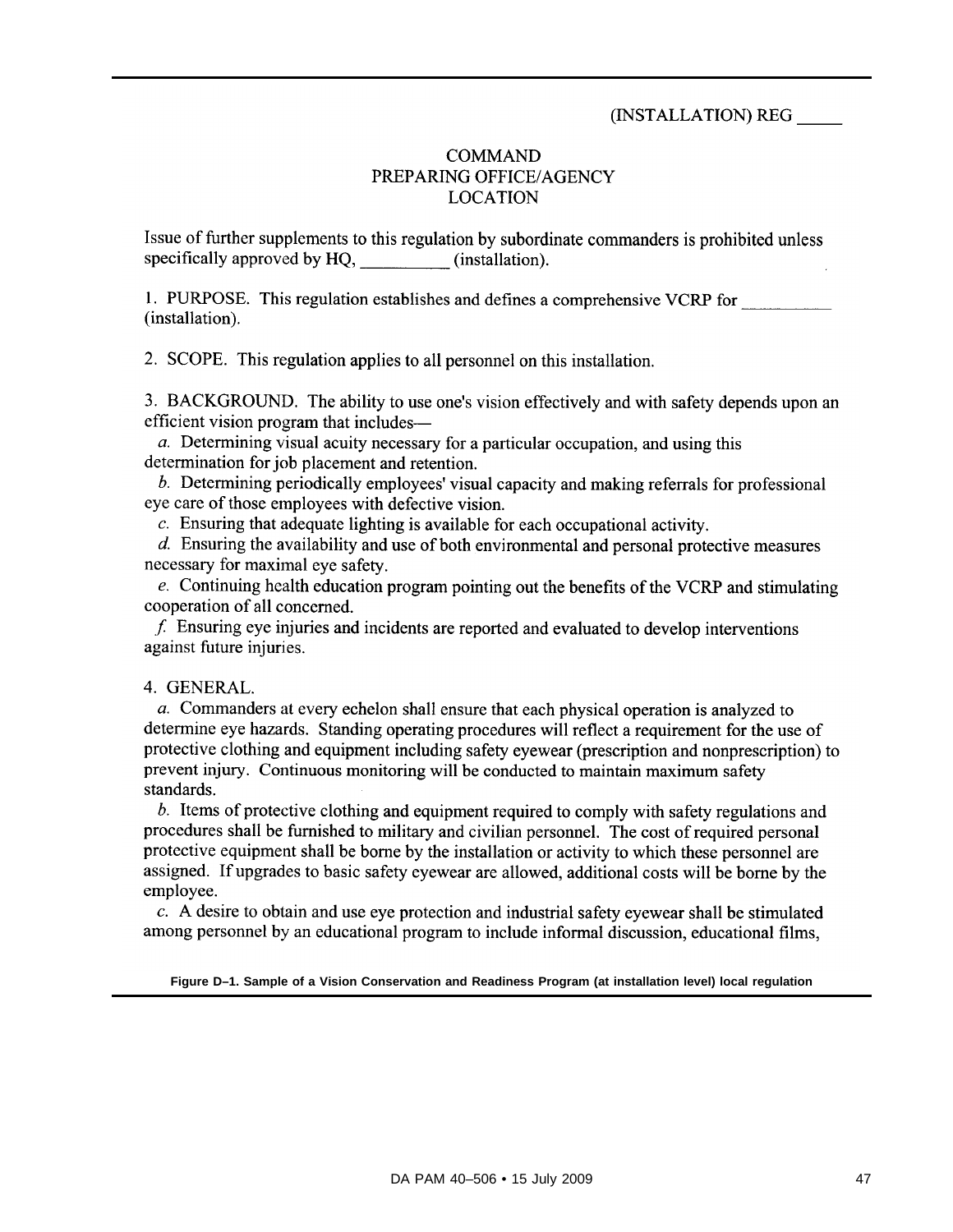(INSTALLATION) REG _____

COMMAND
PREPARING OFFICE/AGENCY
LOCATION

Issue of further supplements to this regulation by subordinate commanders is prohibited unless specifically approved by HQ, __________ (installation).

1. PURPOSE. This regulation establishes and defines a comprehensive VCRP for __________ (installation).

2. SCOPE. This regulation applies to all personnel on this installation.

3. BACKGROUND. The ability to use one's vision effectively and with safety depends upon an efficient vision program that includes—

*a.* Determining visual acuity necessary for a particular occupation, and using this determination for job placement and retention.

*b.* Determining periodically employees' visual capacity and making referrals for professional eye care of those employees with defective vision.

*c.* Ensuring that adequate lighting is available for each occupational activity.

*d.* Ensuring the availability and use of both environmental and personal protective measures necessary for maximal eye safety.

*e.* Continuing health education program pointing out the benefits of the VCRP and stimulating cooperation of all concerned.

*f.* Ensuring eye injuries and incidents are reported and evaluated to develop interventions against future injuries.

4. GENERAL.

*a.* Commanders at every echelon shall ensure that each physical operation is analyzed to determine eye hazards. Standing operating procedures will reflect a requirement for the use of protective clothing and equipment including safety eyewear (prescription and nonprescription) to prevent injury. Continuous monitoring will be conducted to maintain maximum safety standards.

*b.* Items of protective clothing and equipment required to comply with safety regulations and procedures shall be furnished to military and civilian personnel. The cost of required personal protective equipment shall be borne by the installation or activity to which these personnel are assigned. If upgrades to basic safety eyewear are allowed, additional costs will be borne by the employee.

*c.* A desire to obtain and use eye protection and industrial safety eyewear shall be stimulated among personnel by an educational program to include informal discussion, educational films,

**Figure D–1. Sample of a Vision Conservation and Readiness Program (at installation level) local regulation**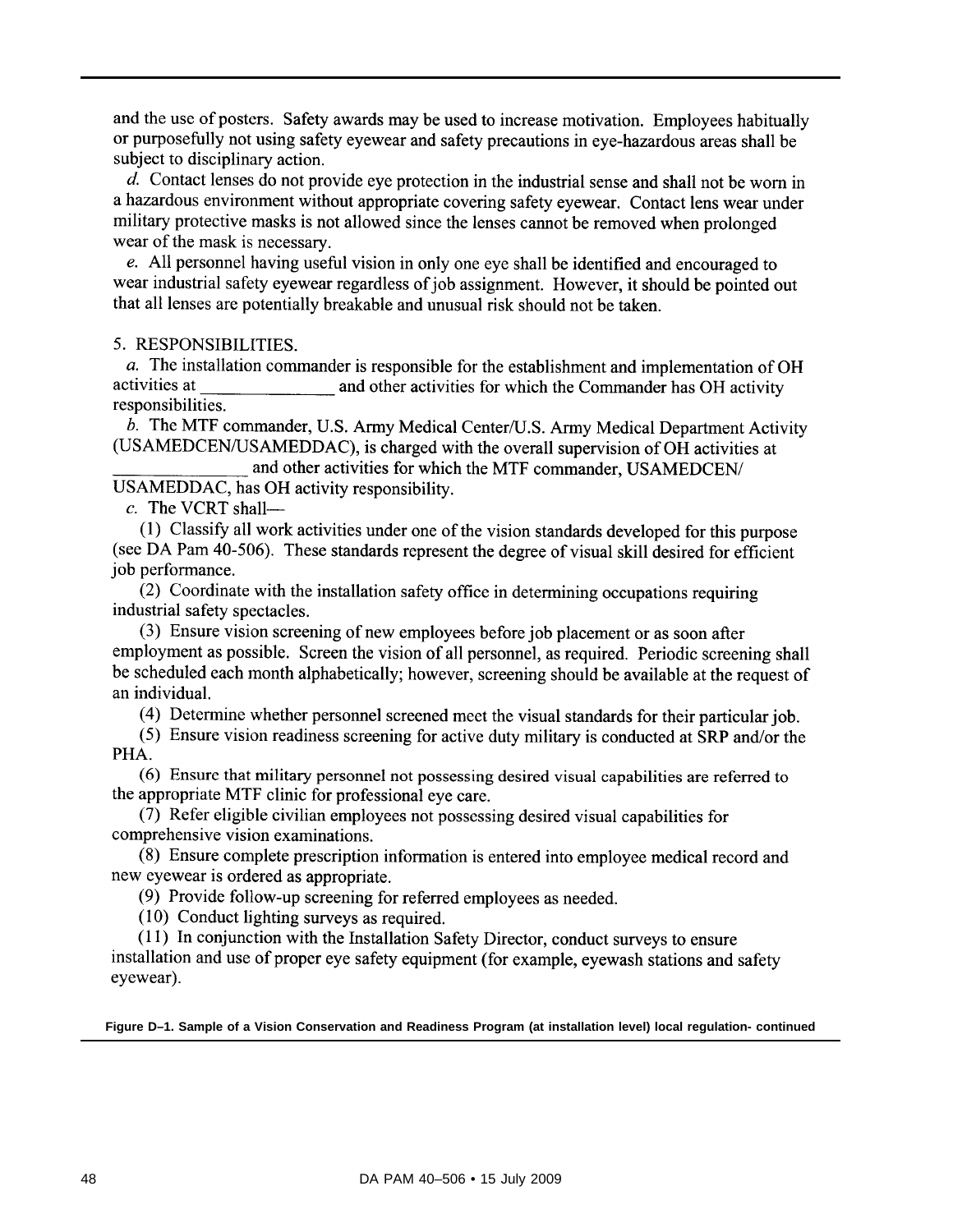and the use of posters. Safety awards may be used to increase motivation. Employees habitually or purposefully not using safety eyewear and safety precautions in eye-hazardous areas shall be subject to disciplinary action.

*d.* Contact lenses do not provide eye protection in the industrial sense and shall not be worn in a hazardous environment without appropriate covering safety eyewear. Contact lens wear under military protective masks is not allowed since the lenses cannot be removed when prolonged wear of the mask is necessary.

*e.* All personnel having useful vision in only one eye shall be identified and encouraged to wear industrial safety eyewear regardless of job assignment. However, it should be pointed out that all lenses are potentially breakable and unusual risk should not be taken.

5. RESPONSIBILITIES.

*a.* The installation commander is responsible for the establishment and implementation of OH activities at _______________ and other activities for which the Commander has OH activity responsibilities.

*b.* The MTF commander, U.S. Army Medical Center/U.S. Army Medical Department Activity (USAMEDCEN/USAMEDDAC), is charged with the overall supervision of OH activities at _______________ and other activities for which the MTF commander, USAMEDCEN/ USAMEDDAC, has OH activity responsibility.

*c.* The VCRT shall—

(1) Classify all work activities under one of the vision standards developed for this purpose (see DA Pam 40-506). These standards represent the degree of visual skill desired for efficient job performance.

(2) Coordinate with the installation safety office in determining occupations requiring industrial safety spectacles.

(3) Ensure vision screening of new employees before job placement or as soon after employment as possible. Screen the vision of all personnel, as required. Periodic screening shall be scheduled each month alphabetically; however, screening should be available at the request of an individual.

(4) Determine whether personnel screened meet the visual standards for their particular job.

(5) Ensure vision readiness screening for active duty military is conducted at SRP and/or the PHA.

(6) Ensure that military personnel not possessing desired visual capabilities are referred to the appropriate MTF clinic for professional eye care.

(7) Refer eligible civilian employees not possessing desired visual capabilities for comprehensive vision examinations.

(8) Ensure complete prescription information is entered into employee medical record and new eyewear is ordered as appropriate.

(9) Provide follow-up screening for referred employees as needed.

(10) Conduct lighting surveys as required.

(11) In conjunction with the Installation Safety Director, conduct surveys to ensure installation and use of proper eye safety equipment (for example, eyewash stations and safety eyewear).

**Figure D–1. Sample of a Vision Conservation and Readiness Program (at installation level) local regulation- continued**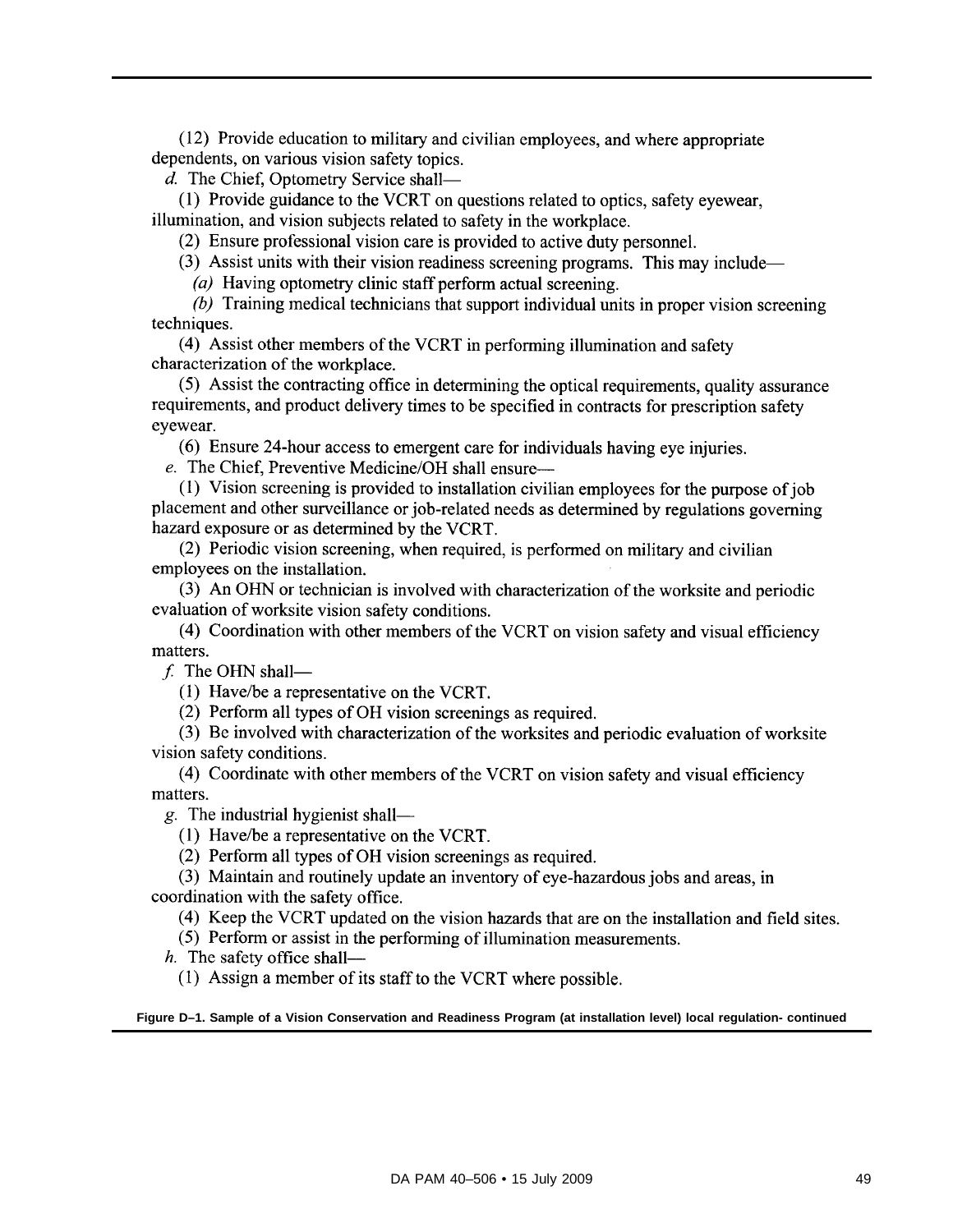(12) Provide education to military and civilian employees, and where appropriate dependents, on various vision safety topics.

*d.* The Chief, Optometry Service shall—

(1) Provide guidance to the VCRT on questions related to optics, safety eyewear, illumination, and vision subjects related to safety in the workplace.

(2) Ensure professional vision care is provided to active duty personnel.

(3) Assist units with their vision readiness screening programs. This may include—

*(a)* Having optometry clinic staff perform actual screening.

*(b)* Training medical technicians that support individual units in proper vision screening techniques.

(4) Assist other members of the VCRT in performing illumination and safety characterization of the workplace.

(5) Assist the contracting office in determining the optical requirements, quality assurance requirements, and product delivery times to be specified in contracts for prescription safety eyewear.

(6) Ensure 24-hour access to emergent care for individuals having eye injuries.

*e.* The Chief, Preventive Medicine/OH shall ensure—

(1) Vision screening is provided to installation civilian employees for the purpose of job placement and other surveillance or job-related needs as determined by regulations governing hazard exposure or as determined by the VCRT.

(2) Periodic vision screening, when required, is performed on military and civilian employees on the installation.

(3) An OHN or technician is involved with characterization of the worksite and periodic evaluation of worksite vision safety conditions.

(4) Coordination with other members of the VCRT on vision safety and visual efficiency matters.

*f.* The OHN shall—

(1) Have/be a representative on the VCRT.

(2) Perform all types of OH vision screenings as required.

(3) Be involved with characterization of the worksites and periodic evaluation of worksite vision safety conditions.

(4) Coordinate with other members of the VCRT on vision safety and visual efficiency matters.

*g.* The industrial hygienist shall—

(1) Have/be a representative on the VCRT.

(2) Perform all types of OH vision screenings as required.

(3) Maintain and routinely update an inventory of eye-hazardous jobs and areas, in coordination with the safety office.

(4) Keep the VCRT updated on the vision hazards that are on the installation and field sites.

(5) Perform or assist in the performing of illumination measurements.

*h.* The safety office shall—

(1) Assign a member of its staff to the VCRT where possible.

**Figure D–1. Sample of a Vision Conservation and Readiness Program (at installation level) local regulation- continued**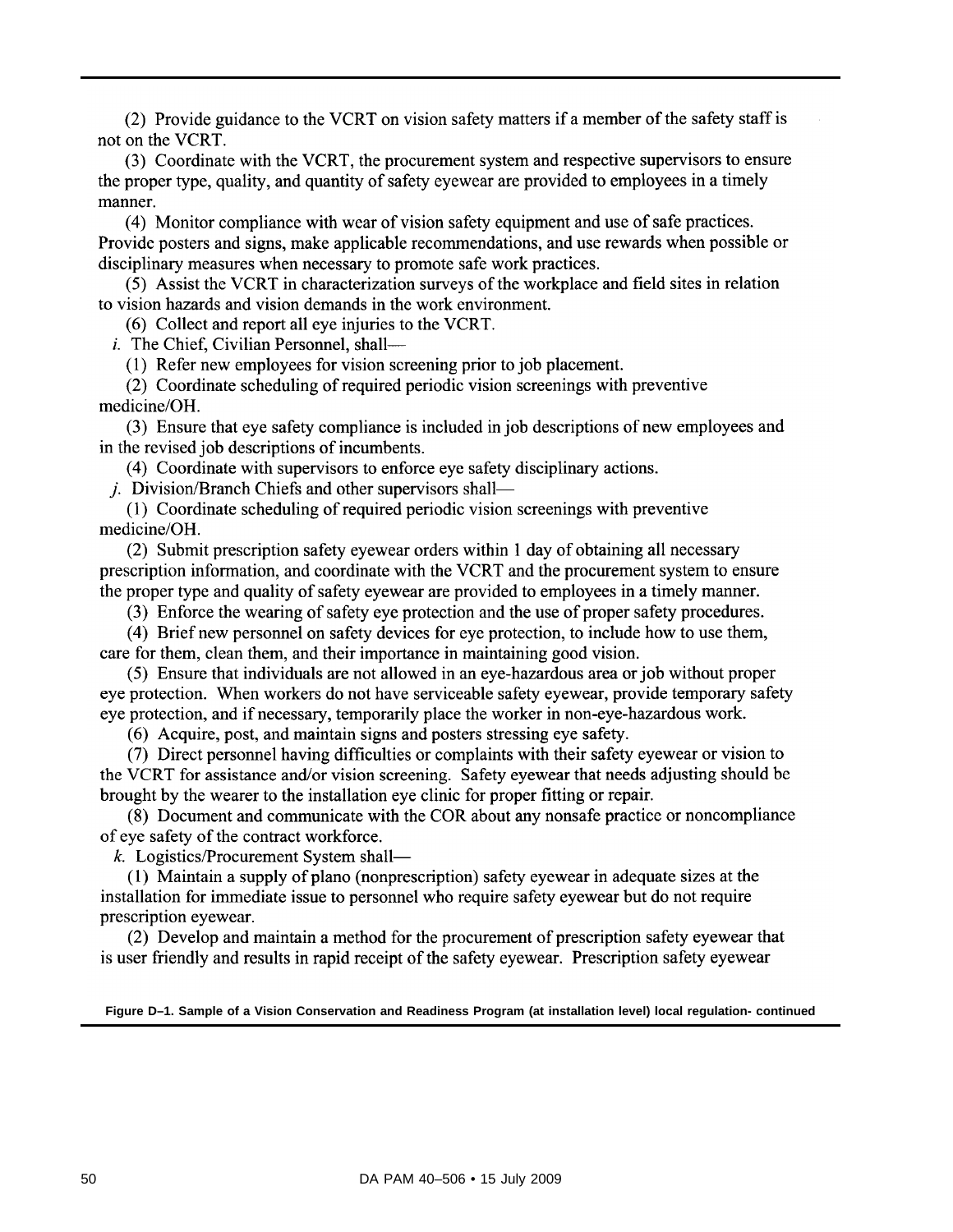(2) Provide guidance to the VCRT on vision safety matters if a member of the safety staff is not on the VCRT.

(3) Coordinate with the VCRT, the procurement system and respective supervisors to ensure the proper type, quality, and quantity of safety eyewear are provided to employees in a timely manner.

(4) Monitor compliance with wear of vision safety equipment and use of safe practices. Provide posters and signs, make applicable recommendations, and use rewards when possible or disciplinary measures when necessary to promote safe work practices.

(5) Assist the VCRT in characterization surveys of the workplace and field sites in relation to vision hazards and vision demands in the work environment.

(6) Collect and report all eye injuries to the VCRT.

*i.* The Chief, Civilian Personnel, shall—

(1) Refer new employees for vision screening prior to job placement.

(2) Coordinate scheduling of required periodic vision screenings with preventive medicine/OH.

(3) Ensure that eye safety compliance is included in job descriptions of new employees and in the revised job descriptions of incumbents.

(4) Coordinate with supervisors to enforce eye safety disciplinary actions.

*j.* Division/Branch Chiefs and other supervisors shall—

(1) Coordinate scheduling of required periodic vision screenings with preventive medicine/OH.

(2) Submit prescription safety eyewear orders within 1 day of obtaining all necessary prescription information, and coordinate with the VCRT and the procurement system to ensure the proper type and quality of safety eyewear are provided to employees in a timely manner.

(3) Enforce the wearing of safety eye protection and the use of proper safety procedures.

(4) Brief new personnel on safety devices for eye protection, to include how to use them, care for them, clean them, and their importance in maintaining good vision.

(5) Ensure that individuals are not allowed in an eye-hazardous area or job without proper eye protection. When workers do not have serviceable safety eyewear, provide temporary safety eye protection, and if necessary, temporarily place the worker in non-eye-hazardous work.

(6) Acquire, post, and maintain signs and posters stressing eye safety.

(7) Direct personnel having difficulties or complaints with their safety eyewear or vision to the VCRT for assistance and/or vision screening. Safety eyewear that needs adjusting should be brought by the wearer to the installation eye clinic for proper fitting or repair.

(8) Document and communicate with the COR about any nonsafe practice or noncompliance of eye safety of the contract workforce.

*k.* Logistics/Procurement System shall—

(1) Maintain a supply of plano (nonprescription) safety eyewear in adequate sizes at the installation for immediate issue to personnel who require safety eyewear but do not require prescription eyewear.

(2) Develop and maintain a method for the procurement of prescription safety eyewear that is user friendly and results in rapid receipt of the safety eyewear. Prescription safety eyewear

**Figure D–1. Sample of a Vision Conservation and Readiness Program (at installation level) local regulation- continued**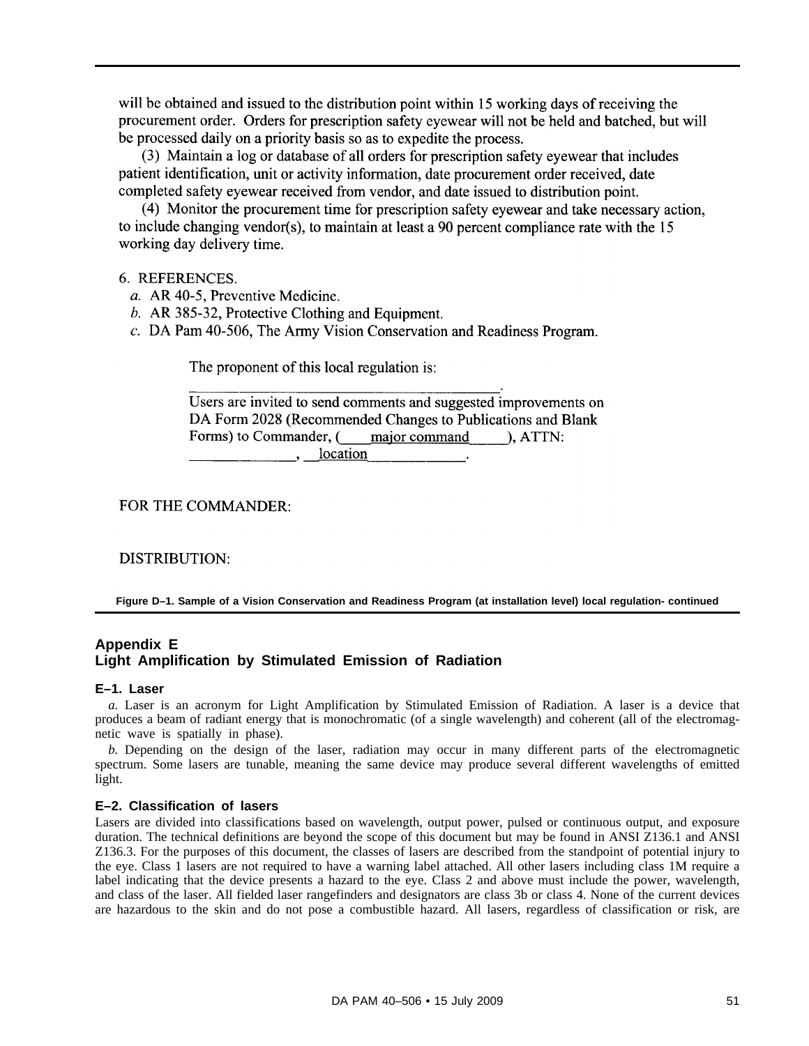will be obtained and issued to the distribution point within 15 working days of receiving the procurement order. Orders for prescription safety eyewear will not be held and batched, but will be processed daily on a priority basis so as to expedite the process.

(3) Maintain a log or database of all orders for prescription safety eyewear that includes patient identification, unit or activity information, date procurement order received, date completed safety eyewear received from vendor, and date issued to distribution point.

(4) Monitor the procurement time for prescription safety eyewear and take necessary action, to include changing vendor(s), to maintain at least a 90 percent compliance rate with the 15 working day delivery time.

6. REFERENCES.

*a.* AR 40-5, Preventive Medicine.

*b.* AR 385-32, Protective Clothing and Equipment.

*c.* DA Pam 40-506, The Army Vision Conservation and Readiness Program.

The proponent of this local regulation is:

______________________________________.

Users are invited to send comments and suggested improvements on DA Form 2028 (Recommended Changes to Publications and Blank Forms) to Commander, (____major command_____), ATTN: ______________, __location_____________.

FOR THE COMMANDER:

DISTRIBUTION:

**Figure D–1. Sample of a Vision Conservation and Readiness Program (at installation level) local regulation- continued**

## Appendix E
## Light Amplification by Stimulated Emission of Radiation

### E–1. Laser

*a.* Laser is an acronym for Light Amplification by Stimulated Emission of Radiation. A laser is a device that produces a beam of radiant energy that is monochromatic (of a single wavelength) and coherent (all of the electromagnetic wave is spatially in phase).

*b.* Depending on the design of the laser, radiation may occur in many different parts of the electromagnetic spectrum. Some lasers are tunable, meaning the same device may produce several different wavelengths of emitted light.

### E–2. Classification of lasers

Lasers are divided into classifications based on wavelength, output power, pulsed or continuous output, and exposure duration. The technical definitions are beyond the scope of this document but may be found in ANSI Z136.1 and ANSI Z136.3. For the purposes of this document, the classes of lasers are described from the standpoint of potential injury to the eye. Class 1 lasers are not required to have a warning label attached. All other lasers including class 1M require a label indicating that the device presents a hazard to the eye. Class 2 and above must include the power, wavelength, and class of the laser. All fielded laser rangefinders and designators are class 3b or class 4. None of the current devices are hazardous to the skin and do not pose a combustible hazard. All lasers, regardless of classification or risk, are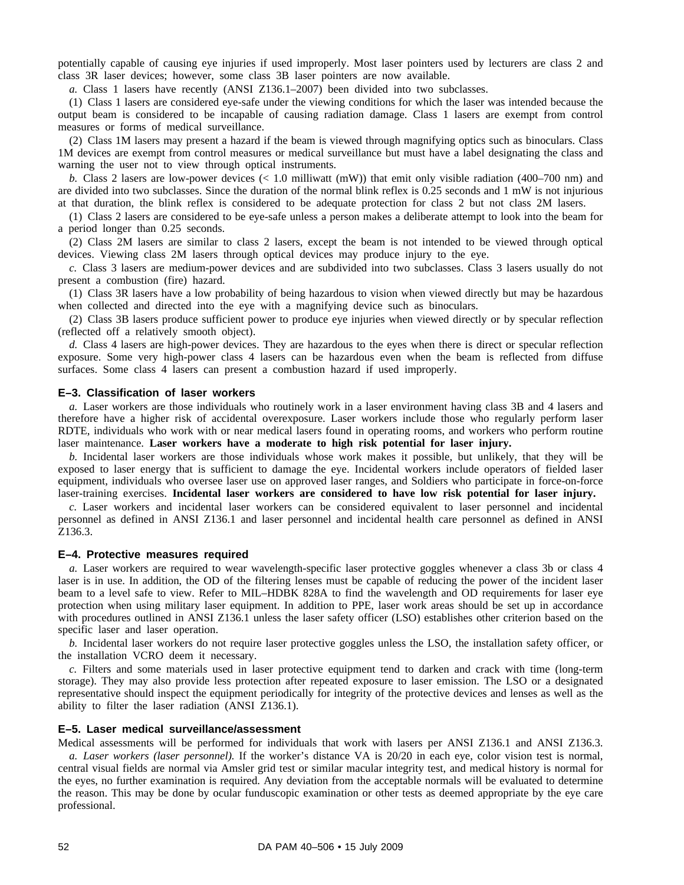potentially capable of causing eye injuries if used improperly. Most laser pointers used by lecturers are class 2 and class 3R laser devices; however, some class 3B laser pointers are now available.

*a.* Class 1 lasers have recently (ANSI Z136.1–2007) been divided into two subclasses.

(1) Class 1 lasers are considered eye-safe under the viewing conditions for which the laser was intended because the output beam is considered to be incapable of causing radiation damage. Class 1 lasers are exempt from control measures or forms of medical surveillance.

(2) Class 1M lasers may present a hazard if the beam is viewed through magnifying optics such as binoculars. Class 1M devices are exempt from control measures or medical surveillance but must have a label designating the class and warning the user not to view through optical instruments.

*b.* Class 2 lasers are low-power devices (< 1.0 milliwatt (mW)) that emit only visible radiation (400–700 nm) and are divided into two subclasses. Since the duration of the normal blink reflex is 0.25 seconds and 1 mW is not injurious at that duration, the blink reflex is considered to be adequate protection for class 2 but not class 2M lasers.

(1) Class 2 lasers are considered to be eye-safe unless a person makes a deliberate attempt to look into the beam for a period longer than 0.25 seconds.

(2) Class 2M lasers are similar to class 2 lasers, except the beam is not intended to be viewed through optical devices. Viewing class 2M lasers through optical devices may produce injury to the eye.

*c.* Class 3 lasers are medium-power devices and are subdivided into two subclasses. Class 3 lasers usually do not present a combustion (fire) hazard.

(1) Class 3R lasers have a low probability of being hazardous to vision when viewed directly but may be hazardous when collected and directed into the eye with a magnifying device such as binoculars.

(2) Class 3B lasers produce sufficient power to produce eye injuries when viewed directly or by specular reflection (reflected off a relatively smooth object).

*d.* Class 4 lasers are high-power devices. They are hazardous to the eyes when there is direct or specular reflection exposure. Some very high-power class 4 lasers can be hazardous even when the beam is reflected from diffuse surfaces. Some class 4 lasers can present a combustion hazard if used improperly.

### E–3. Classification of laser workers

*a.* Laser workers are those individuals who routinely work in a laser environment having class 3B and 4 lasers and therefore have a higher risk of accidental overexposure. Laser workers include those who regularly perform laser RDTE, individuals who work with or near medical lasers found in operating rooms, and workers who perform routine laser maintenance. **Laser workers have a moderate to high risk potential for laser injury.**

*b.* Incidental laser workers are those individuals whose work makes it possible, but unlikely, that they will be exposed to laser energy that is sufficient to damage the eye. Incidental workers include operators of fielded laser equipment, individuals who oversee laser use on approved laser ranges, and Soldiers who participate in force-on-force laser-training exercises. **Incidental laser workers are considered to have low risk potential for laser injury.**

*c.* Laser workers and incidental laser workers can be considered equivalent to laser personnel and incidental personnel as defined in ANSI Z136.1 and laser personnel and incidental health care personnel as defined in ANSI Z136.3.

### E–4. Protective measures required

*a.* Laser workers are required to wear wavelength-specific laser protective goggles whenever a class 3b or class 4 laser is in use. In addition, the OD of the filtering lenses must be capable of reducing the power of the incident laser beam to a level safe to view. Refer to MIL–HDBK 828A to find the wavelength and OD requirements for laser eye protection when using military laser equipment. In addition to PPE, laser work areas should be set up in accordance with procedures outlined in ANSI Z136.1 unless the laser safety officer (LSO) establishes other criterion based on the specific laser and laser operation.

*b.* Incidental laser workers do not require laser protective goggles unless the LSO, the installation safety officer, or the installation VCRO deem it necessary.

*c.* Filters and some materials used in laser protective equipment tend to darken and crack with time (long-term storage). They may also provide less protection after repeated exposure to laser emission. The LSO or a designated representative should inspect the equipment periodically for integrity of the protective devices and lenses as well as the ability to filter the laser radiation (ANSI Z136.1).

### E–5. Laser medical surveillance/assessment

Medical assessments will be performed for individuals that work with lasers per ANSI Z136.1 and ANSI Z136.3.

*a. Laser workers (laser personnel).* If the worker's distance VA is 20/20 in each eye, color vision test is normal, central visual fields are normal via Amsler grid test or similar macular integrity test, and medical history is normal for the eyes, no further examination is required. Any deviation from the acceptable normals will be evaluated to determine the reason. This may be done by ocular funduscopic examination or other tests as deemed appropriate by the eye care professional.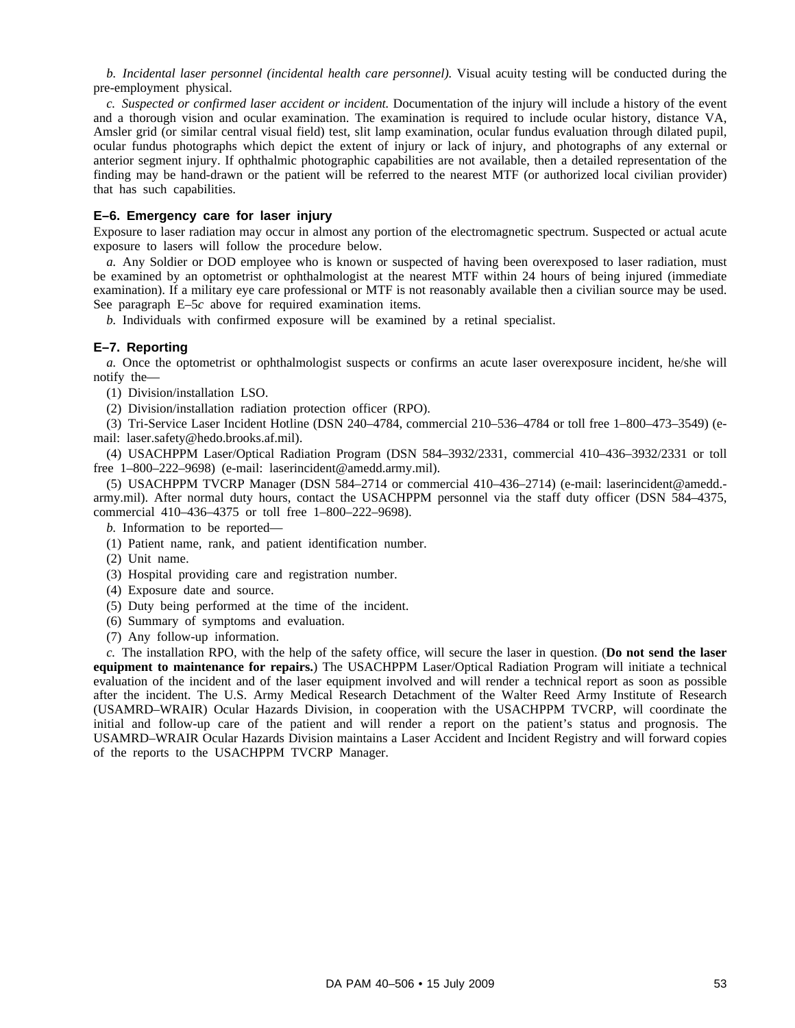*b. Incidental laser personnel (incidental health care personnel).* Visual acuity testing will be conducted during the pre-employment physical.

*c. Suspected or confirmed laser accident or incident.* Documentation of the injury will include a history of the event and a thorough vision and ocular examination. The examination is required to include ocular history, distance VA, Amsler grid (or similar central visual field) test, slit lamp examination, ocular fundus evaluation through dilated pupil, ocular fundus photographs which depict the extent of injury or lack of injury, and photographs of any external or anterior segment injury. If ophthalmic photographic capabilities are not available, then a detailed representation of the finding may be hand-drawn or the patient will be referred to the nearest MTF (or authorized local civilian provider) that has such capabilities.

### E–6. Emergency care for laser injury

Exposure to laser radiation may occur in almost any portion of the electromagnetic spectrum. Suspected or actual acute exposure to lasers will follow the procedure below.

*a.* Any Soldier or DOD employee who is known or suspected of having been overexposed to laser radiation, must be examined by an optometrist or ophthalmologist at the nearest MTF within 24 hours of being injured (immediate examination). If a military eye care professional or MTF is not reasonably available then a civilian source may be used. See paragraph E–5*c* above for required examination items.

*b.* Individuals with confirmed exposure will be examined by a retinal specialist.

### E–7. Reporting

*a.* Once the optometrist or ophthalmologist suspects or confirms an acute laser overexposure incident, he/she will notify the—

(1) Division/installation LSO.

(2) Division/installation radiation protection officer (RPO).

(3) Tri-Service Laser Incident Hotline (DSN 240–4784, commercial 210–536–4784 or toll free 1–800–473–3549) (e-mail: laser.safety@hedo.brooks.af.mil).

(4) USACHPPM Laser/Optical Radiation Program (DSN 584–3932/2331, commercial 410–436–3932/2331 or toll free 1–800–222–9698) (e-mail: laserincident@amedd.army.mil).

(5) USACHPPM TVCRP Manager (DSN 584–2714 or commercial 410–436–2714) (e-mail: laserincident@amedd.army.mil). After normal duty hours, contact the USACHPPM personnel via the staff duty officer (DSN 584–4375, commercial 410–436–4375 or toll free 1–800–222–9698).

*b.* Information to be reported—

(1) Patient name, rank, and patient identification number.

(2) Unit name.

(3) Hospital providing care and registration number.

(4) Exposure date and source.

(5) Duty being performed at the time of the incident.

(6) Summary of symptoms and evaluation.

(7) Any follow-up information.

*c.* The installation RPO, with the help of the safety office, will secure the laser in question. (**Do not send the laser equipment to maintenance for repairs.**) The USACHPPM Laser/Optical Radiation Program will initiate a technical evaluation of the incident and of the laser equipment involved and will render a technical report as soon as possible after the incident. The U.S. Army Medical Research Detachment of the Walter Reed Army Institute of Research (USAMRD–WRAIR) Ocular Hazards Division, in cooperation with the USACHPPM TVCRP, will coordinate the initial and follow-up care of the patient and will render a report on the patient's status and prognosis. The USAMRD–WRAIR Ocular Hazards Division maintains a Laser Accident and Incident Registry and will forward copies of the reports to the USACHPPM TVCRP Manager.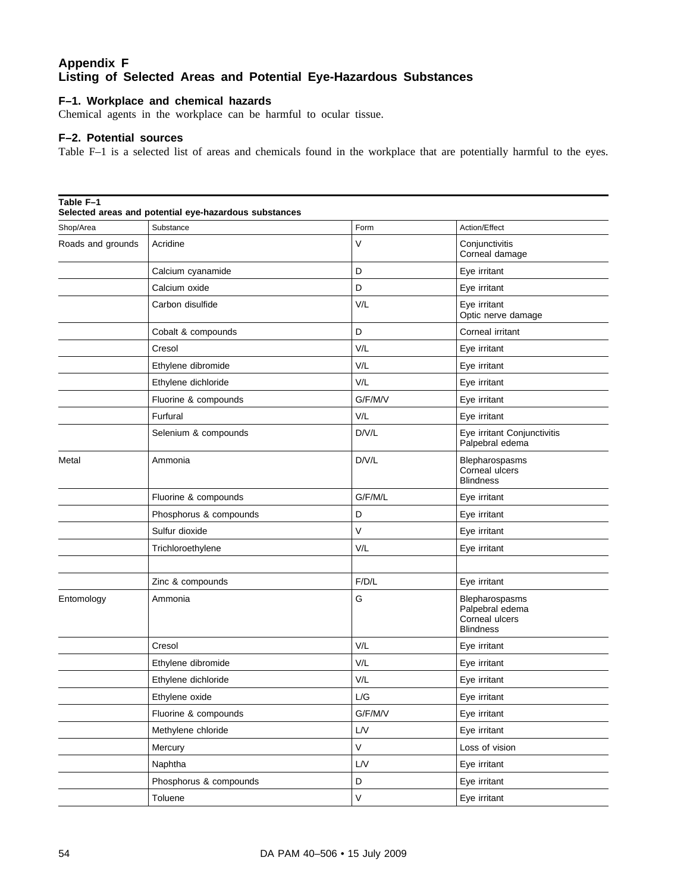## Appendix F
## Listing of Selected Areas and Potential Eye-Hazardous Substances

### F–1. Workplace and chemical hazards

Chemical agents in the workplace can be harmful to ocular tissue.

### F–2. Potential sources

Table F–1 is a selected list of areas and chemicals found in the workplace that are potentially harmful to the eyes.

**Table F–1**
**Selected areas and potential eye-hazardous substances**

| Shop/Area | Substance | Form | Action/Effect |
|---|---|---|---|
| Roads and grounds | Acridine | V | Conjunctivitis<br>Corneal damage |
| | Calcium cyanamide | D | Eye irritant |
| | Calcium oxide | D | Eye irritant |
| | Carbon disulfide | V/L | Eye irritant<br>Optic nerve damage |
| | Cobalt & compounds | D | Corneal irritant |
| | Cresol | V/L | Eye irritant |
| | Ethylene dibromide | V/L | Eye irritant |
| | Ethylene dichloride | V/L | Eye irritant |
| | Fluorine & compounds | G/F/M/V | Eye irritant |
| | Furfural | V/L | Eye irritant |
| | Selenium & compounds | D/V/L | Eye irritant Conjunctivitis<br>Palpebral edema |
| Metal | Ammonia | D/V/L | Blepharospasms<br>Corneal ulcers<br>Blindness |
| | Fluorine & compounds | G/F/M/L | Eye irritant |
| | Phosphorus & compounds | D | Eye irritant |
| | Sulfur dioxide | V | Eye irritant |
| | Trichloroethylene | V/L | Eye irritant |
| | | | |
| | Zinc & compounds | F/D/L | Eye irritant |
| Entomology | Ammonia | G | Blepharospasms<br>Palpebral edema<br>Corneal ulcers<br>Blindness |
| | Cresol | V/L | Eye irritant |
| | Ethylene dibromide | V/L | Eye irritant |
| | Ethylene dichloride | V/L | Eye irritant |
| | Ethylene oxide | L/G | Eye irritant |
| | Fluorine & compounds | G/F/M/V | Eye irritant |
| | Methylene chloride | L/V | Eye irritant |
| | Mercury | V | Loss of vision |
| | Naphtha | L/V | Eye irritant |
| | Phosphorus & compounds | D | Eye irritant |
| | Toluene | V | Eye irritant |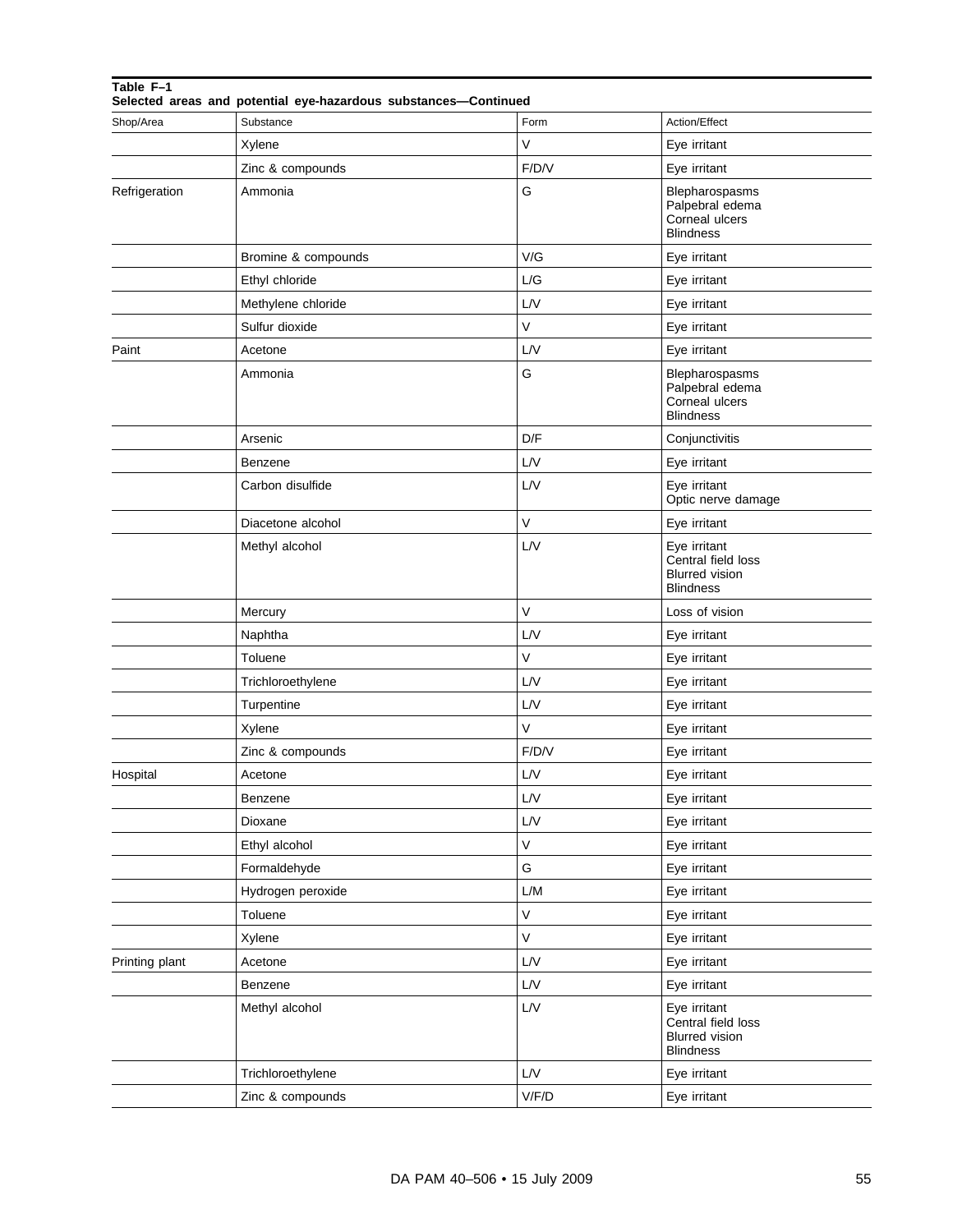**Table F–1**
**Selected areas and potential eye-hazardous substances—Continued**

| Shop/Area | Substance | Form | Action/Effect |
|---|---|---|---|
| | Xylene | V | Eye irritant |
| | Zinc & compounds | F/D/V | Eye irritant |
| Refrigeration | Ammonia | G | Blepharospasms<br>Palpebral edema<br>Corneal ulcers<br>Blindness |
| | Bromine & compounds | V/G | Eye irritant |
| | Ethyl chloride | L/G | Eye irritant |
| | Methylene chloride | L/V | Eye irritant |
| | Sulfur dioxide | V | Eye irritant |
| Paint | Acetone | L/V | Eye irritant |
| | Ammonia | G | Blepharospasms<br>Palpebral edema<br>Corneal ulcers<br>Blindness |
| | Arsenic | D/F | Conjunctivitis |
| | Benzene | L/V | Eye irritant |
| | Carbon disulfide | L/V | Eye irritant<br>Optic nerve damage |
| | Diacetone alcohol | V | Eye irritant |
| | Methyl alcohol | L/V | Eye irritant<br>Central field loss<br>Blurred vision<br>Blindness |
| | Mercury | V | Loss of vision |
| | Naphtha | L/V | Eye irritant |
| | Toluene | V | Eye irritant |
| | Trichloroethylene | L/V | Eye irritant |
| | Turpentine | L/V | Eye irritant |
| | Xylene | V | Eye irritant |
| | Zinc & compounds | F/D/V | Eye irritant |
| Hospital | Acetone | L/V | Eye irritant |
| | Benzene | L/V | Eye irritant |
| | Dioxane | L/V | Eye irritant |
| | Ethyl alcohol | V | Eye irritant |
| | Formaldehyde | G | Eye irritant |
| | Hydrogen peroxide | L/M | Eye irritant |
| | Toluene | V | Eye irritant |
| | Xylene | V | Eye irritant |
| Printing plant | Acetone | L/V | Eye irritant |
| | Benzene | L/V | Eye irritant |
| | Methyl alcohol | L/V | Eye irritant<br>Central field loss<br>Blurred vision<br>Blindness |
| | Trichloroethylene | L/V | Eye irritant |
| | Zinc & compounds | V/F/D | Eye irritant |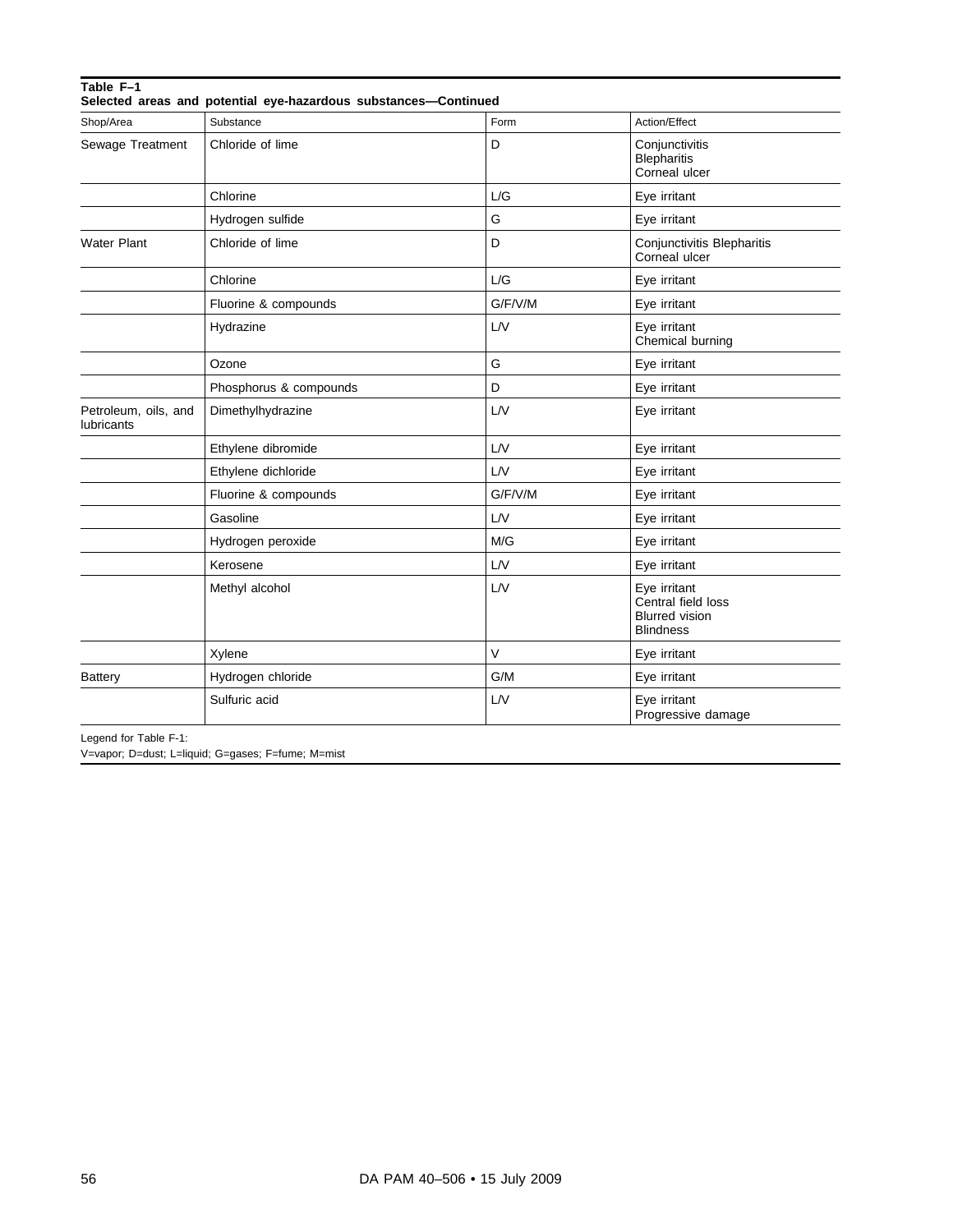**Table F–1**
**Selected areas and potential eye-hazardous substances—Continued**

| Shop/Area | Substance | Form | Action/Effect |
|---|---|---|---|
| Sewage Treatment | Chloride of lime | D | Conjunctivitis<br>Blepharitis<br>Corneal ulcer |
| | Chlorine | L/G | Eye irritant |
| | Hydrogen sulfide | G | Eye irritant |
| Water Plant | Chloride of lime | D | Conjunctivitis Blepharitis<br>Corneal ulcer |
| | Chlorine | L/G | Eye irritant |
| | Fluorine & compounds | G/F/V/M | Eye irritant |
| | Hydrazine | L/V | Eye irritant<br>Chemical burning |
| | Ozone | G | Eye irritant |
| | Phosphorus & compounds | D | Eye irritant |
| Petroleum, oils, and lubricants | Dimethylhydrazine | L/V | Eye irritant |
| | Ethylene dibromide | L/V | Eye irritant |
| | Ethylene dichloride | L/V | Eye irritant |
| | Fluorine & compounds | G/F/V/M | Eye irritant |
| | Gasoline | L/V | Eye irritant |
| | Hydrogen peroxide | M/G | Eye irritant |
| | Kerosene | L/V | Eye irritant |
| | Methyl alcohol | L/V | Eye irritant<br>Central field loss<br>Blurred vision<br>Blindness |
| | Xylene | V | Eye irritant |
| Battery | Hydrogen chloride | G/M | Eye irritant |
| | Sulfuric acid | L/V | Eye irritant<br>Progressive damage |

Legend for Table F-1:
V=vapor; D=dust; L=liquid; G=gases; F=fume; M=mist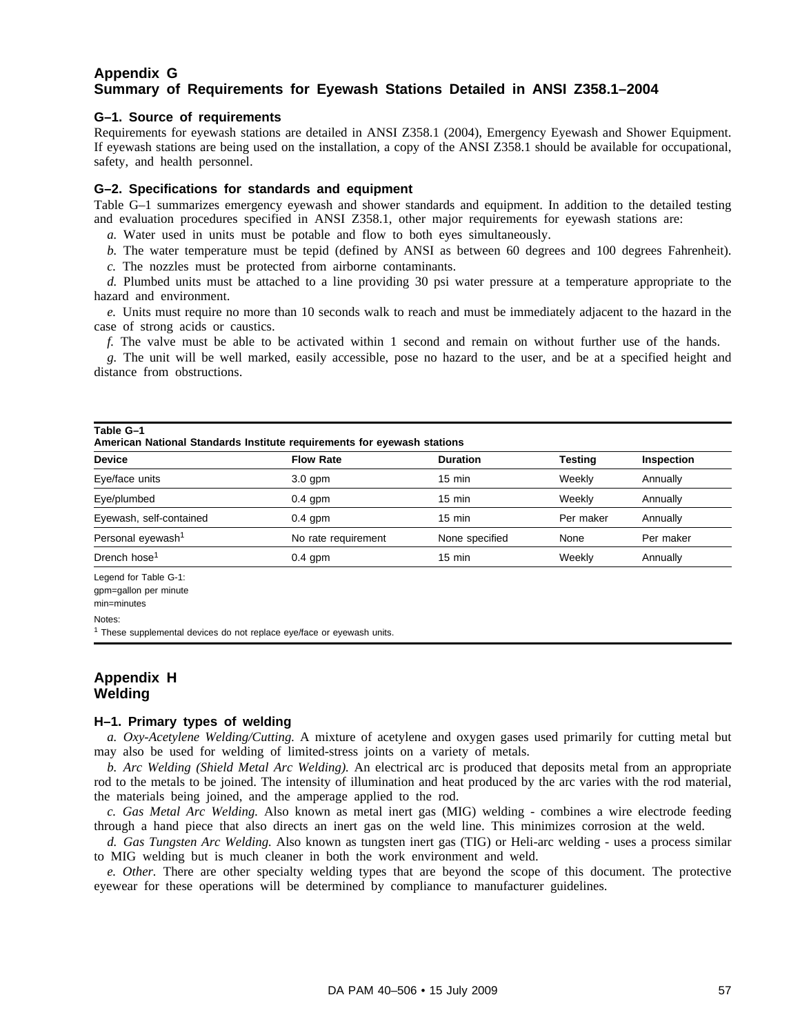# Appendix G
# Summary of Requirements for Eyewash Stations Detailed in ANSI Z358.1–2004

### G–1. Source of requirements

Requirements for eyewash stations are detailed in ANSI Z358.1 (2004), Emergency Eyewash and Shower Equipment. If eyewash stations are being used on the installation, a copy of the ANSI Z358.1 should be available for occupational, safety, and health personnel.

### G–2. Specifications for standards and equipment

Table G–1 summarizes emergency eyewash and shower standards and equipment. In addition to the detailed testing and evaluation procedures specified in ANSI Z358.1, other major requirements for eyewash stations are:

*a.* Water used in units must be potable and flow to both eyes simultaneously.

*b.* The water temperature must be tepid (defined by ANSI as between 60 degrees and 100 degrees Fahrenheit).

*c.* The nozzles must be protected from airborne contaminants.

*d.* Plumbed units must be attached to a line providing 30 psi water pressure at a temperature appropriate to the hazard and environment.

*e.* Units must require no more than 10 seconds walk to reach and must be immediately adjacent to the hazard in the case of strong acids or caustics.

*f.* The valve must be able to be activated within 1 second and remain on without further use of the hands.

*g.* The unit will be well marked, easily accessible, pose no hazard to the user, and be at a specified height and distance from obstructions.

**Table G–1**
**American National Standards Institute requirements for eyewash stations**

| Device | Flow Rate | Duration | Testing | Inspection |
|---|---|---|---|---|
| Eye/face units | 3.0 gpm | 15 min | Weekly | Annually |
| Eye/plumbed | 0.4 gpm | 15 min | Weekly | Annually |
| Eyewash, self-contained | 0.4 gpm | 15 min | Per maker | Annually |
| Personal eyewash[1] | No rate requirement | None specified | None | Per maker |
| Drench hose[1] | 0.4 gpm | 15 min | Weekly | Annually |

Legend for Table G-1:
gpm=gallon per minute
min=minutes

Notes:
[1] These supplemental devices do not replace eye/face or eyewash units.

# Appendix H
# Welding

### H–1. Primary types of welding

*a. Oxy-Acetylene Welding/Cutting.* A mixture of acetylene and oxygen gases used primarily for cutting metal but may also be used for welding of limited-stress joints on a variety of metals.

*b. Arc Welding (Shield Metal Arc Welding).* An electrical arc is produced that deposits metal from an appropriate rod to the metals to be joined. The intensity of illumination and heat produced by the arc varies with the rod material, the materials being joined, and the amperage applied to the rod.

*c. Gas Metal Arc Welding.* Also known as metal inert gas (MIG) welding - combines a wire electrode feeding through a hand piece that also directs an inert gas on the weld line. This minimizes corrosion at the weld.

*d. Gas Tungsten Arc Welding.* Also known as tungsten inert gas (TIG) or Heli-arc welding - uses a process similar to MIG welding but is much cleaner in both the work environment and weld.

*e. Other.* There are other specialty welding types that are beyond the scope of this document. The protective eyewear for these operations will be determined by compliance to manufacturer guidelines.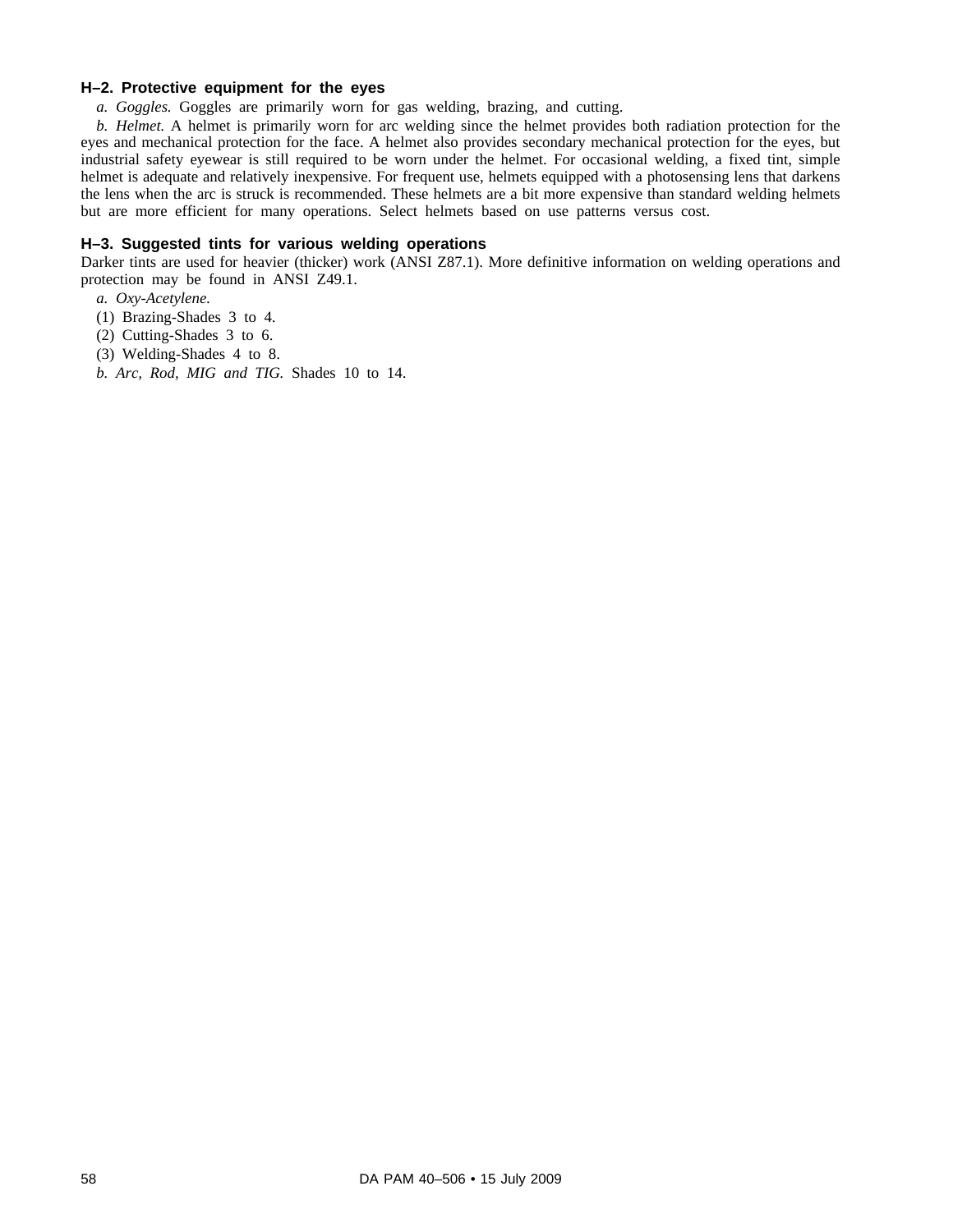### H–2. Protective equipment for the eyes

*a. Goggles.* Goggles are primarily worn for gas welding, brazing, and cutting.

*b. Helmet.* A helmet is primarily worn for arc welding since the helmet provides both radiation protection for the eyes and mechanical protection for the face. A helmet also provides secondary mechanical protection for the eyes, but industrial safety eyewear is still required to be worn under the helmet. For occasional welding, a fixed tint, simple helmet is adequate and relatively inexpensive. For frequent use, helmets equipped with a photosensing lens that darkens the lens when the arc is struck is recommended. These helmets are a bit more expensive than standard welding helmets but are more efficient for many operations. Select helmets based on use patterns versus cost.

### H–3. Suggested tints for various welding operations

Darker tints are used for heavier (thicker) work (ANSI Z87.1). More definitive information on welding operations and protection may be found in ANSI Z49.1.

*a. Oxy-Acetylene.*

(1) Brazing-Shades 3 to 4.

(2) Cutting-Shades 3 to 6.

(3) Welding-Shades 4 to 8.

*b. Arc, Rod, MIG and TIG.* Shades 10 to 14.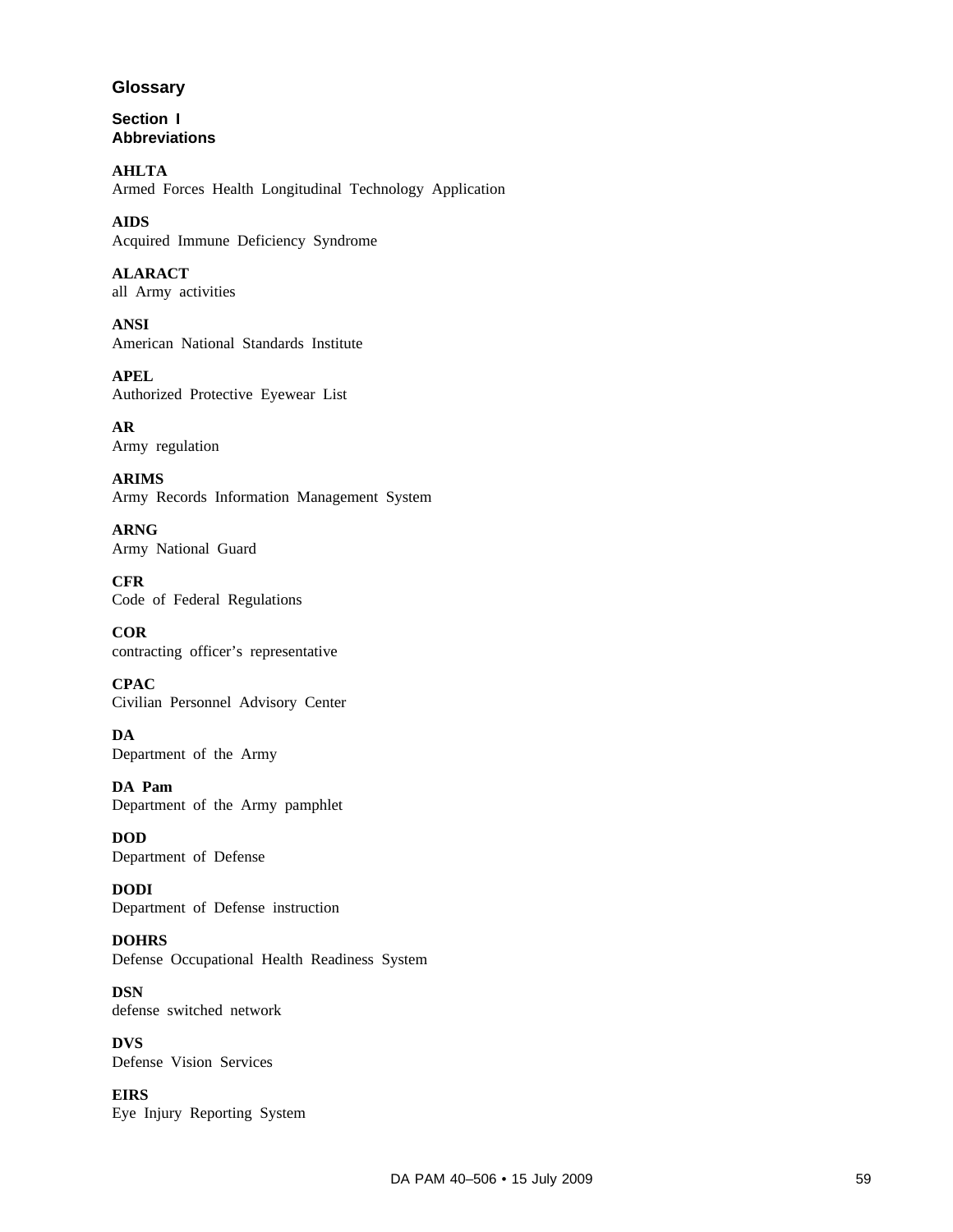# Glossary

## Section I
## Abbreviations

**AHLTA**
Armed Forces Health Longitudinal Technology Application

**AIDS**
Acquired Immune Deficiency Syndrome

**ALARACT**
all Army activities

**ANSI**
American National Standards Institute

**APEL**
Authorized Protective Eyewear List

**AR**
Army regulation

**ARIMS**
Army Records Information Management System

**ARNG**
Army National Guard

**CFR**
Code of Federal Regulations

**COR**
contracting officer's representative

**CPAC**
Civilian Personnel Advisory Center

**DA**
Department of the Army

**DA Pam**
Department of the Army pamphlet

**DOD**
Department of Defense

**DODI**
Department of Defense instruction

**DOHRS**
Defense Occupational Health Readiness System

**DSN**
defense switched network

**DVS**
Defense Vision Services

**EIRS**
Eye Injury Reporting System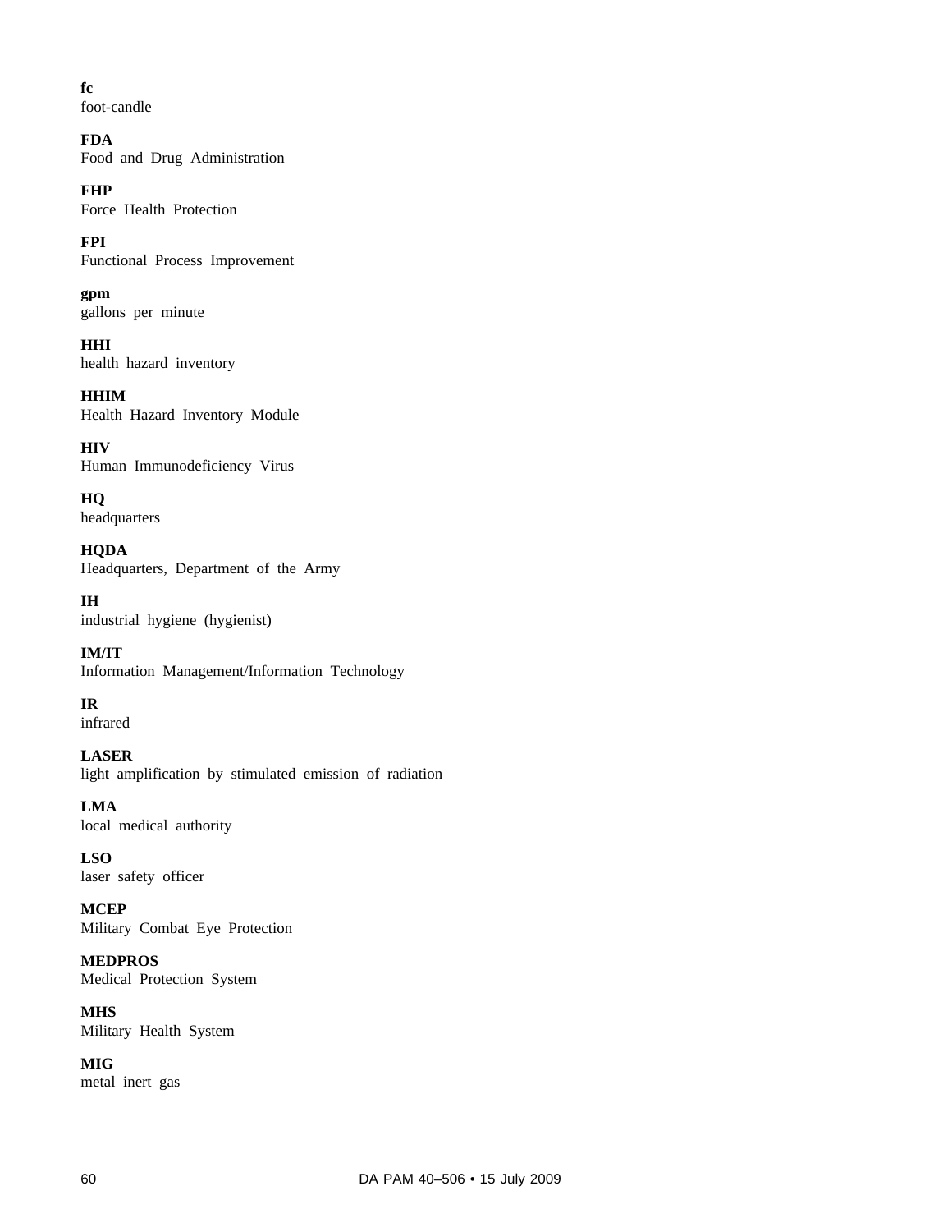**fc**
foot-candle

**FDA**
Food and Drug Administration

**FHP**
Force Health Protection

**FPI**
Functional Process Improvement

**gpm**
gallons per minute

**HHI**
health hazard inventory

**HHIM**
Health Hazard Inventory Module

**HIV**
Human Immunodeficiency Virus

**HQ**
headquarters

**HQDA**
Headquarters, Department of the Army

**IH**
industrial hygiene (hygienist)

**IM/IT**
Information Management/Information Technology

**IR**
infrared

**LASER**
light amplification by stimulated emission of radiation

**LMA**
local medical authority

**LSO**
laser safety officer

**MCEP**
Military Combat Eye Protection

**MEDPROS**
Medical Protection System

**MHS**
Military Health System

**MIG**
metal inert gas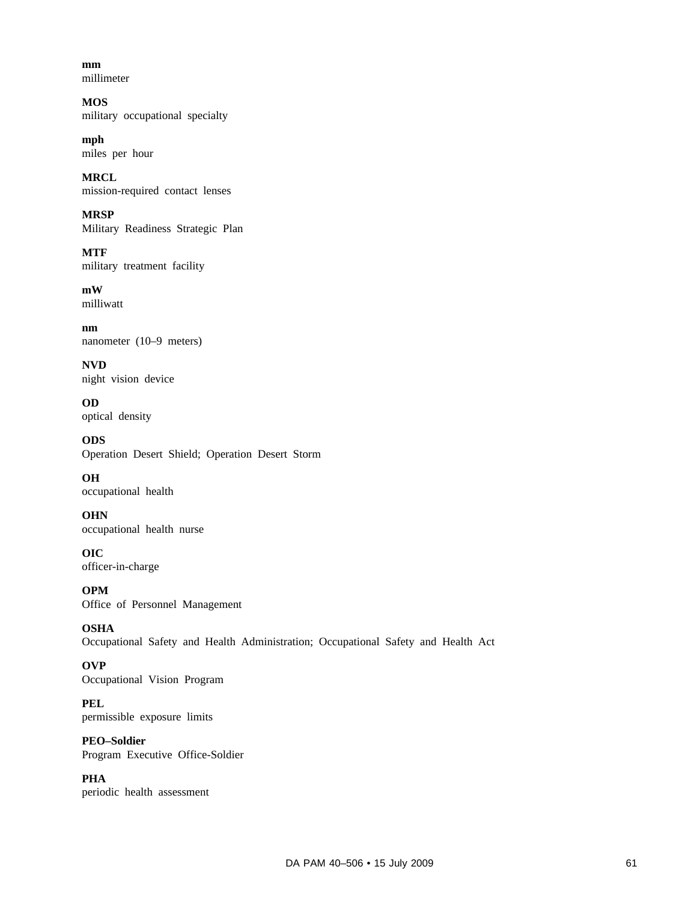**mm**
millimeter

**MOS**
military occupational specialty

**mph**
miles per hour

**MRCL**
mission-required contact lenses

**MRSP**
Military Readiness Strategic Plan

**MTF**
military treatment facility

**mW**
milliwatt

**nm**
nanometer ($10^{-9}$ meters)

**NVD**
night vision device

**OD**
optical density

**ODS**
Operation Desert Shield; Operation Desert Storm

**OH**
occupational health

**OHN**
occupational health nurse

**OIC**
officer-in-charge

**OPM**
Office of Personnel Management

**OSHA**
Occupational Safety and Health Administration; Occupational Safety and Health Act

**OVP**
Occupational Vision Program

**PEL**
permissible exposure limits

**PEO–Soldier**
Program Executive Office-Soldier

**PHA**
periodic health assessment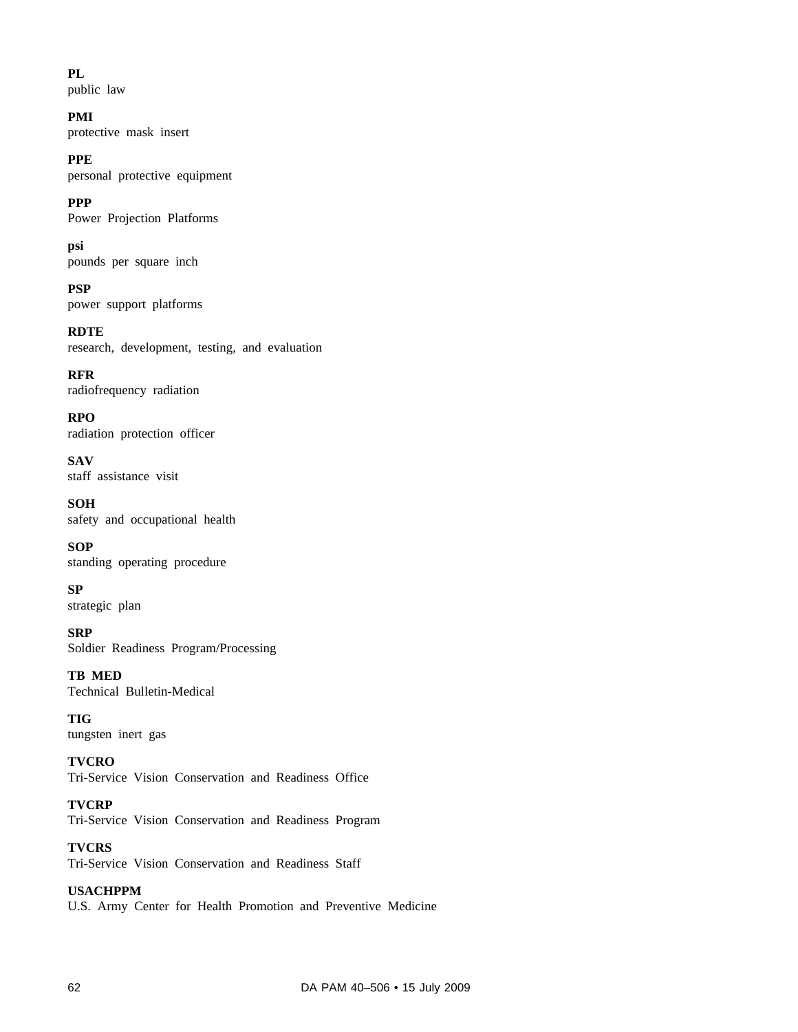**PL**
public law

**PMI**
protective mask insert

**PPE**
personal protective equipment

**PPP**
Power Projection Platforms

**psi**
pounds per square inch

**PSP**
power support platforms

**RDTE**
research, development, testing, and evaluation

**RFR**
radiofrequency radiation

**RPO**
radiation protection officer

**SAV**
staff assistance visit

**SOH**
safety and occupational health

**SOP**
standing operating procedure

**SP**
strategic plan

**SRP**
Soldier Readiness Program/Processing

**TB MED**
Technical Bulletin-Medical

**TIG**
tungsten inert gas

**TVCRO**
Tri-Service Vision Conservation and Readiness Office

**TVCRP**
Tri-Service Vision Conservation and Readiness Program

**TVCRS**
Tri-Service Vision Conservation and Readiness Staff

**USACHPPM**
U.S. Army Center for Health Promotion and Preventive Medicine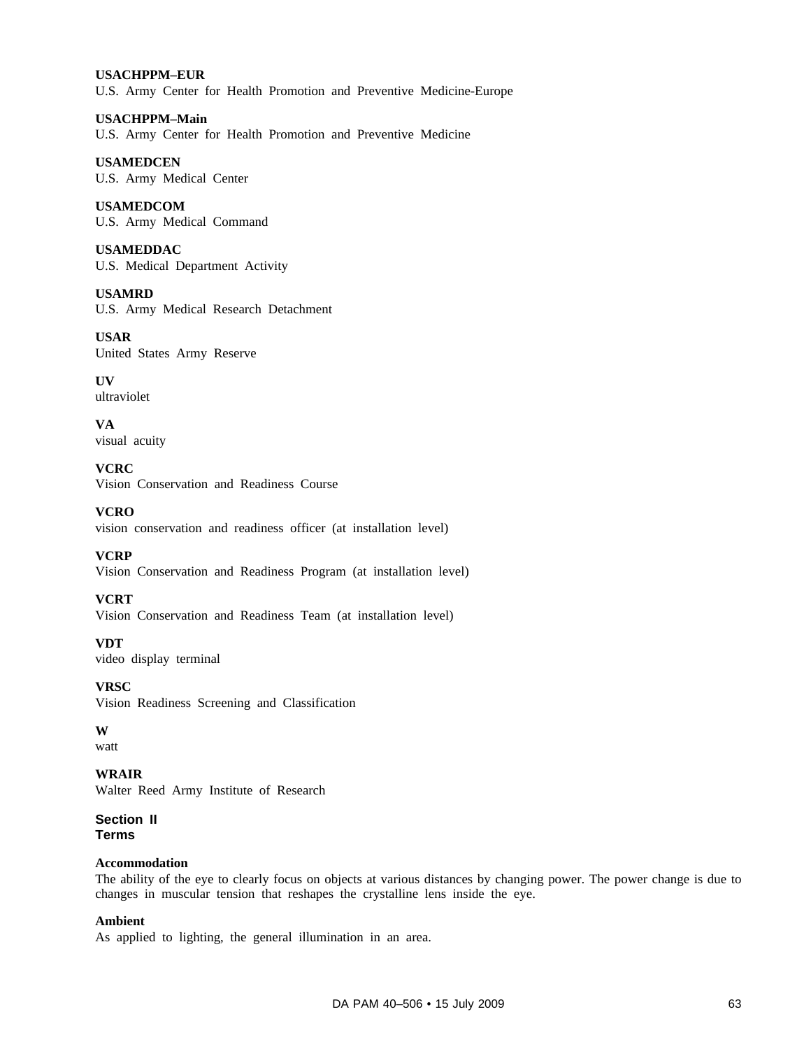**USACHPPM–EUR**
U.S. Army Center for Health Promotion and Preventive Medicine-Europe

**USACHPPM–Main**
U.S. Army Center for Health Promotion and Preventive Medicine

**USAMEDCEN**
U.S. Army Medical Center

**USAMEDCOM**
U.S. Army Medical Command

**USAMEDDAC**
U.S. Medical Department Activity

**USAMRD**
U.S. Army Medical Research Detachment

**USAR**
United States Army Reserve

**UV**
ultraviolet

**VA**
visual acuity

**VCRC**
Vision Conservation and Readiness Course

**VCRO**
vision conservation and readiness officer (at installation level)

**VCRP**
Vision Conservation and Readiness Program (at installation level)

**VCRT**
Vision Conservation and Readiness Team (at installation level)

**VDT**
video display terminal

**VRSC**
Vision Readiness Screening and Classification

**W**
watt

**WRAIR**
Walter Reed Army Institute of Research

## Section II
## Terms

**Accommodation**
The ability of the eye to clearly focus on objects at various distances by changing power. The power change is due to changes in muscular tension that reshapes the crystalline lens inside the eye.

**Ambient**
As applied to lighting, the general illumination in an area.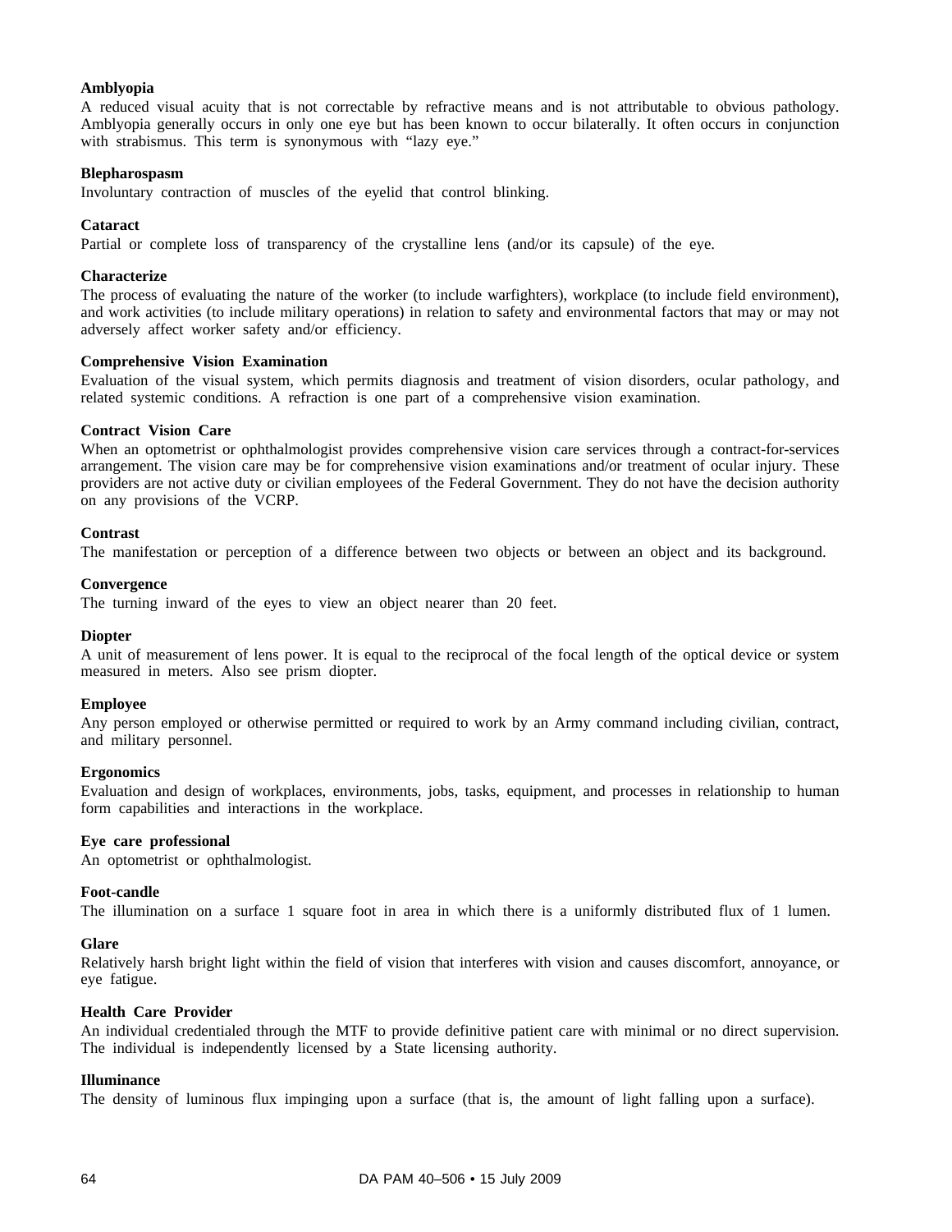**Amblyopia**

A reduced visual acuity that is not correctable by refractive means and is not attributable to obvious pathology. Amblyopia generally occurs in only one eye but has been known to occur bilaterally. It often occurs in conjunction with strabismus. This term is synonymous with “lazy eye.”

**Blepharospasm**

Involuntary contraction of muscles of the eyelid that control blinking.

**Cataract**

Partial or complete loss of transparency of the crystalline lens (and/or its capsule) of the eye.

**Characterize**

The process of evaluating the nature of the worker (to include warfighters), workplace (to include field environment), and work activities (to include military operations) in relation to safety and environmental factors that may or may not adversely affect worker safety and/or efficiency.

**Comprehensive Vision Examination**

Evaluation of the visual system, which permits diagnosis and treatment of vision disorders, ocular pathology, and related systemic conditions. A refraction is one part of a comprehensive vision examination.

**Contract Vision Care**

When an optometrist or ophthalmologist provides comprehensive vision care services through a contract-for-services arrangement. The vision care may be for comprehensive vision examinations and/or treatment of ocular injury. These providers are not active duty or civilian employees of the Federal Government. They do not have the decision authority on any provisions of the VCRP.

**Contrast**

The manifestation or perception of a difference between two objects or between an object and its background.

**Convergence**

The turning inward of the eyes to view an object nearer than 20 feet.

**Diopter**

A unit of measurement of lens power. It is equal to the reciprocal of the focal length of the optical device or system measured in meters. Also see prism diopter.

**Employee**

Any person employed or otherwise permitted or required to work by an Army command including civilian, contract, and military personnel.

**Ergonomics**

Evaluation and design of workplaces, environments, jobs, tasks, equipment, and processes in relationship to human form capabilities and interactions in the workplace.

**Eye care professional**

An optometrist or ophthalmologist.

**Foot-candle**

The illumination on a surface 1 square foot in area in which there is a uniformly distributed flux of 1 lumen.

**Glare**

Relatively harsh bright light within the field of vision that interferes with vision and causes discomfort, annoyance, or eye fatigue.

**Health Care Provider**

An individual credentialed through the MTF to provide definitive patient care with minimal or no direct supervision. The individual is independently licensed by a State licensing authority.

**Illuminance**

The density of luminous flux impinging upon a surface (that is, the amount of light falling upon a surface).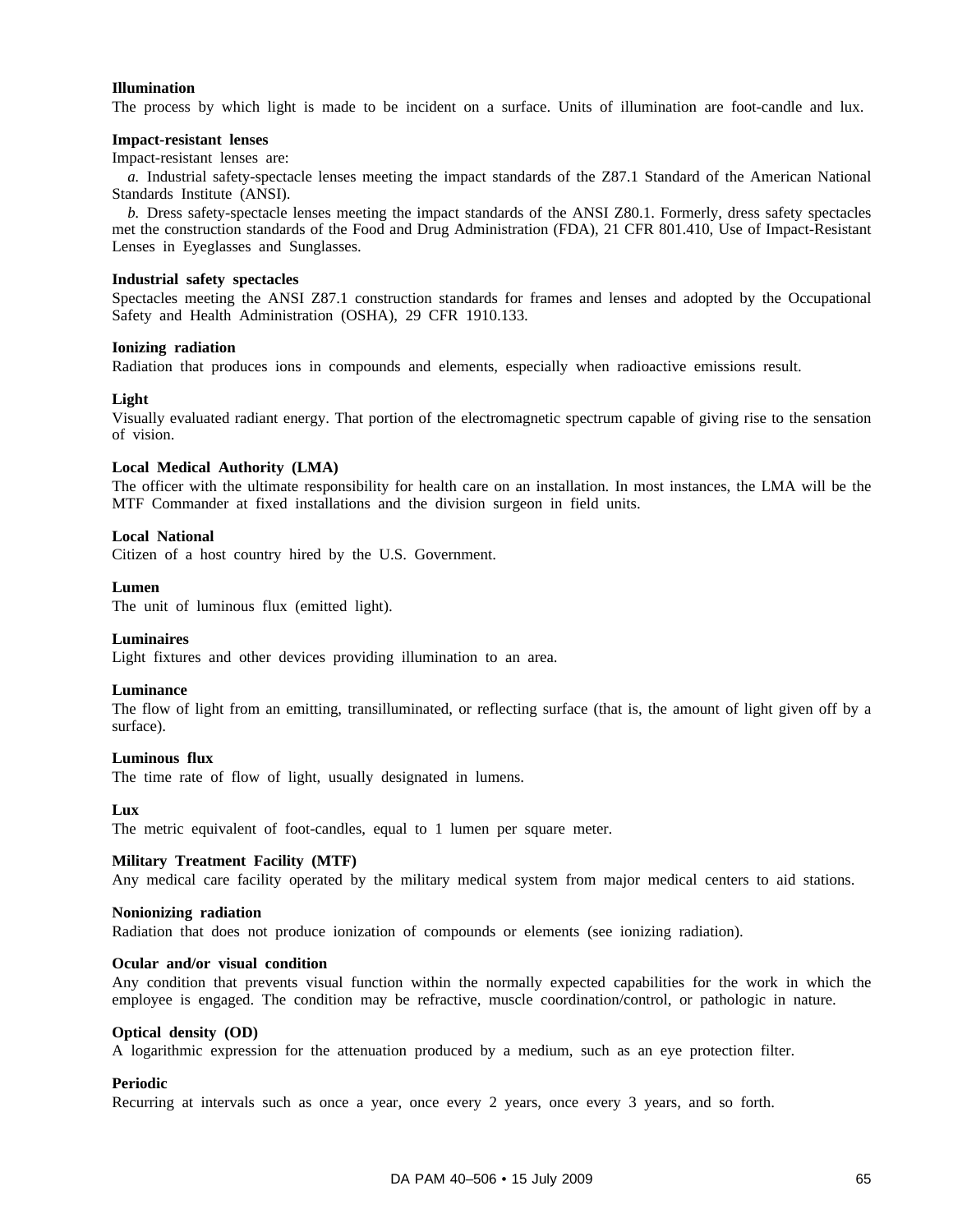**Illumination**

The process by which light is made to be incident on a surface. Units of illumination are foot-candle and lux.

**Impact-resistant lenses**

Impact-resistant lenses are:

*a.* Industrial safety-spectacle lenses meeting the impact standards of the Z87.1 Standard of the American National Standards Institute (ANSI).

*b.* Dress safety-spectacle lenses meeting the impact standards of the ANSI Z80.1. Formerly, dress safety spectacles met the construction standards of the Food and Drug Administration (FDA), 21 CFR 801.410, Use of Impact-Resistant Lenses in Eyeglasses and Sunglasses.

**Industrial safety spectacles**

Spectacles meeting the ANSI Z87.1 construction standards for frames and lenses and adopted by the Occupational Safety and Health Administration (OSHA), 29 CFR 1910.133.

**Ionizing radiation**

Radiation that produces ions in compounds and elements, especially when radioactive emissions result.

**Light**

Visually evaluated radiant energy. That portion of the electromagnetic spectrum capable of giving rise to the sensation of vision.

**Local Medical Authority (LMA)**

The officer with the ultimate responsibility for health care on an installation. In most instances, the LMA will be the MTF Commander at fixed installations and the division surgeon in field units.

**Local National**

Citizen of a host country hired by the U.S. Government.

**Lumen**

The unit of luminous flux (emitted light).

**Luminaires**

Light fixtures and other devices providing illumination to an area.

**Luminance**

The flow of light from an emitting, transilluminated, or reflecting surface (that is, the amount of light given off by a surface).

**Luminous flux**

The time rate of flow of light, usually designated in lumens.

**Lux**

The metric equivalent of foot-candles, equal to 1 lumen per square meter.

**Military Treatment Facility (MTF)**

Any medical care facility operated by the military medical system from major medical centers to aid stations.

**Nonionizing radiation**

Radiation that does not produce ionization of compounds or elements (see ionizing radiation).

**Ocular and/or visual condition**

Any condition that prevents visual function within the normally expected capabilities for the work in which the employee is engaged. The condition may be refractive, muscle coordination/control, or pathologic in nature.

**Optical density (OD)**

A logarithmic expression for the attenuation produced by a medium, such as an eye protection filter.

**Periodic**

Recurring at intervals such as once a year, once every 2 years, once every 3 years, and so forth.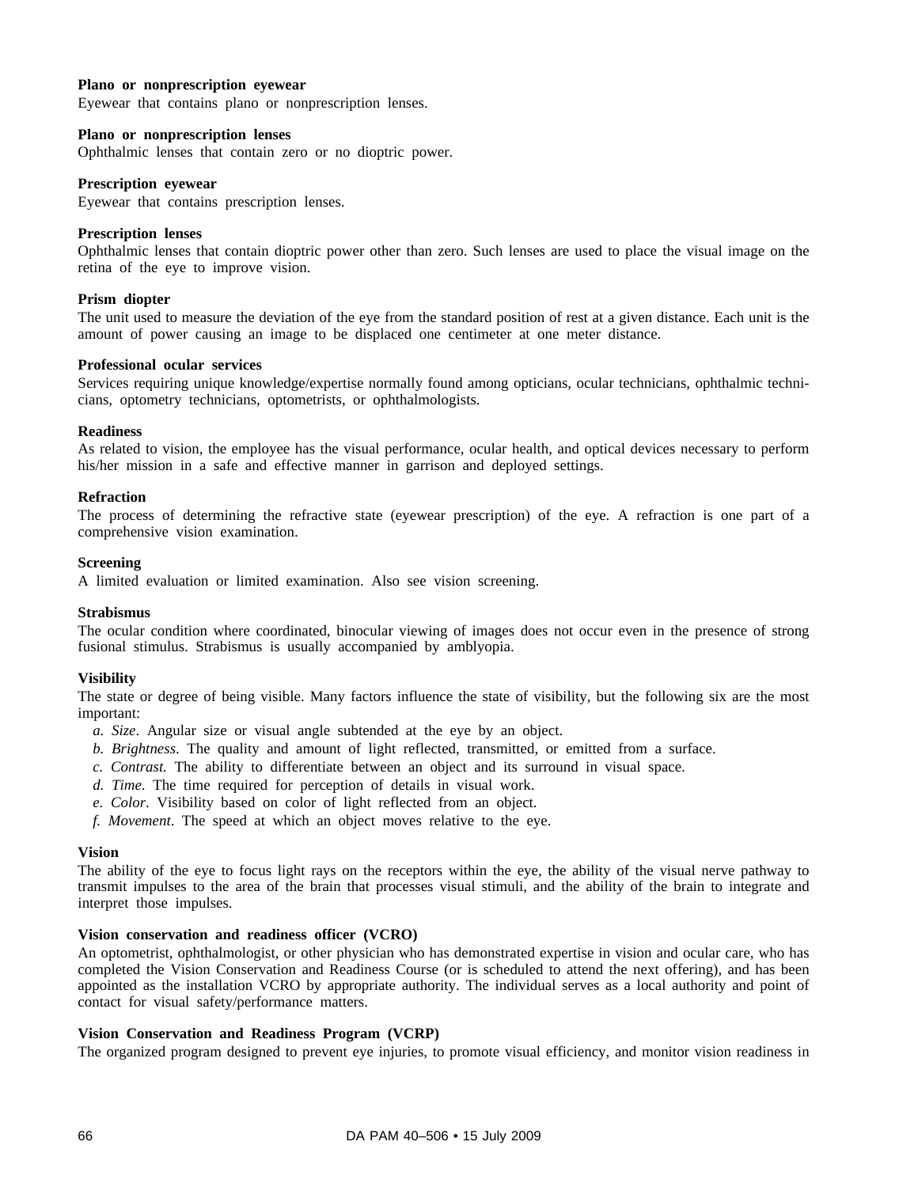**Plano or nonprescription eyewear**
Eyewear that contains plano or nonprescription lenses.

**Plano or nonprescription lenses**
Ophthalmic lenses that contain zero or no dioptric power.

**Prescription eyewear**
Eyewear that contains prescription lenses.

**Prescription lenses**
Ophthalmic lenses that contain dioptric power other than zero. Such lenses are used to place the visual image on the retina of the eye to improve vision.

**Prism diopter**
The unit used to measure the deviation of the eye from the standard position of rest at a given distance. Each unit is the amount of power causing an image to be displaced one centimeter at one meter distance.

**Professional ocular services**
Services requiring unique knowledge/expertise normally found among opticians, ocular technicians, ophthalmic technicians, optometry technicians, optometrists, or ophthalmologists.

**Readiness**
As related to vision, the employee has the visual performance, ocular health, and optical devices necessary to perform his/her mission in a safe and effective manner in garrison and deployed settings.

**Refraction**
The process of determining the refractive state (eyewear prescription) of the eye. A refraction is one part of a comprehensive vision examination.

**Screening**
A limited evaluation or limited examination. Also see vision screening.

**Strabismus**
The ocular condition where coordinated, binocular viewing of images does not occur even in the presence of strong fusional stimulus. Strabismus is usually accompanied by amblyopia.

**Visibility**
The state or degree of being visible. Many factors influence the state of visibility, but the following six are the most important:

*a. Size*. Angular size or visual angle subtended at the eye by an object.
*b. Brightness*. The quality and amount of light reflected, transmitted, or emitted from a surface.
*c. Contrast.* The ability to differentiate between an object and its surround in visual space.
*d. Time*. The time required for perception of details in visual work.
*e. Color*. Visibility based on color of light reflected from an object.
*f. Movement*. The speed at which an object moves relative to the eye.

**Vision**
The ability of the eye to focus light rays on the receptors within the eye, the ability of the visual nerve pathway to transmit impulses to the area of the brain that processes visual stimuli, and the ability of the brain to integrate and interpret those impulses.

**Vision conservation and readiness officer (VCRO)**
An optometrist, ophthalmologist, or other physician who has demonstrated expertise in vision and ocular care, who has completed the Vision Conservation and Readiness Course (or is scheduled to attend the next offering), and has been appointed as the installation VCRO by appropriate authority. The individual serves as a local authority and point of contact for visual safety/performance matters.

**Vision Conservation and Readiness Program (VCRP)**
The organized program designed to prevent eye injuries, to promote visual efficiency, and monitor vision readiness in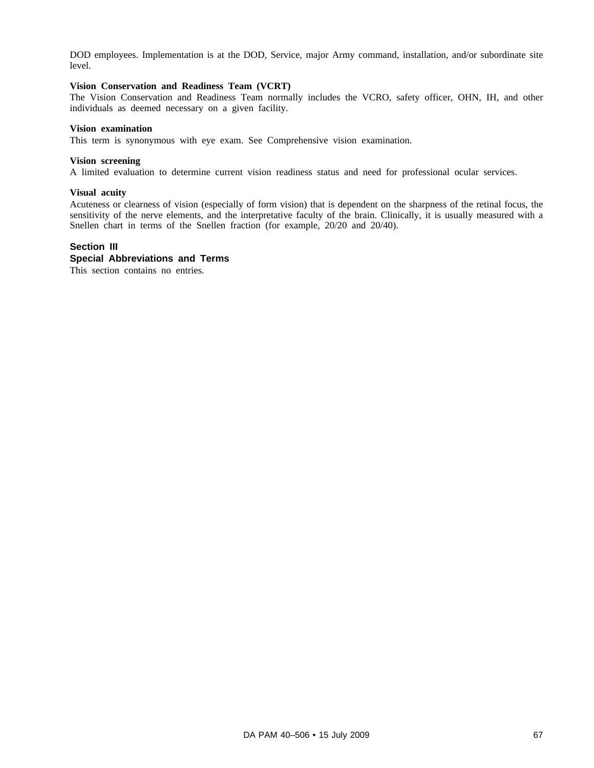DOD employees. Implementation is at the DOD, Service, major Army command, installation, and/or subordinate site level.

**Vision Conservation and Readiness Team (VCRT)**
The Vision Conservation and Readiness Team normally includes the VCRO, safety officer, OHN, IH, and other individuals as deemed necessary on a given facility.

**Vision examination**
This term is synonymous with eye exam. See Comprehensive vision examination.

**Vision screening**
A limited evaluation to determine current vision readiness status and need for professional ocular services.

**Visual acuity**
Acuteness or clearness of vision (especially of form vision) that is dependent on the sharpness of the retinal focus, the sensitivity of the nerve elements, and the interpretative faculty of the brain. Clinically, it is usually measured with a Snellen chart in terms of the Snellen fraction (for example, 20/20 and 20/40).

## Section III
## Special Abbreviations and Terms

This section contains no entries.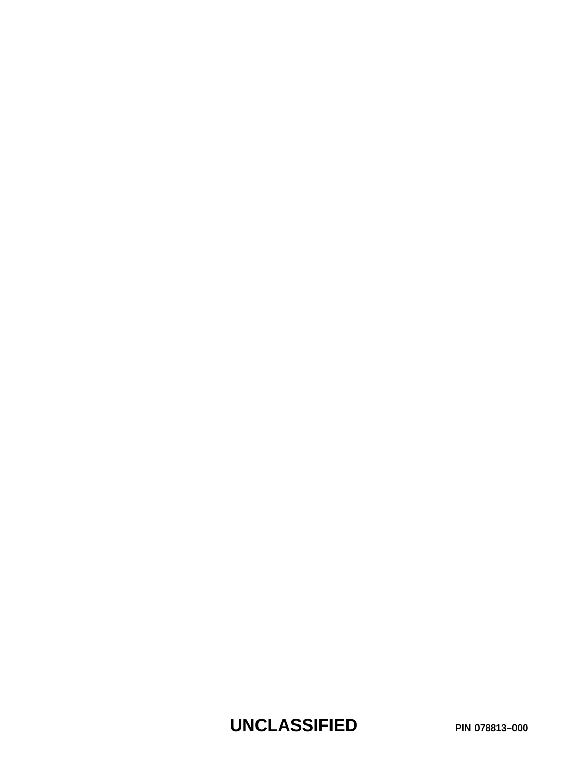UNCLASSIFIED

PIN 078813–000